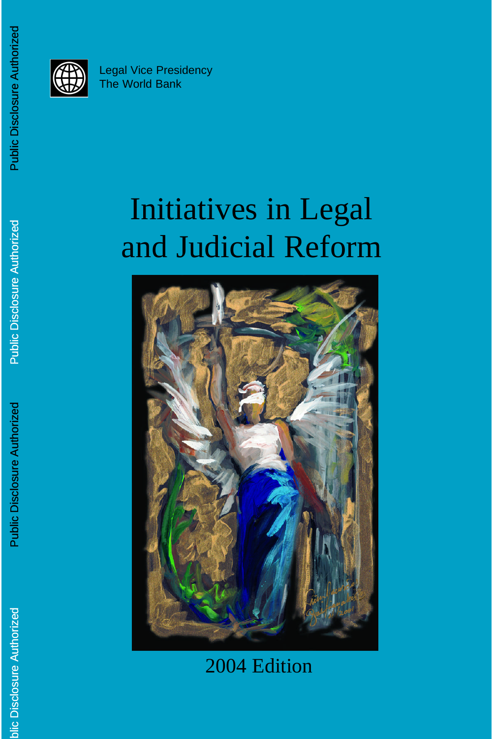Legal Vice Presidency
The World Bank

# Initiatives in Legal and Judicial Reform

2004 Edition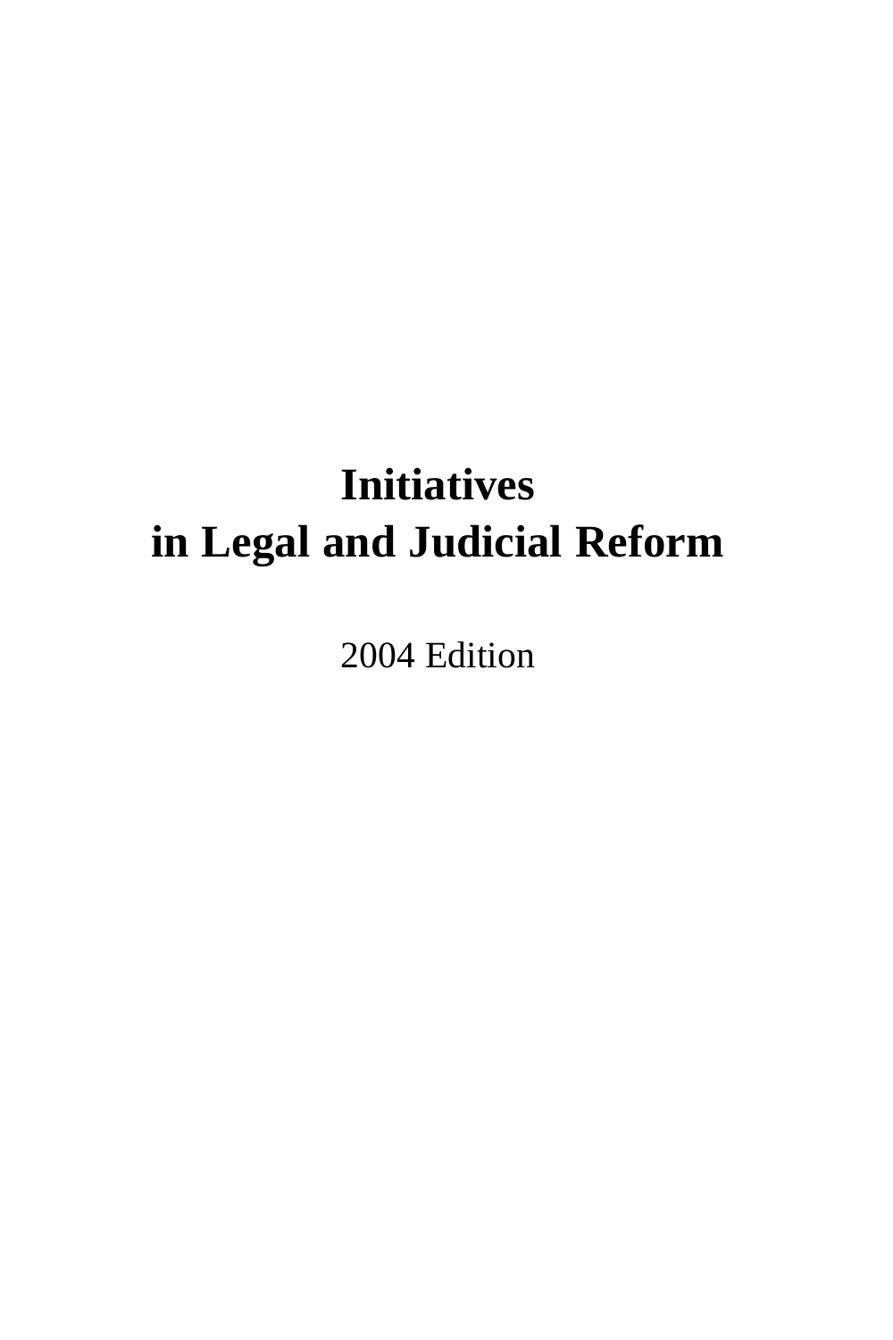# Initiatives in Legal and Judicial Reform

2004 Edition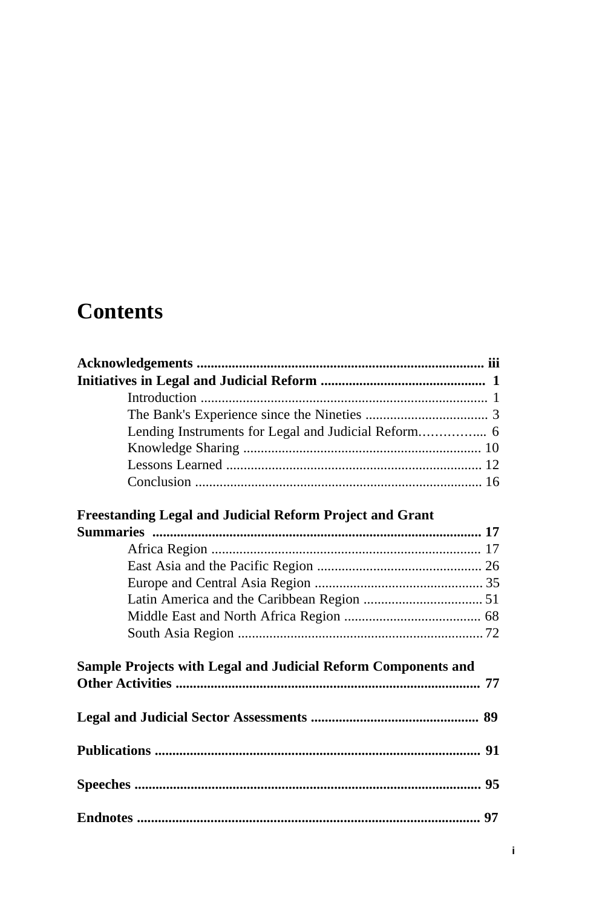# Contents

**Acknowledgements ................................................................................. iii**

**Initiatives in Legal and Judicial Reform .............................................. 1**

- Introduction ................................................................................ 1
- The Bank's Experience since the Nineties .................................. 3
- Lending Instruments for Legal and Judicial Reform................ 6
- Knowledge Sharing ................................................................... 10
- Lessons Learned ........................................................................ 12
- Conclusion ................................................................................ 16

**Freestanding Legal and Judicial Reform Project and Grant Summaries ............................................................................................ 17**

- Africa Region ............................................................................ 17
- East Asia and the Pacific Region .............................................. 26
- Europe and Central Asia Region ............................................... 35
- Latin America and the Caribbean Region ................................. 51
- Middle East and North Africa Region ...................................... 68
- South Asia Region ..................................................................... 72

**Sample Projects with Legal and Judicial Reform Components and Other Activities ...................................................................................... 77**

**Legal and Judicial Sector Assessments ................................................ 89**

**Publications ............................................................................................ 91**

**Speeches .................................................................................................. 95**

**Endnotes ................................................................................................. 97**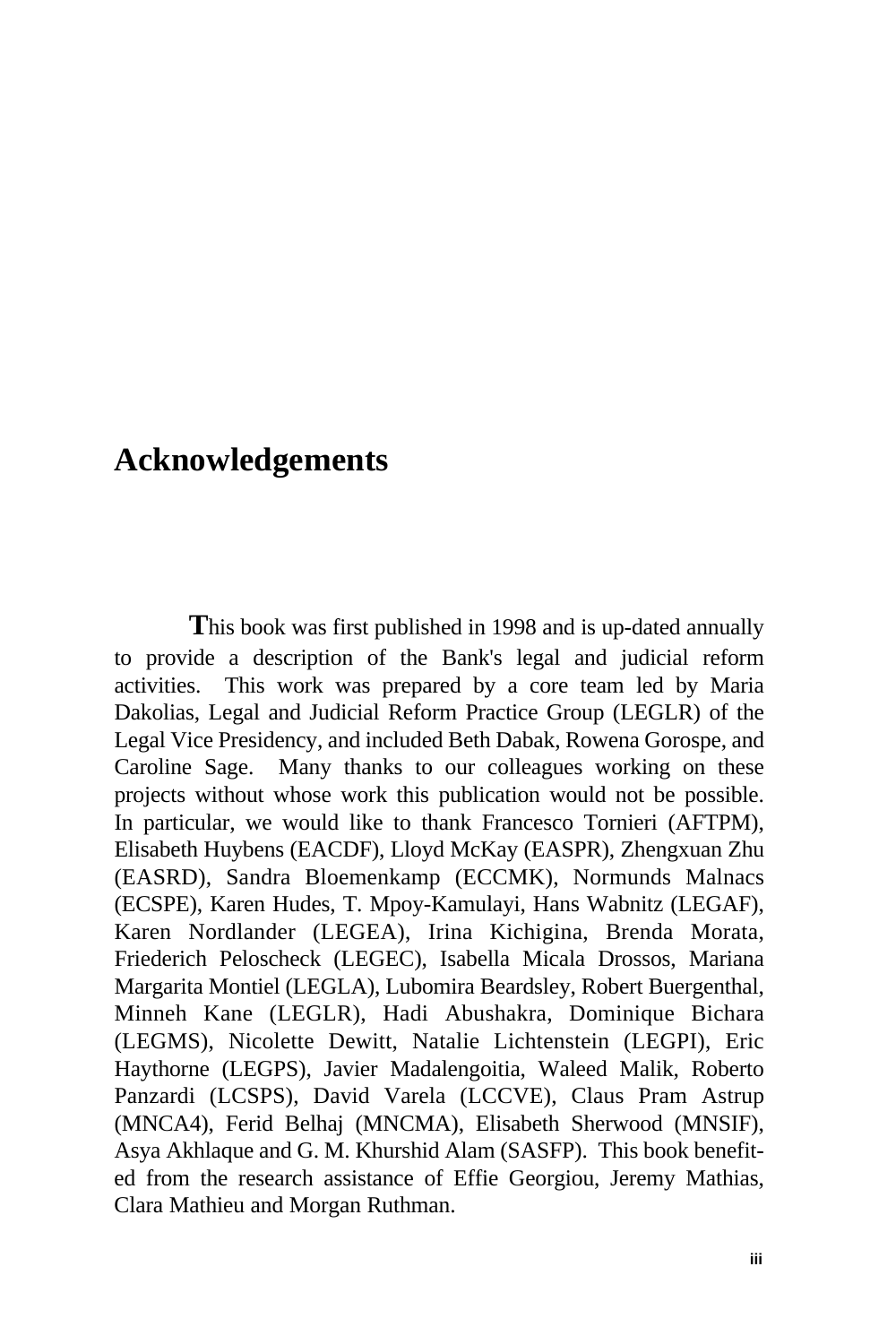# Acknowledgements

This book was first published in 1998 and is up-dated annually to provide a description of the Bank's legal and judicial reform activities. This work was prepared by a core team led by Maria Dakolias, Legal and Judicial Reform Practice Group (LEGLR) of the Legal Vice Presidency, and included Beth Dabak, Rowena Gorospe, and Caroline Sage. Many thanks to our colleagues working on these projects without whose work this publication would not be possible. In particular, we would like to thank Francesco Tornieri (AFTPM), Elisabeth Huybens (EACDF), Lloyd McKay (EASPR), Zhengxuan Zhu (EASRD), Sandra Bloemenkamp (ECCMK), Normunds Malnacs (ECSPE), Karen Hudes, T. Mpoy-Kamulayi, Hans Wabnitz (LEGAF), Karen Nordlander (LEGEA), Irina Kichigina, Brenda Morata, Friederich Peloscheck (LEGEC), Isabella Micala Drossos, Mariana Margarita Montiel (LEGLA), Lubomira Beardsley, Robert Buergenthal, Minneh Kane (LEGLR), Hadi Abushakra, Dominique Bichara (LEGMS), Nicolette Dewitt, Natalie Lichtenstein (LEGPI), Eric Haythorne (LEGPS), Javier Madalengoitia, Waleed Malik, Roberto Panzardi (LCSPS), David Varela (LCCVE), Claus Pram Astrup (MNCA4), Ferid Belhaj (MNCMA), Elisabeth Sherwood (MNSIF), Asya Akhlaque and G. M. Khurshid Alam (SASFP). This book benefited from the research assistance of Effie Georgiou, Jeremy Mathias, Clara Mathieu and Morgan Ruthman.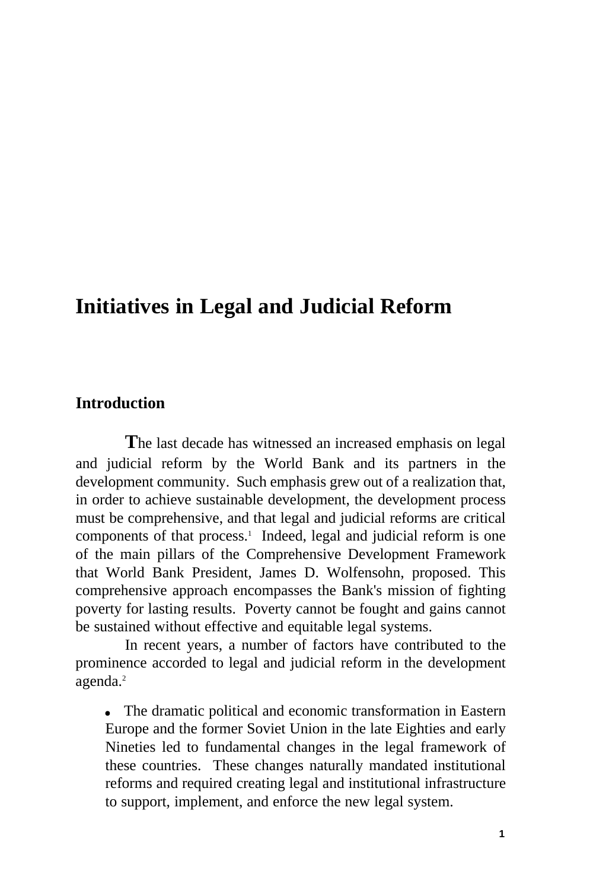# Initiatives in Legal and Judicial Reform

## Introduction

The last decade has witnessed an increased emphasis on legal and judicial reform by the World Bank and its partners in the development community. Such emphasis grew out of a realization that, in order to achieve sustainable development, the development process must be comprehensive, and that legal and judicial reforms are critical components of that process.[1] Indeed, legal and judicial reform is one of the main pillars of the Comprehensive Development Framework that World Bank President, James D. Wolfensohn, proposed. This comprehensive approach encompasses the Bank's mission of fighting poverty for lasting results. Poverty cannot be fought and gains cannot be sustained without effective and equitable legal systems.

In recent years, a number of factors have contributed to the prominence accorded to legal and judicial reform in the development agenda.[2]

- The dramatic political and economic transformation in Eastern Europe and the former Soviet Union in the late Eighties and early Nineties led to fundamental changes in the legal framework of these countries. These changes naturally mandated institutional reforms and required creating legal and institutional infrastructure to support, implement, and enforce the new legal system.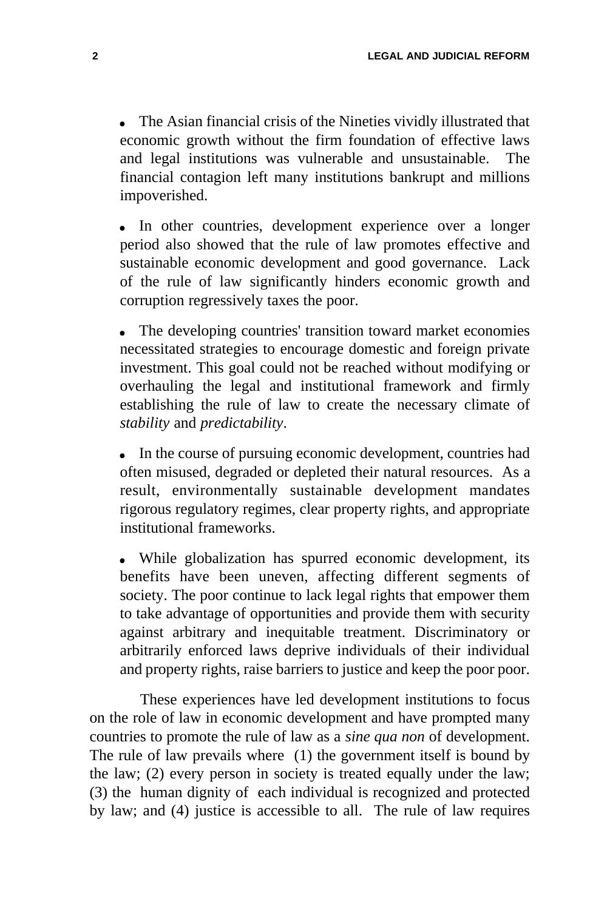- The Asian financial crisis of the Nineties vividly illustrated that economic growth without the firm foundation of effective laws and legal institutions was vulnerable and unsustainable. The financial contagion left many institutions bankrupt and millions impoverished.

- In other countries, development experience over a longer period also showed that the rule of law promotes effective and sustainable economic development and good governance. Lack of the rule of law significantly hinders economic growth and corruption regressively taxes the poor.

- The developing countries' transition toward market economies necessitated strategies to encourage domestic and foreign private investment. This goal could not be reached without modifying or overhauling the legal and institutional framework and firmly establishing the rule of law to create the necessary climate of *stability* and *predictability*.

- In the course of pursuing economic development, countries had often misused, degraded or depleted their natural resources. As a result, environmentally sustainable development mandates rigorous regulatory regimes, clear property rights, and appropriate institutional frameworks.

- While globalization has spurred economic development, its benefits have been uneven, affecting different segments of society. The poor continue to lack legal rights that empower them to take advantage of opportunities and provide them with security against arbitrary and inequitable treatment. Discriminatory or arbitrarily enforced laws deprive individuals of their individual and property rights, raise barriers to justice and keep the poor poor.

These experiences have led development institutions to focus on the role of law in economic development and have prompted many countries to promote the rule of law as a *sine qua non* of development. The rule of law prevails where (1) the government itself is bound by the law; (2) every person in society is treated equally under the law; (3) the human dignity of each individual is recognized and protected by law; and (4) justice is accessible to all. The rule of law requires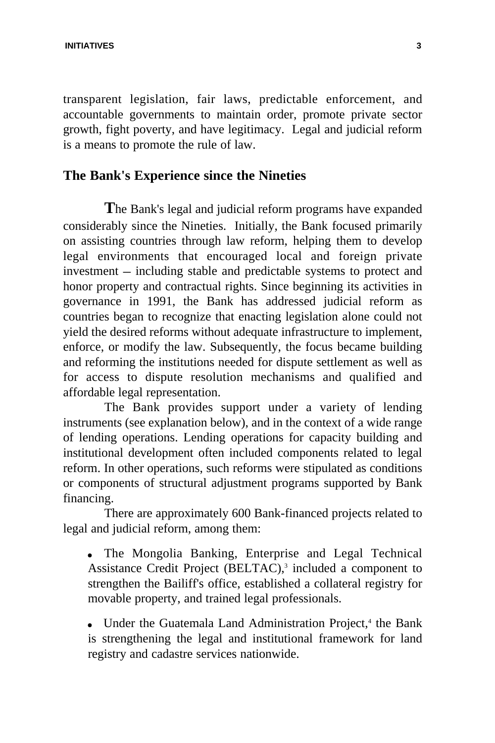transparent legislation, fair laws, predictable enforcement, and accountable governments to maintain order, promote private sector growth, fight poverty, and have legitimacy. Legal and judicial reform is a means to promote the rule of law.

## The Bank's Experience since the Nineties

The Bank's legal and judicial reform programs have expanded considerably since the Nineties. Initially, the Bank focused primarily on assisting countries through law reform, helping them to develop legal environments that encouraged local and foreign private investment – including stable and predictable systems to protect and honor property and contractual rights. Since beginning its activities in governance in 1991, the Bank has addressed judicial reform as countries began to recognize that enacting legislation alone could not yield the desired reforms without adequate infrastructure to implement, enforce, or modify the law. Subsequently, the focus became building and reforming the institutions needed for dispute settlement as well as for access to dispute resolution mechanisms and qualified and affordable legal representation.

The Bank provides support under a variety of lending instruments (see explanation below), and in the context of a wide range of lending operations. Lending operations for capacity building and institutional development often included components related to legal reform. In other operations, such reforms were stipulated as conditions or components of structural adjustment programs supported by Bank financing.

There are approximately 600 Bank-financed projects related to legal and judicial reform, among them:

- The Mongolia Banking, Enterprise and Legal Technical Assistance Credit Project (BELTAC),[3] included a component to strengthen the Bailiff's office, established a collateral registry for movable property, and trained legal professionals.

- Under the Guatemala Land Administration Project,[4] the Bank is strengthening the legal and institutional framework for land registry and cadastre services nationwide.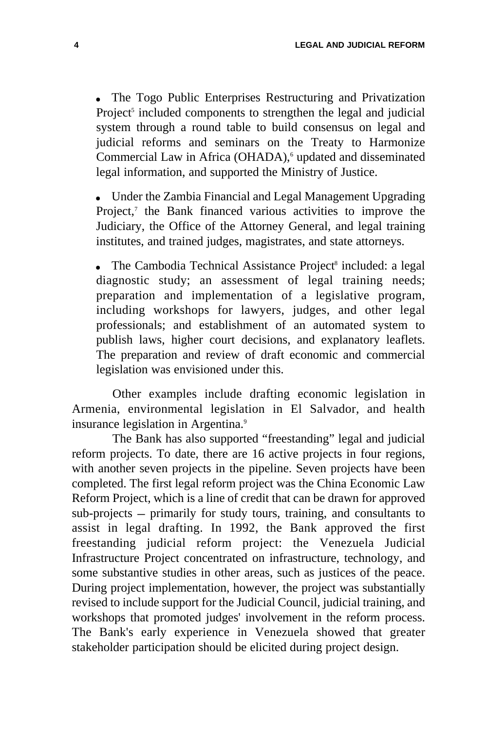- The Togo Public Enterprises Restructuring and Privatization Project[5] included components to strengthen the legal and judicial system through a round table to build consensus on legal and judicial reforms and seminars on the Treaty to Harmonize Commercial Law in Africa (OHADA),[6] updated and disseminated legal information, and supported the Ministry of Justice.

- Under the Zambia Financial and Legal Management Upgrading Project,[7] the Bank financed various activities to improve the Judiciary, the Office of the Attorney General, and legal training institutes, and trained judges, magistrates, and state attorneys.

- The Cambodia Technical Assistance Project[8] included: a legal diagnostic study; an assessment of legal training needs; preparation and implementation of a legislative program, including workshops for lawyers, judges, and other legal professionals; and establishment of an automated system to publish laws, higher court decisions, and explanatory leaflets. The preparation and review of draft economic and commercial legislation was envisioned under this.

Other examples include drafting economic legislation in Armenia, environmental legislation in El Salvador, and health insurance legislation in Argentina.[9]

The Bank has also supported "freestanding" legal and judicial reform projects. To date, there are 16 active projects in four regions, with another seven projects in the pipeline. Seven projects have been completed. The first legal reform project was the China Economic Law Reform Project, which is a line of credit that can be drawn for approved sub-projects – primarily for study tours, training, and consultants to assist in legal drafting. In 1992, the Bank approved the first freestanding judicial reform project: the Venezuela Judicial Infrastructure Project concentrated on infrastructure, technology, and some substantive studies in other areas, such as justices of the peace. During project implementation, however, the project was substantially revised to include support for the Judicial Council, judicial training, and workshops that promoted judges' involvement in the reform process. The Bank's early experience in Venezuela showed that greater stakeholder participation should be elicited during project design.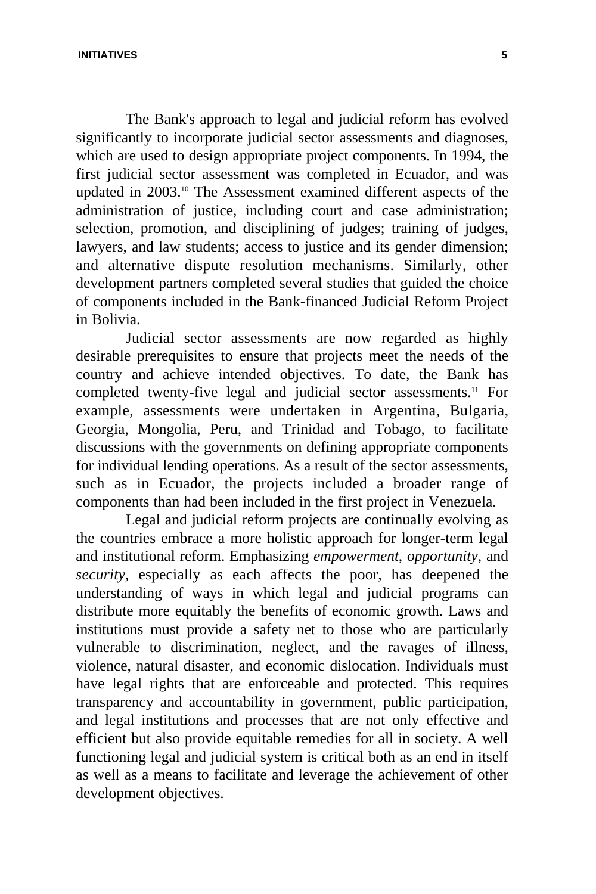The Bank's approach to legal and judicial reform has evolved significantly to incorporate judicial sector assessments and diagnoses, which are used to design appropriate project components. In 1994, the first judicial sector assessment was completed in Ecuador, and was updated in 2003.[10] The Assessment examined different aspects of the administration of justice, including court and case administration; selection, promotion, and disciplining of judges; training of judges, lawyers, and law students; access to justice and its gender dimension; and alternative dispute resolution mechanisms. Similarly, other development partners completed several studies that guided the choice of components included in the Bank-financed Judicial Reform Project in Bolivia.

Judicial sector assessments are now regarded as highly desirable prerequisites to ensure that projects meet the needs of the country and achieve intended objectives. To date, the Bank has completed twenty-five legal and judicial sector assessments.[11] For example, assessments were undertaken in Argentina, Bulgaria, Georgia, Mongolia, Peru, and Trinidad and Tobago, to facilitate discussions with the governments on defining appropriate components for individual lending operations. As a result of the sector assessments, such as in Ecuador, the projects included a broader range of components than had been included in the first project in Venezuela.

Legal and judicial reform projects are continually evolving as the countries embrace a more holistic approach for longer-term legal and institutional reform. Emphasizing *empowerment*, *opportunity*, and *security*, especially as each affects the poor, has deepened the understanding of ways in which legal and judicial programs can distribute more equitably the benefits of economic growth. Laws and institutions must provide a safety net to those who are particularly vulnerable to discrimination, neglect, and the ravages of illness, violence, natural disaster, and economic dislocation. Individuals must have legal rights that are enforceable and protected. This requires transparency and accountability in government, public participation, and legal institutions and processes that are not only effective and efficient but also provide equitable remedies for all in society. A well functioning legal and judicial system is critical both as an end in itself as well as a means to facilitate and leverage the achievement of other development objectives.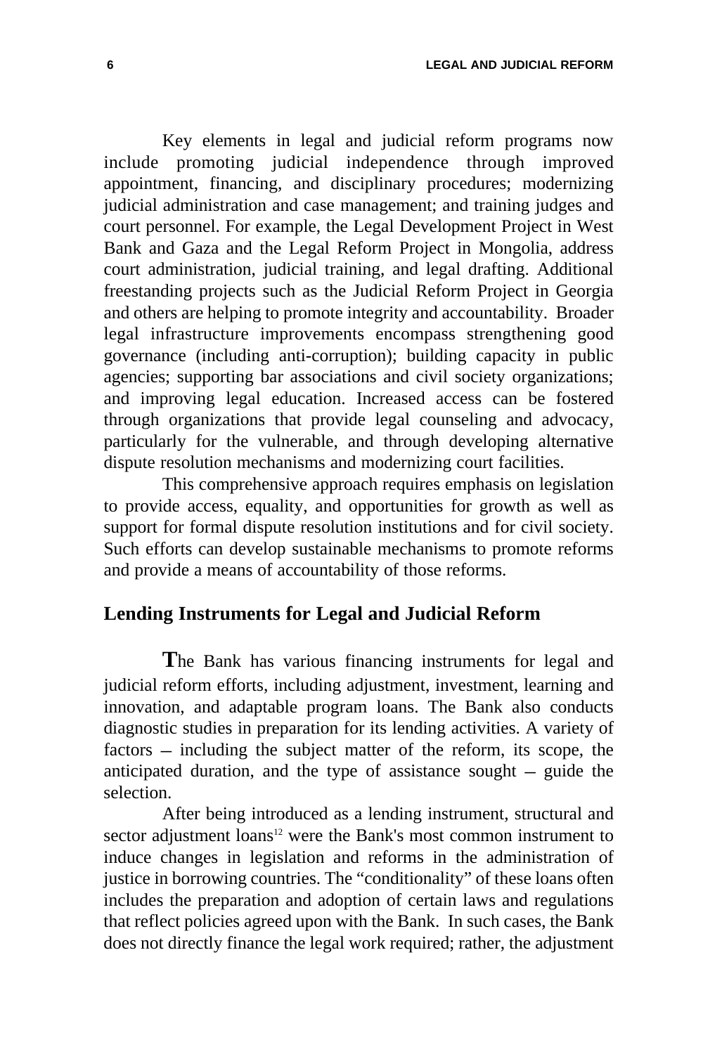Key elements in legal and judicial reform programs now include promoting judicial independence through improved appointment, financing, and disciplinary procedures; modernizing judicial administration and case management; and training judges and court personnel. For example, the Legal Development Project in West Bank and Gaza and the Legal Reform Project in Mongolia, address court administration, judicial training, and legal drafting. Additional freestanding projects such as the Judicial Reform Project in Georgia and others are helping to promote integrity and accountability. Broader legal infrastructure improvements encompass strengthening good governance (including anti-corruption); building capacity in public agencies; supporting bar associations and civil society organizations; and improving legal education. Increased access can be fostered through organizations that provide legal counseling and advocacy, particularly for the vulnerable, and through developing alternative dispute resolution mechanisms and modernizing court facilities.

This comprehensive approach requires emphasis on legislation to provide access, equality, and opportunities for growth as well as support for formal dispute resolution institutions and for civil society. Such efforts can develop sustainable mechanisms to promote reforms and provide a means of accountability of those reforms.

## Lending Instruments for Legal and Judicial Reform

The Bank has various financing instruments for legal and judicial reform efforts, including adjustment, investment, learning and innovation, and adaptable program loans. The Bank also conducts diagnostic studies in preparation for its lending activities. A variety of factors – including the subject matter of the reform, its scope, the anticipated duration, and the type of assistance sought – guide the selection.

After being introduced as a lending instrument, structural and sector adjustment loans[12] were the Bank's most common instrument to induce changes in legislation and reforms in the administration of justice in borrowing countries. The "conditionality" of these loans often includes the preparation and adoption of certain laws and regulations that reflect policies agreed upon with the Bank. In such cases, the Bank does not directly finance the legal work required; rather, the adjustment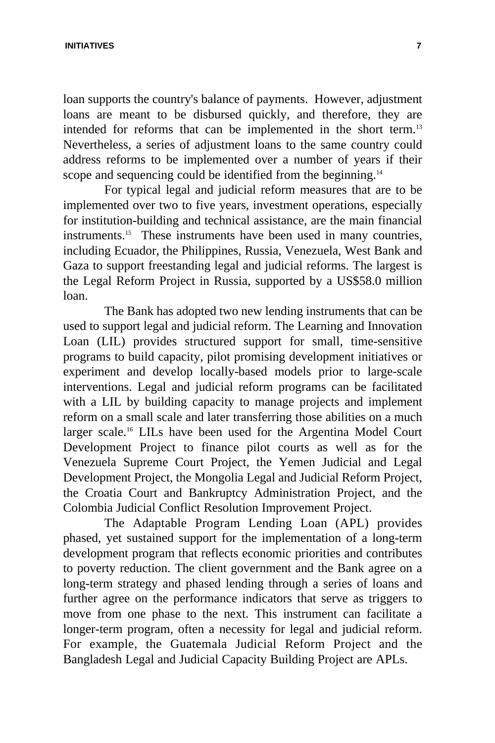loan supports the country's balance of payments. However, adjustment loans are meant to be disbursed quickly, and therefore, they are intended for reforms that can be implemented in the short term.[13] Nevertheless, a series of adjustment loans to the same country could address reforms to be implemented over a number of years if their scope and sequencing could be identified from the beginning.[14]

For typical legal and judicial reform measures that are to be implemented over two to five years, investment operations, especially for institution-building and technical assistance, are the main financial instruments.[15] These instruments have been used in many countries, including Ecuador, the Philippines, Russia, Venezuela, West Bank and Gaza to support freestanding legal and judicial reforms. The largest is the Legal Reform Project in Russia, supported by a US$58.0 million loan.

The Bank has adopted two new lending instruments that can be used to support legal and judicial reform. The Learning and Innovation Loan (LIL) provides structured support for small, time-sensitive programs to build capacity, pilot promising development initiatives or experiment and develop locally-based models prior to large-scale interventions. Legal and judicial reform programs can be facilitated with a LIL by building capacity to manage projects and implement reform on a small scale and later transferring those abilities on a much larger scale.[16] LILs have been used for the Argentina Model Court Development Project to finance pilot courts as well as for the Venezuela Supreme Court Project, the Yemen Judicial and Legal Development Project, the Mongolia Legal and Judicial Reform Project, the Croatia Court and Bankruptcy Administration Project, and the Colombia Judicial Conflict Resolution Improvement Project.

The Adaptable Program Lending Loan (APL) provides phased, yet sustained support for the implementation of a long-term development program that reflects economic priorities and contributes to poverty reduction. The client government and the Bank agree on a long-term strategy and phased lending through a series of loans and further agree on the performance indicators that serve as triggers to move from one phase to the next. This instrument can facilitate a longer-term program, often a necessity for legal and judicial reform. For example, the Guatemala Judicial Reform Project and the Bangladesh Legal and Judicial Capacity Building Project are APLs.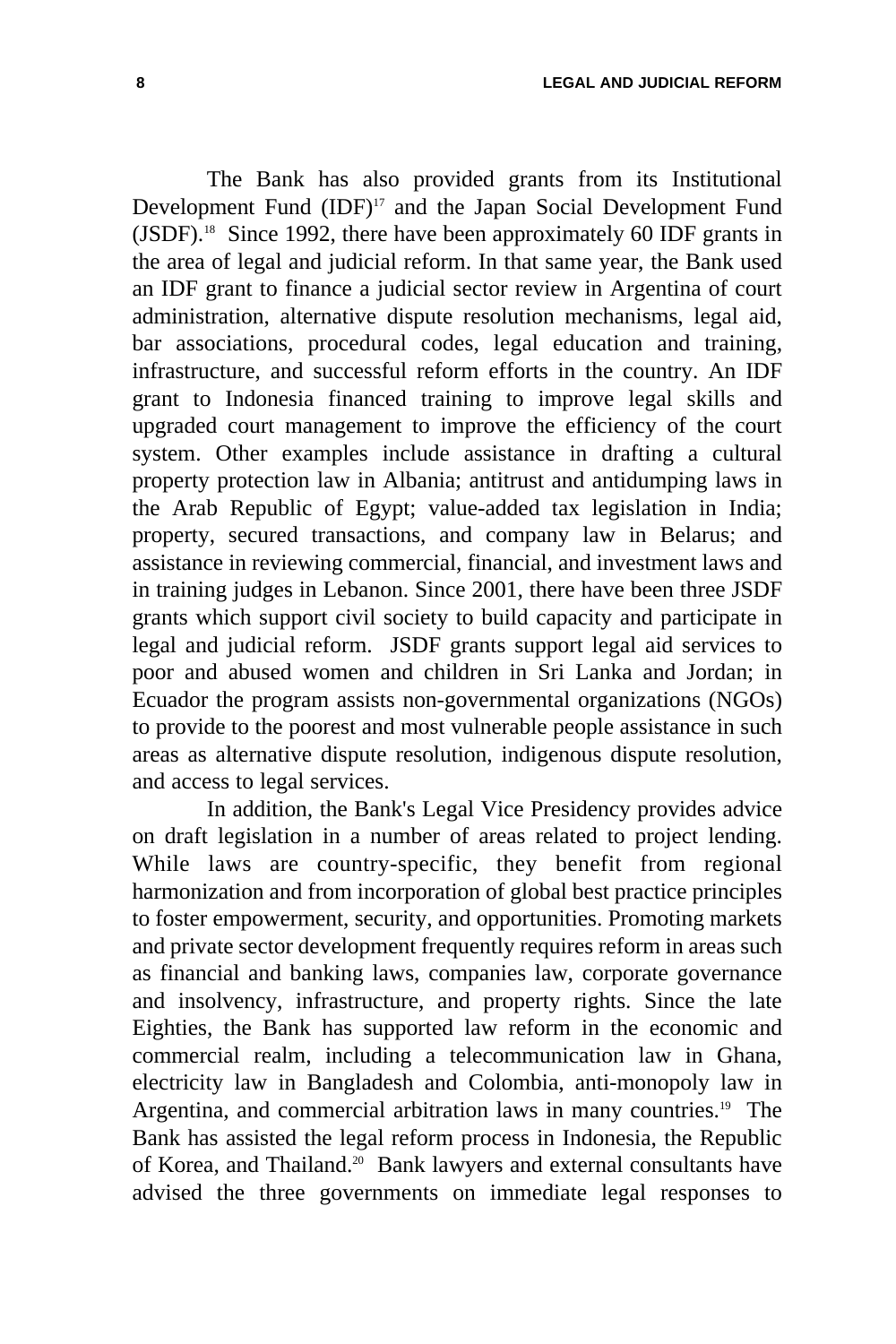The Bank has also provided grants from its Institutional Development Fund (IDF)[17] and the Japan Social Development Fund (JSDF).[18] Since 1992, there have been approximately 60 IDF grants in the area of legal and judicial reform. In that same year, the Bank used an IDF grant to finance a judicial sector review in Argentina of court administration, alternative dispute resolution mechanisms, legal aid, bar associations, procedural codes, legal education and training, infrastructure, and successful reform efforts in the country. An IDF grant to Indonesia financed training to improve legal skills and upgraded court management to improve the efficiency of the court system. Other examples include assistance in drafting a cultural property protection law in Albania; antitrust and antidumping laws in the Arab Republic of Egypt; value-added tax legislation in India; property, secured transactions, and company law in Belarus; and assistance in reviewing commercial, financial, and investment laws and in training judges in Lebanon. Since 2001, there have been three JSDF grants which support civil society to build capacity and participate in legal and judicial reform. JSDF grants support legal aid services to poor and abused women and children in Sri Lanka and Jordan; in Ecuador the program assists non-governmental organizations (NGOs) to provide to the poorest and most vulnerable people assistance in such areas as alternative dispute resolution, indigenous dispute resolution, and access to legal services.

In addition, the Bank's Legal Vice Presidency provides advice on draft legislation in a number of areas related to project lending. While laws are country-specific, they benefit from regional harmonization and from incorporation of global best practice principles to foster empowerment, security, and opportunities. Promoting markets and private sector development frequently requires reform in areas such as financial and banking laws, companies law, corporate governance and insolvency, infrastructure, and property rights. Since the late Eighties, the Bank has supported law reform in the economic and commercial realm, including a telecommunication law in Ghana, electricity law in Bangladesh and Colombia, anti-monopoly law in Argentina, and commercial arbitration laws in many countries.[19] The Bank has assisted the legal reform process in Indonesia, the Republic of Korea, and Thailand.[20] Bank lawyers and external consultants have advised the three governments on immediate legal responses to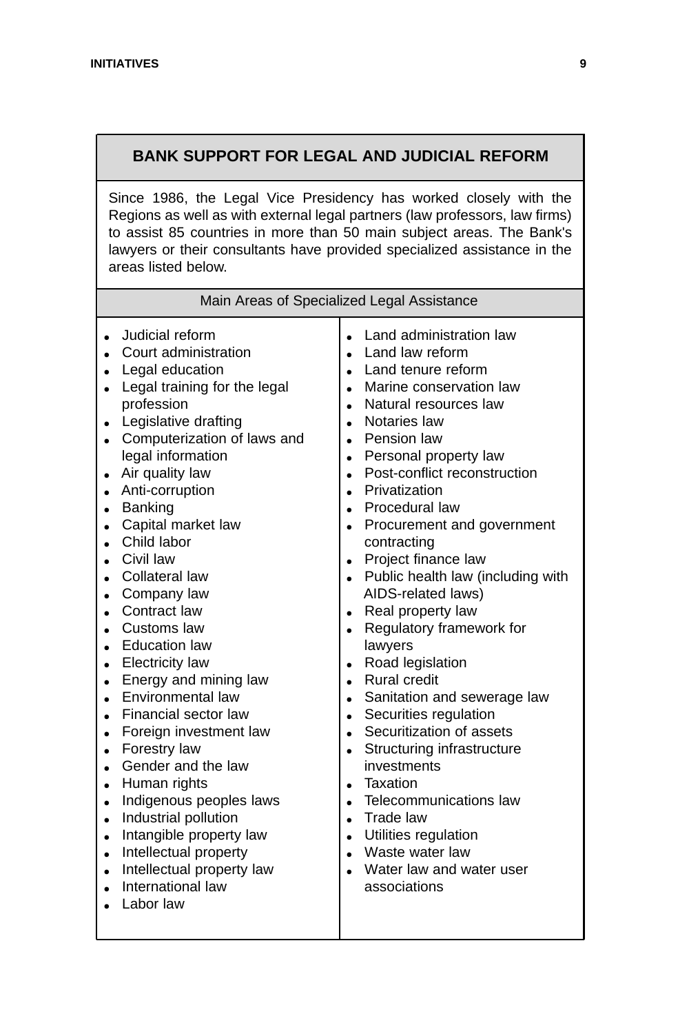## BANK SUPPORT FOR LEGAL AND JUDICIAL REFORM

Since 1986, the Legal Vice Presidency has worked closely with the Regions as well as with external legal partners (law professors, law firms) to assist 85 countries in more than 50 main subject areas. The Bank's lawyers or their consultants have provided specialized assistance in the areas listed below.

### Main Areas of Specialized Legal Assistance

- Judicial reform
- Court administration
- Legal education
- Legal training for the legal profession
- Legislative drafting
- Computerization of laws and legal information
- Air quality law
- Anti-corruption
- Banking
- Capital market law
- Child labor
- Civil law
- Collateral law
- Company law
- Contract law
- Customs law
- Education law
- Electricity law
- Energy and mining law
- Environmental law
- Financial sector law
- Foreign investment law
- Forestry law
- Gender and the law
- Human rights
- Indigenous peoples laws
- Industrial pollution
- Intangible property law
- Intellectual property
- Intellectual property law
- International law
- Labor law
- Land administration law
- Land law reform
- Land tenure reform
- Marine conservation law
- Natural resources law
- Notaries law
- Pension law
- Personal property law
- Post-conflict reconstruction
- Privatization
- Procedural law
- Procurement and government contracting
- Project finance law
- Public health law (including with AIDS-related laws)
- Real property law
- Regulatory framework for lawyers
- Road legislation
- Rural credit
- Sanitation and sewerage law
- Securities regulation
- Securitization of assets
- Structuring infrastructure investments
- Taxation
- Telecommunications law
- Trade law
- Utilities regulation
- Waste water law
- Water law and water user associations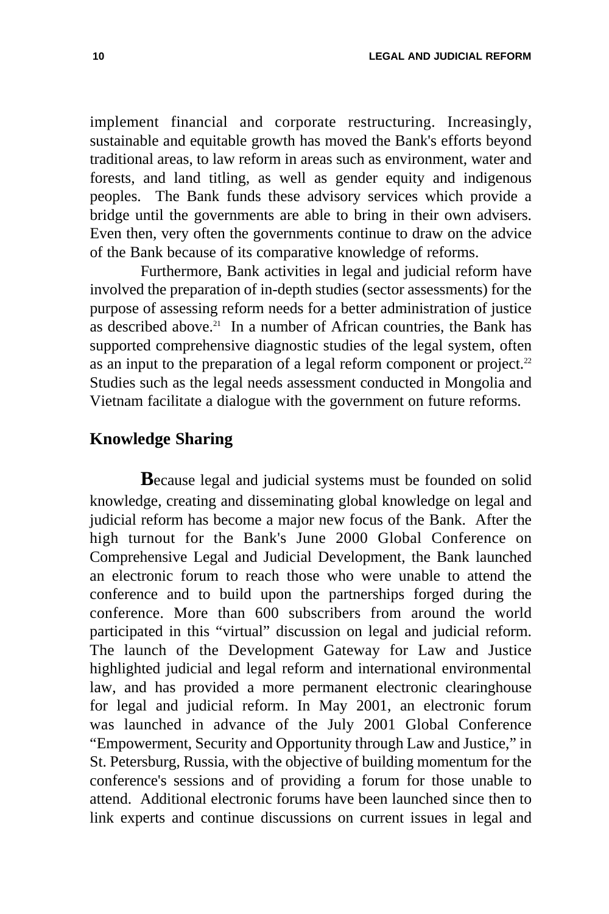implement financial and corporate restructuring. Increasingly, sustainable and equitable growth has moved the Bank's efforts beyond traditional areas, to law reform in areas such as environment, water and forests, and land titling, as well as gender equity and indigenous peoples. The Bank funds these advisory services which provide a bridge until the governments are able to bring in their own advisers. Even then, very often the governments continue to draw on the advice of the Bank because of its comparative knowledge of reforms.

Furthermore, Bank activities in legal and judicial reform have involved the preparation of in-depth studies (sector assessments) for the purpose of assessing reform needs for a better administration of justice as described above.[21] In a number of African countries, the Bank has supported comprehensive diagnostic studies of the legal system, often as an input to the preparation of a legal reform component or project.[22] Studies such as the legal needs assessment conducted in Mongolia and Vietnam facilitate a dialogue with the government on future reforms.

## Knowledge Sharing

Because legal and judicial systems must be founded on solid knowledge, creating and disseminating global knowledge on legal and judicial reform has become a major new focus of the Bank. After the high turnout for the Bank's June 2000 Global Conference on Comprehensive Legal and Judicial Development, the Bank launched an electronic forum to reach those who were unable to attend the conference and to build upon the partnerships forged during the conference. More than 600 subscribers from around the world participated in this "virtual" discussion on legal and judicial reform. The launch of the Development Gateway for Law and Justice highlighted judicial and legal reform and international environmental law, and has provided a more permanent electronic clearinghouse for legal and judicial reform. In May 2001, an electronic forum was launched in advance of the July 2001 Global Conference "Empowerment, Security and Opportunity through Law and Justice," in St. Petersburg, Russia, with the objective of building momentum for the conference's sessions and of providing a forum for those unable to attend. Additional electronic forums have been launched since then to link experts and continue discussions on current issues in legal and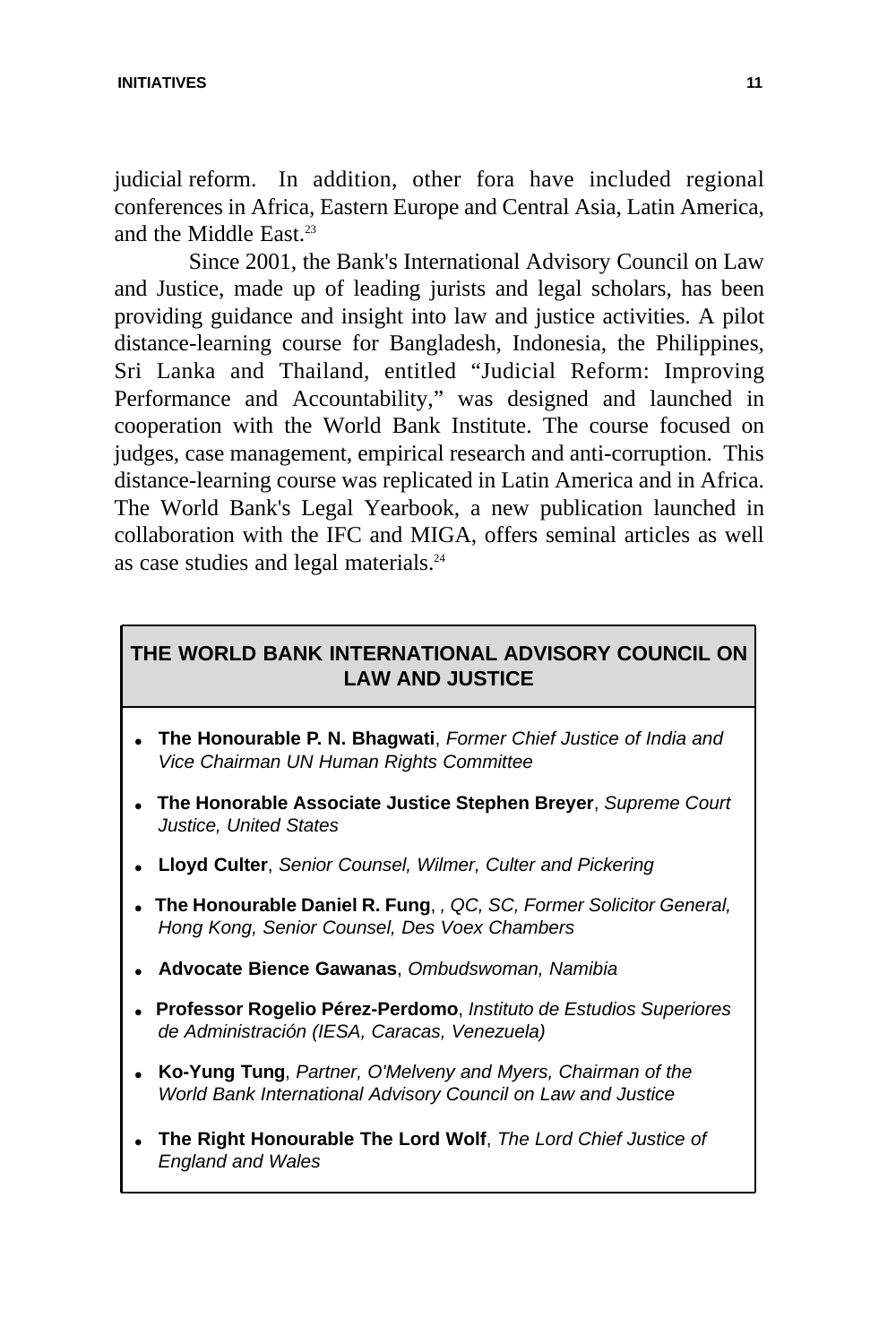judicial reform. In addition, other fora have included regional conferences in Africa, Eastern Europe and Central Asia, Latin America, and the Middle East.[23]

Since 2001, the Bank's International Advisory Council on Law and Justice, made up of leading jurists and legal scholars, has been providing guidance and insight into law and justice activities. A pilot distance-learning course for Bangladesh, Indonesia, the Philippines, Sri Lanka and Thailand, entitled "Judicial Reform: Improving Performance and Accountability," was designed and launched in cooperation with the World Bank Institute. The course focused on judges, case management, empirical research and anti-corruption. This distance-learning course was replicated in Latin America and in Africa. The World Bank's Legal Yearbook, a new publication launched in collaboration with the IFC and MIGA, offers seminal articles as well as case studies and legal materials.[24]

**THE WORLD BANK INTERNATIONAL ADVISORY COUNCIL ON LAW AND JUSTICE**

- **The Honourable P. N. Bhagwati**, *Former Chief Justice of India and Vice Chairman UN Human Rights Committee*
- **The Honorable Associate Justice Stephen Breyer**, *Supreme Court Justice, United States*
- **Lloyd Culter**, *Senior Counsel, Wilmer, Culter and Pickering*
- **The Honourable Daniel R. Fung**, *, QC, SC, Former Solicitor General, Hong Kong, Senior Counsel, Des Voex Chambers*
- **Advocate Bience Gawanas**, *Ombudswoman, Namibia*
- **Professor Rogelio Pérez-Perdomo**, *Instituto de Estudios Superiores de Administración (IESA, Caracas, Venezuela)*
- **Ko-Yung Tung**, *Partner, O'Melveny and Myers, Chairman of the World Bank International Advisory Council on Law and Justice*
- **The Right Honourable The Lord Wolf**, *The Lord Chief Justice of England and Wales*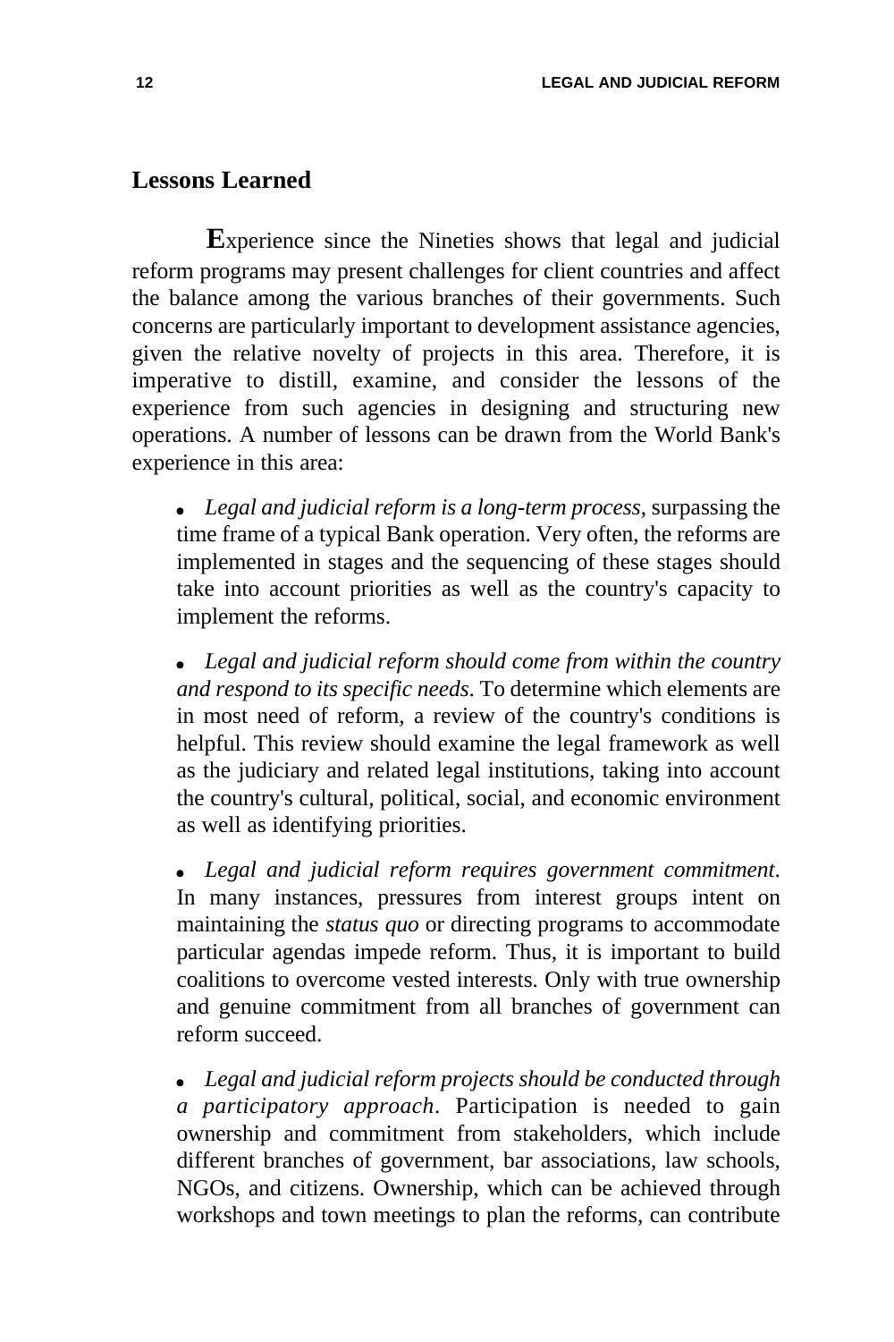## Lessons Learned

Experience since the Nineties shows that legal and judicial reform programs may present challenges for client countries and affect the balance among the various branches of their governments. Such concerns are particularly important to development assistance agencies, given the relative novelty of projects in this area. Therefore, it is imperative to distill, examine, and consider the lessons of the experience from such agencies in designing and structuring new operations. A number of lessons can be drawn from the World Bank's experience in this area:

- *Legal and judicial reform is a long-term process*, surpassing the time frame of a typical Bank operation. Very often, the reforms are implemented in stages and the sequencing of these stages should take into account priorities as well as the country's capacity to implement the reforms.

- *Legal and judicial reform should come from within the country and respond to its specific needs*. To determine which elements are in most need of reform, a review of the country's conditions is helpful. This review should examine the legal framework as well as the judiciary and related legal institutions, taking into account the country's cultural, political, social, and economic environment as well as identifying priorities.

- *Legal and judicial reform requires government commitment*. In many instances, pressures from interest groups intent on maintaining the *status quo* or directing programs to accommodate particular agendas impede reform. Thus, it is important to build coalitions to overcome vested interests. Only with true ownership and genuine commitment from all branches of government can reform succeed.

- *Legal and judicial reform projects should be conducted through a participatory approach*. Participation is needed to gain ownership and commitment from stakeholders, which include different branches of government, bar associations, law schools, NGOs, and citizens. Ownership, which can be achieved through workshops and town meetings to plan the reforms, can contribute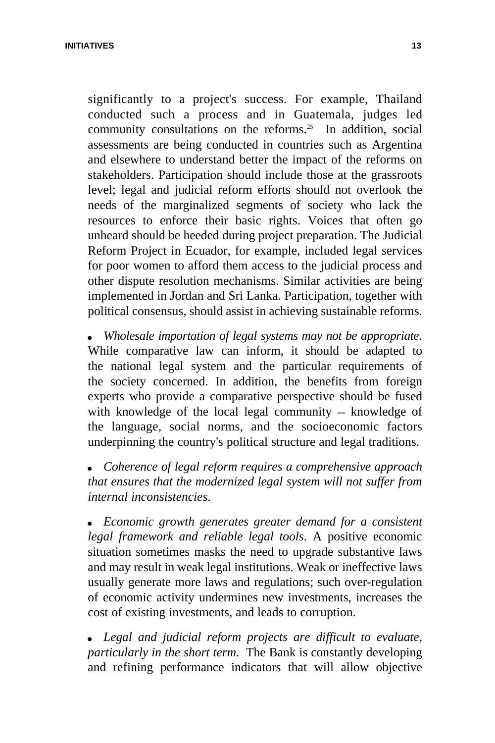significantly to a project's success. For example, Thailand conducted such a process and in Guatemala, judges led community consultations on the reforms.[25] In addition, social assessments are being conducted in countries such as Argentina and elsewhere to understand better the impact of the reforms on stakeholders. Participation should include those at the grassroots level; legal and judicial reform efforts should not overlook the needs of the marginalized segments of society who lack the resources to enforce their basic rights. Voices that often go unheard should be heeded during project preparation. The Judicial Reform Project in Ecuador, for example, included legal services for poor women to afford them access to the judicial process and other dispute resolution mechanisms. Similar activities are being implemented in Jordan and Sri Lanka. Participation, together with political consensus, should assist in achieving sustainable reforms.

- *Wholesale importation of legal systems may not be appropriate*. While comparative law can inform, it should be adapted to the national legal system and the particular requirements of the society concerned. In addition, the benefits from foreign experts who provide a comparative perspective should be fused with knowledge of the local legal community – knowledge of the language, social norms, and the socioeconomic factors underpinning the country's political structure and legal traditions.

- *Coherence of legal reform requires a comprehensive approach that ensures that the modernized legal system will not suffer from internal inconsistencies*.

- *Economic growth generates greater demand for a consistent legal framework and reliable legal tools*. A positive economic situation sometimes masks the need to upgrade substantive laws and may result in weak legal institutions. Weak or ineffective laws usually generate more laws and regulations; such over-regulation of economic activity undermines new investments, increases the cost of existing investments, and leads to corruption.

- *Legal and judicial reform projects are difficult to evaluate, particularly in the short term.* The Bank is constantly developing and refining performance indicators that will allow objective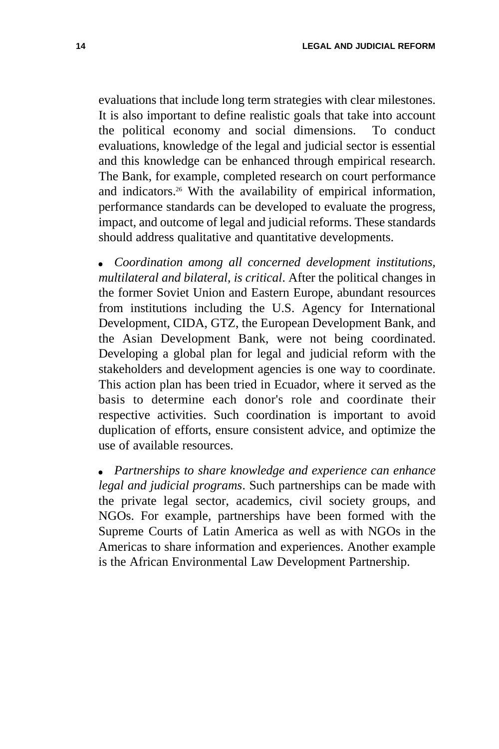evaluations that include long term strategies with clear milestones. It is also important to define realistic goals that take into account the political economy and social dimensions. To conduct evaluations, knowledge of the legal and judicial sector is essential and this knowledge can be enhanced through empirical research. The Bank, for example, completed research on court performance and indicators.[26] With the availability of empirical information, performance standards can be developed to evaluate the progress, impact, and outcome of legal and judicial reforms. These standards should address qualitative and quantitative developments.

- *Coordination among all concerned development institutions, multilateral and bilateral, is critical*. After the political changes in the former Soviet Union and Eastern Europe, abundant resources from institutions including the U.S. Agency for International Development, CIDA, GTZ, the European Development Bank, and the Asian Development Bank, were not being coordinated. Developing a global plan for legal and judicial reform with the stakeholders and development agencies is one way to coordinate. This action plan has been tried in Ecuador, where it served as the basis to determine each donor's role and coordinate their respective activities. Such coordination is important to avoid duplication of efforts, ensure consistent advice, and optimize the use of available resources.

- *Partnerships to share knowledge and experience can enhance legal and judicial programs*. Such partnerships can be made with the private legal sector, academics, civil society groups, and NGOs. For example, partnerships have been formed with the Supreme Courts of Latin America as well as with NGOs in the Americas to share information and experiences. Another example is the African Environmental Law Development Partnership.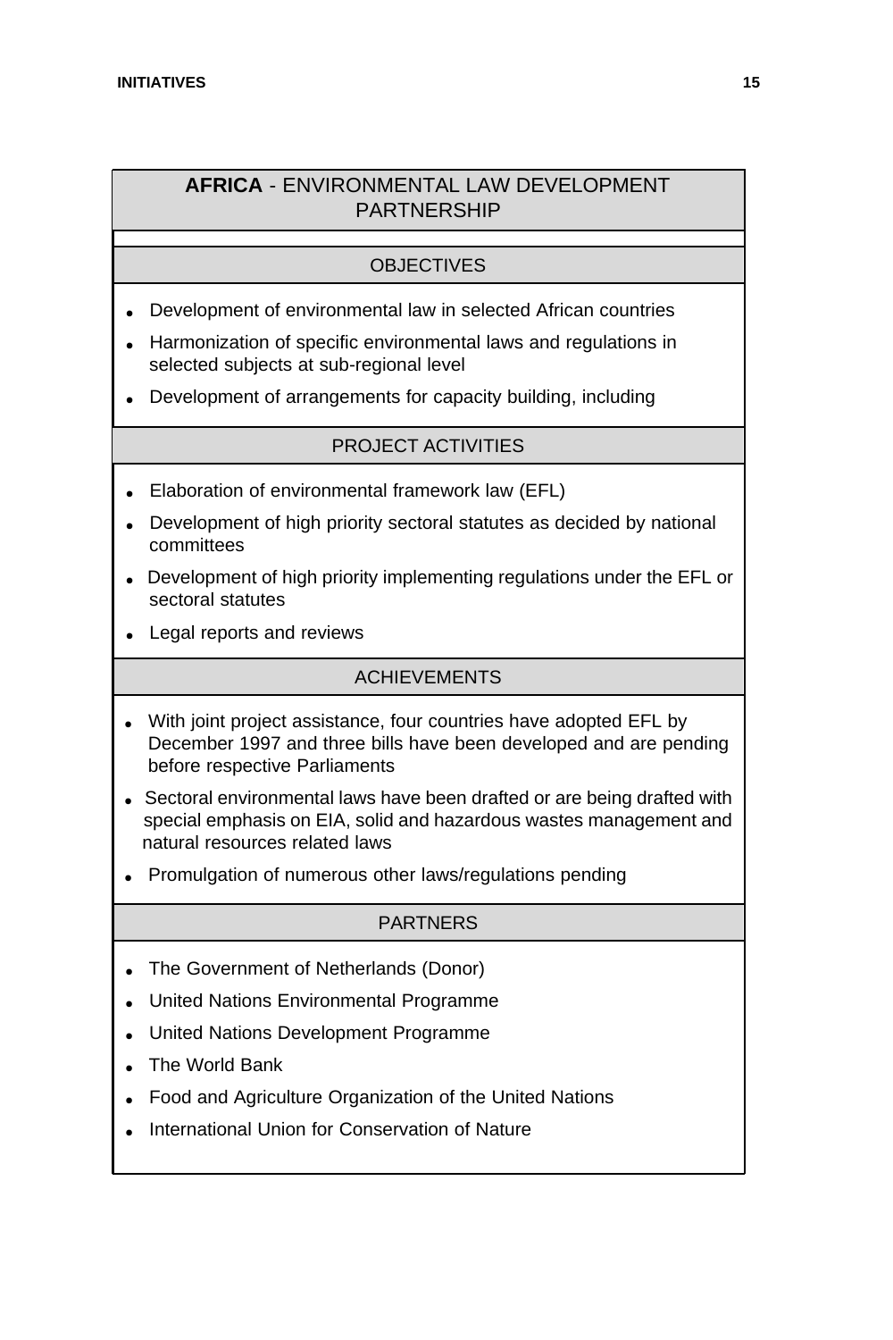## **AFRICA** - ENVIRONMENTAL LAW DEVELOPMENT PARTNERSHIP

### OBJECTIVES

- Development of environmental law in selected African countries
- Harmonization of specific environmental laws and regulations in selected subjects at sub-regional level
- Development of arrangements for capacity building, including

### PROJECT ACTIVITIES

- Elaboration of environmental framework law (EFL)
- Development of high priority sectoral statutes as decided by national committees
- Development of high priority implementing regulations under the EFL or sectoral statutes
- Legal reports and reviews

### ACHIEVEMENTS

- With joint project assistance, four countries have adopted EFL by December 1997 and three bills have been developed and are pending before respective Parliaments
- Sectoral environmental laws have been drafted or are being drafted with special emphasis on EIA, solid and hazardous wastes management and natural resources related laws
- Promulgation of numerous other laws/regulations pending

### PARTNERS

- The Government of Netherlands (Donor)
- United Nations Environmental Programme
- United Nations Development Programme
- The World Bank
- Food and Agriculture Organization of the United Nations
- International Union for Conservation of Nature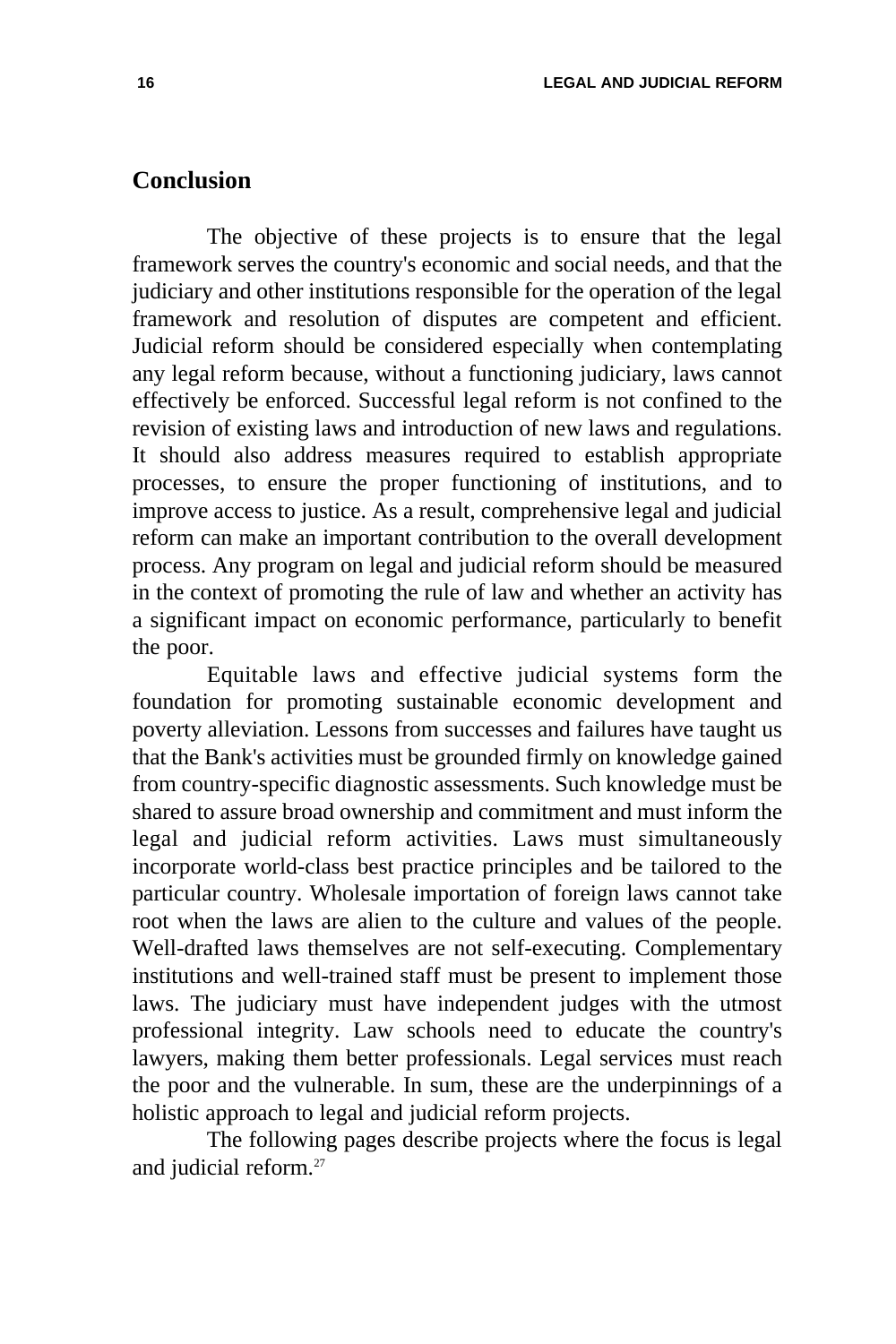## Conclusion

The objective of these projects is to ensure that the legal framework serves the country's economic and social needs, and that the judiciary and other institutions responsible for the operation of the legal framework and resolution of disputes are competent and efficient. Judicial reform should be considered especially when contemplating any legal reform because, without a functioning judiciary, laws cannot effectively be enforced. Successful legal reform is not confined to the revision of existing laws and introduction of new laws and regulations. It should also address measures required to establish appropriate processes, to ensure the proper functioning of institutions, and to improve access to justice. As a result, comprehensive legal and judicial reform can make an important contribution to the overall development process. Any program on legal and judicial reform should be measured in the context of promoting the rule of law and whether an activity has a significant impact on economic performance, particularly to benefit the poor.

Equitable laws and effective judicial systems form the foundation for promoting sustainable economic development and poverty alleviation. Lessons from successes and failures have taught us that the Bank's activities must be grounded firmly on knowledge gained from country-specific diagnostic assessments. Such knowledge must be shared to assure broad ownership and commitment and must inform the legal and judicial reform activities. Laws must simultaneously incorporate world-class best practice principles and be tailored to the particular country. Wholesale importation of foreign laws cannot take root when the laws are alien to the culture and values of the people. Well-drafted laws themselves are not self-executing. Complementary institutions and well-trained staff must be present to implement those laws. The judiciary must have independent judges with the utmost professional integrity. Law schools need to educate the country's lawyers, making them better professionals. Legal services must reach the poor and the vulnerable. In sum, these are the underpinnings of a holistic approach to legal and judicial reform projects.

The following pages describe projects where the focus is legal and judicial reform.[27]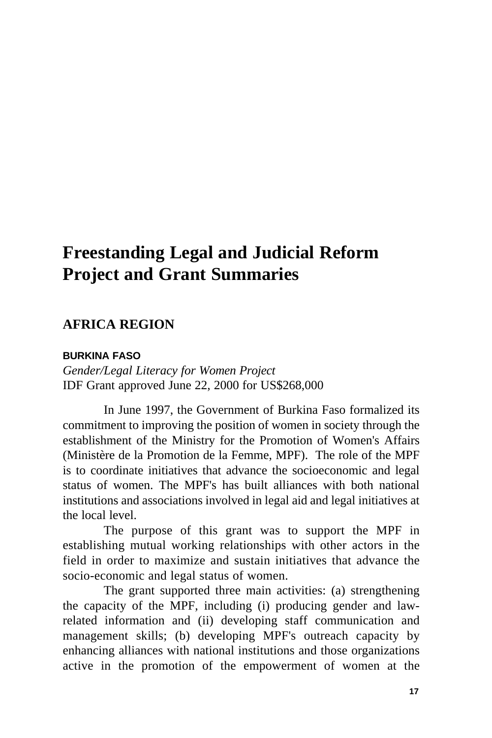# Freestanding Legal and Judicial Reform Project and Grant Summaries

## AFRICA REGION

### BURKINA FASO

*Gender/Legal Literacy for Women Project*
IDF Grant approved June 22, 2000 for US$268,000

In June 1997, the Government of Burkina Faso formalized its commitment to improving the position of women in society through the establishment of the Ministry for the Promotion of Women's Affairs (Ministère de la Promotion de la Femme, MPF). The role of the MPF is to coordinate initiatives that advance the socioeconomic and legal status of women. The MPF's has built alliances with both national institutions and associations involved in legal aid and legal initiatives at the local level.

The purpose of this grant was to support the MPF in establishing mutual working relationships with other actors in the field in order to maximize and sustain initiatives that advance the socio-economic and legal status of women.

The grant supported three main activities: (a) strengthening the capacity of the MPF, including (i) producing gender and law-related information and (ii) developing staff communication and management skills; (b) developing MPF's outreach capacity by enhancing alliances with national institutions and those organizations active in the promotion of the empowerment of women at the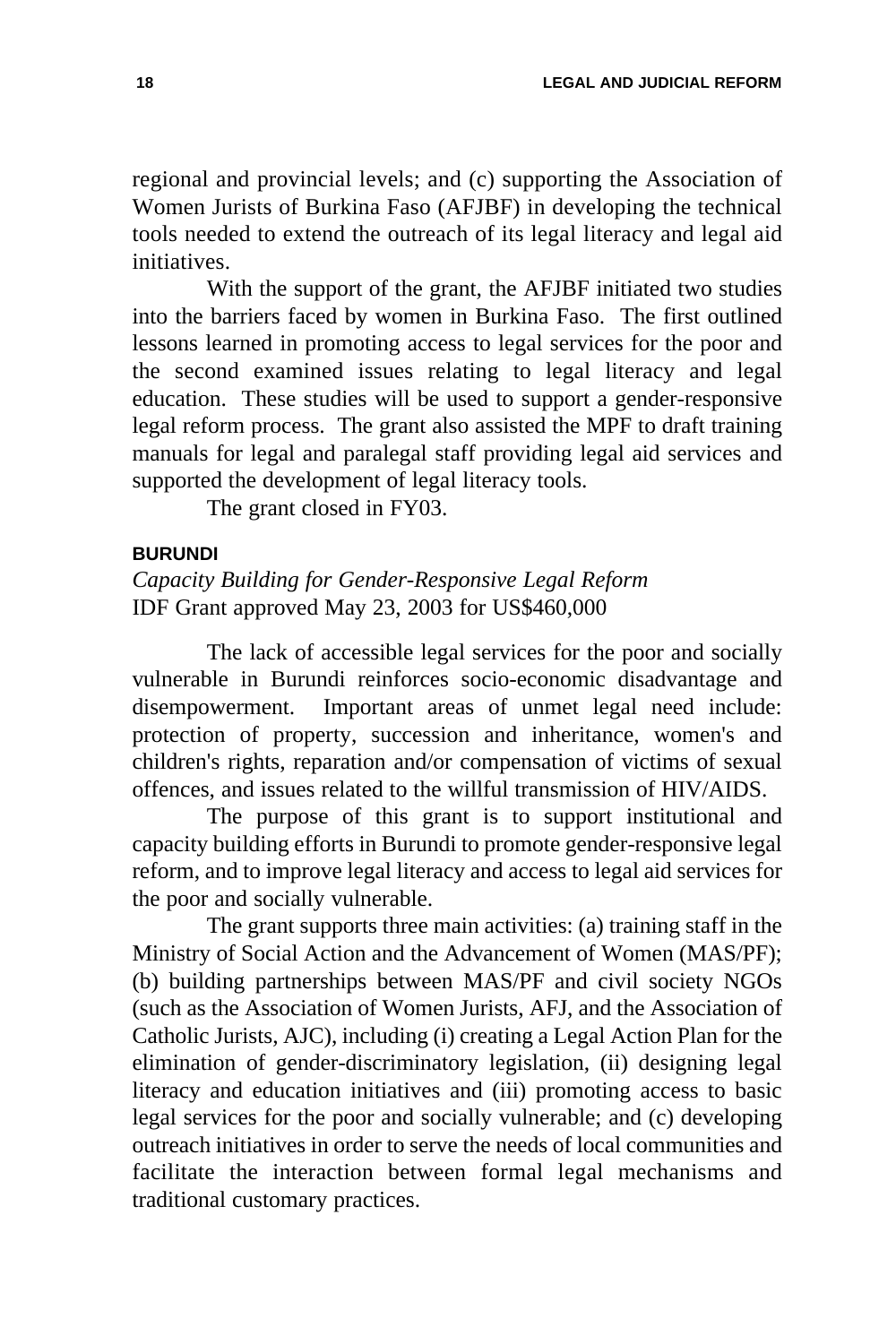regional and provincial levels; and (c) supporting the Association of Women Jurists of Burkina Faso (AFJBF) in developing the technical tools needed to extend the outreach of its legal literacy and legal aid initiatives.

With the support of the grant, the AFJBF initiated two studies into the barriers faced by women in Burkina Faso. The first outlined lessons learned in promoting access to legal services for the poor and the second examined issues relating to legal literacy and legal education. These studies will be used to support a gender-responsive legal reform process. The grant also assisted the MPF to draft training manuals for legal and paralegal staff providing legal aid services and supported the development of legal literacy tools.

The grant closed in FY03.

### BURUNDI

*Capacity Building for Gender-Responsive Legal Reform*
IDF Grant approved May 23, 2003 for US$460,000

The lack of accessible legal services for the poor and socially vulnerable in Burundi reinforces socio-economic disadvantage and disempowerment. Important areas of unmet legal need include: protection of property, succession and inheritance, women's and children's rights, reparation and/or compensation of victims of sexual offences, and issues related to the willful transmission of HIV/AIDS.

The purpose of this grant is to support institutional and capacity building efforts in Burundi to promote gender-responsive legal reform, and to improve legal literacy and access to legal aid services for the poor and socially vulnerable.

The grant supports three main activities: (a) training staff in the Ministry of Social Action and the Advancement of Women (MAS/PF); (b) building partnerships between MAS/PF and civil society NGOs (such as the Association of Women Jurists, AFJ, and the Association of Catholic Jurists, AJC), including (i) creating a Legal Action Plan for the elimination of gender-discriminatory legislation, (ii) designing legal literacy and education initiatives and (iii) promoting access to basic legal services for the poor and socially vulnerable; and (c) developing outreach initiatives in order to serve the needs of local communities and facilitate the interaction between formal legal mechanisms and traditional customary practices.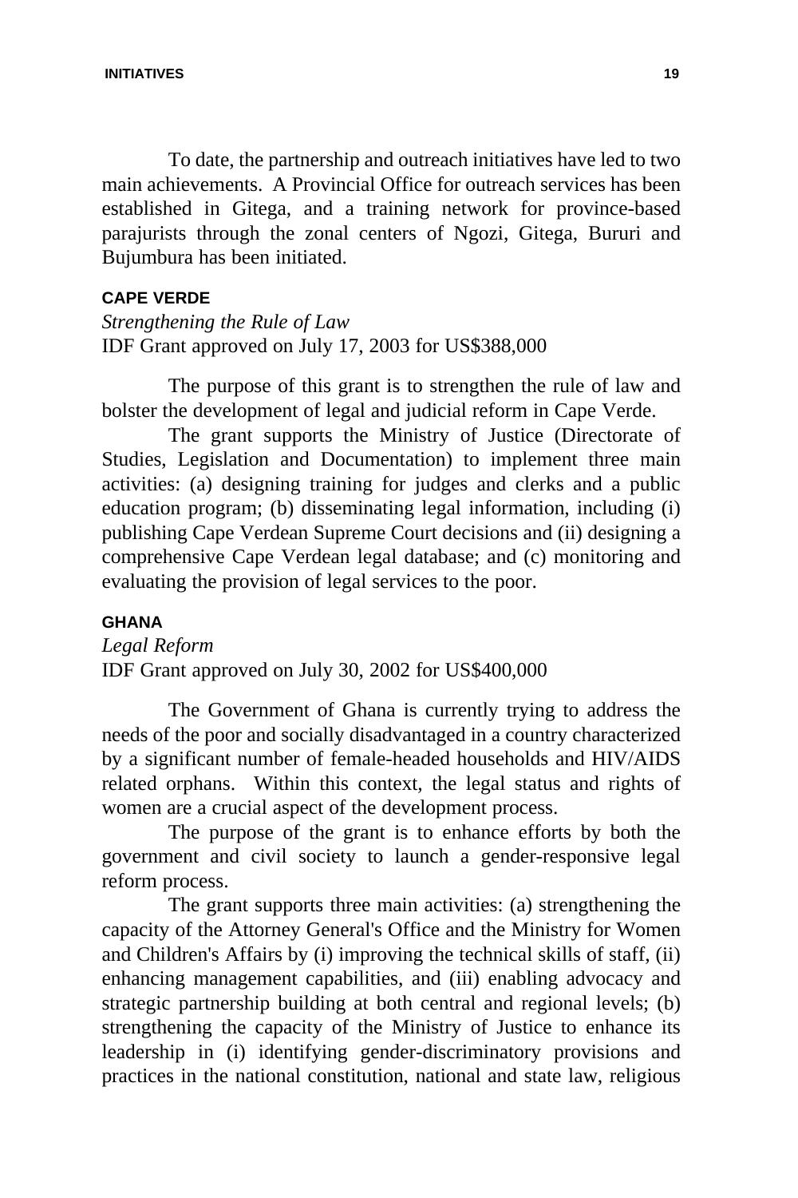To date, the partnership and outreach initiatives have led to two main achievements. A Provincial Office for outreach services has been established in Gitega, and a training network for province-based parajurists through the zonal centers of Ngozi, Gitega, Bururi and Bujumbura has been initiated.

### CAPE VERDE

*Strengthening the Rule of Law*
IDF Grant approved on July 17, 2003 for US$388,000

The purpose of this grant is to strengthen the rule of law and bolster the development of legal and judicial reform in Cape Verde.

The grant supports the Ministry of Justice (Directorate of Studies, Legislation and Documentation) to implement three main activities: (a) designing training for judges and clerks and a public education program; (b) disseminating legal information, including (i) publishing Cape Verdean Supreme Court decisions and (ii) designing a comprehensive Cape Verdean legal database; and (c) monitoring and evaluating the provision of legal services to the poor.

### GHANA

*Legal Reform*
IDF Grant approved on July 30, 2002 for US$400,000

The Government of Ghana is currently trying to address the needs of the poor and socially disadvantaged in a country characterized by a significant number of female-headed households and HIV/AIDS related orphans. Within this context, the legal status and rights of women are a crucial aspect of the development process.

The purpose of the grant is to enhance efforts by both the government and civil society to launch a gender-responsive legal reform process.

The grant supports three main activities: (a) strengthening the capacity of the Attorney General's Office and the Ministry for Women and Children's Affairs by (i) improving the technical skills of staff, (ii) enhancing management capabilities, and (iii) enabling advocacy and strategic partnership building at both central and regional levels; (b) strengthening the capacity of the Ministry of Justice to enhance its leadership in (i) identifying gender-discriminatory provisions and practices in the national constitution, national and state law, religious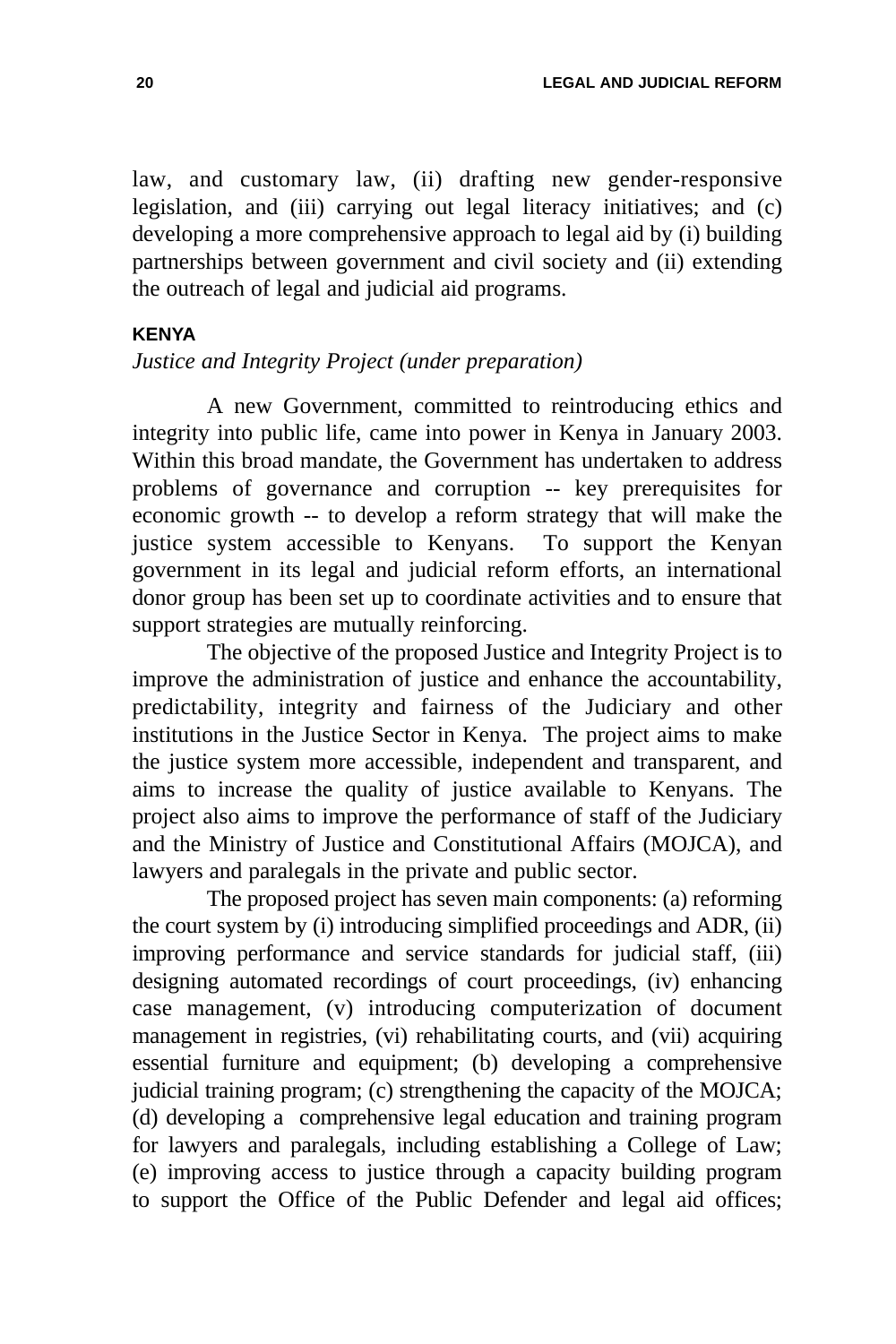law, and customary law, (ii) drafting new gender-responsive legislation, and (iii) carrying out legal literacy initiatives; and (c) developing a more comprehensive approach to legal aid by (i) building partnerships between government and civil society and (ii) extending the outreach of legal and judicial aid programs.

### KENYA

*Justice and Integrity Project (under preparation)*

A new Government, committed to reintroducing ethics and integrity into public life, came into power in Kenya in January 2003. Within this broad mandate, the Government has undertaken to address problems of governance and corruption -- key prerequisites for economic growth -- to develop a reform strategy that will make the justice system accessible to Kenyans. To support the Kenyan government in its legal and judicial reform efforts, an international donor group has been set up to coordinate activities and to ensure that support strategies are mutually reinforcing.

The objective of the proposed Justice and Integrity Project is to improve the administration of justice and enhance the accountability, predictability, integrity and fairness of the Judiciary and other institutions in the Justice Sector in Kenya. The project aims to make the justice system more accessible, independent and transparent, and aims to increase the quality of justice available to Kenyans. The project also aims to improve the performance of staff of the Judiciary and the Ministry of Justice and Constitutional Affairs (MOJCA), and lawyers and paralegals in the private and public sector.

The proposed project has seven main components: (a) reforming the court system by (i) introducing simplified proceedings and ADR, (ii) improving performance and service standards for judicial staff, (iii) designing automated recordings of court proceedings, (iv) enhancing case management, (v) introducing computerization of document management in registries, (vi) rehabilitating courts, and (vii) acquiring essential furniture and equipment; (b) developing a comprehensive judicial training program; (c) strengthening the capacity of the MOJCA; (d) developing a comprehensive legal education and training program for lawyers and paralegals, including establishing a College of Law; (e) improving access to justice through a capacity building program to support the Office of the Public Defender and legal aid offices;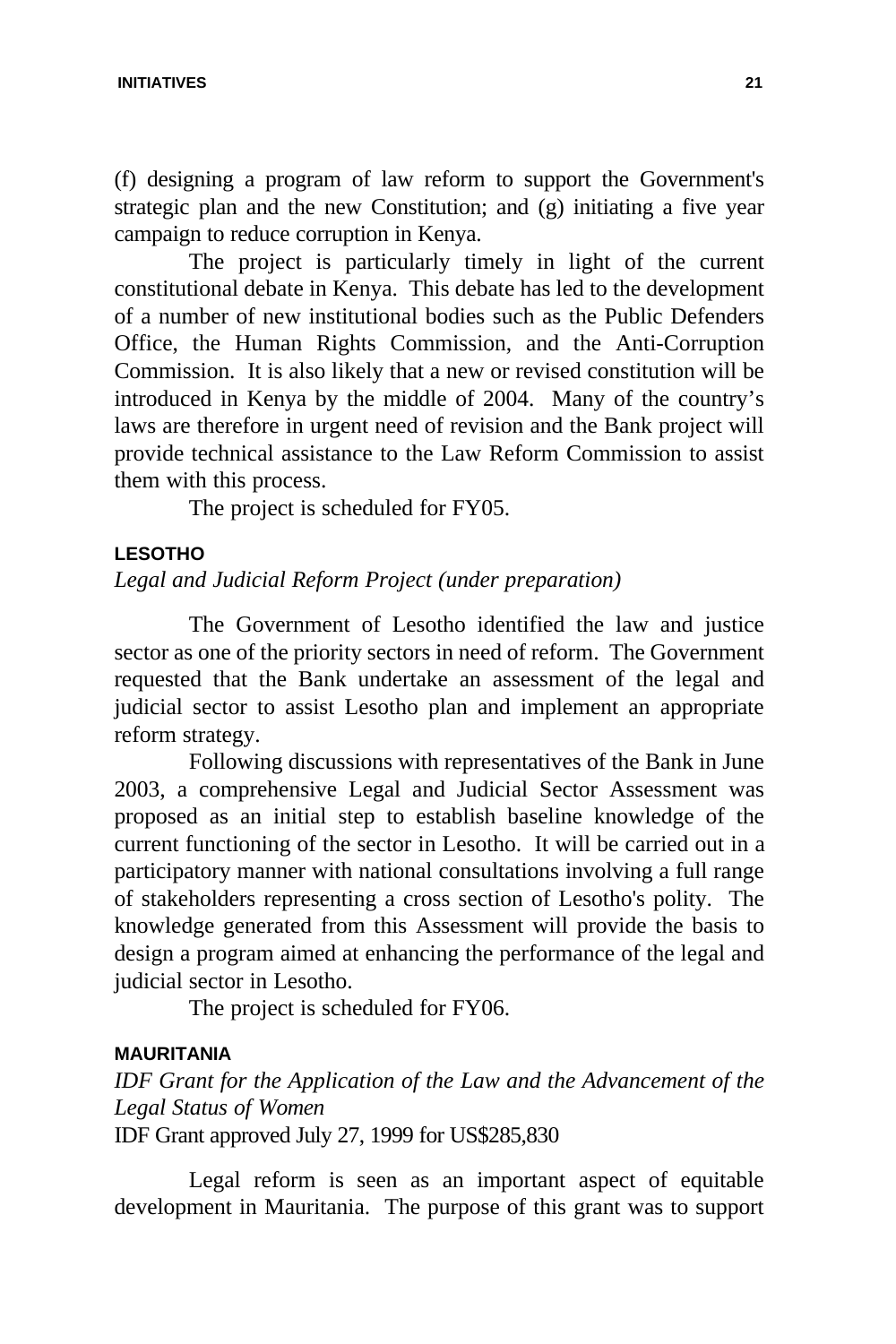(f) designing a program of law reform to support the Government's strategic plan and the new Constitution; and (g) initiating a five year campaign to reduce corruption in Kenya.

The project is particularly timely in light of the current constitutional debate in Kenya. This debate has led to the development of a number of new institutional bodies such as the Public Defenders Office, the Human Rights Commission, and the Anti-Corruption Commission. It is also likely that a new or revised constitution will be introduced in Kenya by the middle of 2004. Many of the country's laws are therefore in urgent need of revision and the Bank project will provide technical assistance to the Law Reform Commission to assist them with this process.

The project is scheduled for FY05.

### LESOTHO

*Legal and Judicial Reform Project (under preparation)*

The Government of Lesotho identified the law and justice sector as one of the priority sectors in need of reform. The Government requested that the Bank undertake an assessment of the legal and judicial sector to assist Lesotho plan and implement an appropriate reform strategy.

Following discussions with representatives of the Bank in June 2003, a comprehensive Legal and Judicial Sector Assessment was proposed as an initial step to establish baseline knowledge of the current functioning of the sector in Lesotho. It will be carried out in a participatory manner with national consultations involving a full range of stakeholders representing a cross section of Lesotho's polity. The knowledge generated from this Assessment will provide the basis to design a program aimed at enhancing the performance of the legal and judicial sector in Lesotho.

The project is scheduled for FY06.

### MAURITANIA

*IDF Grant for the Application of the Law and the Advancement of the Legal Status of Women*

IDF Grant approved July 27, 1999 for US$285,830

Legal reform is seen as an important aspect of equitable development in Mauritania. The purpose of this grant was to support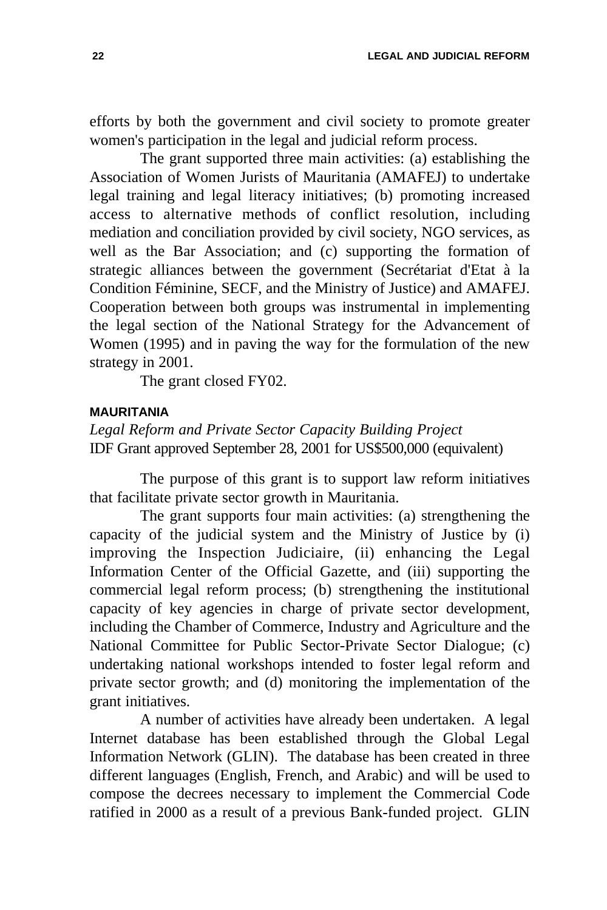efforts by both the government and civil society to promote greater women's participation in the legal and judicial reform process.

The grant supported three main activities: (a) establishing the Association of Women Jurists of Mauritania (AMAFEJ) to undertake legal training and legal literacy initiatives; (b) promoting increased access to alternative methods of conflict resolution, including mediation and conciliation provided by civil society, NGO services, as well as the Bar Association; and (c) supporting the formation of strategic alliances between the government (Secrétariat d'Etat à la Condition Féminine, SECF, and the Ministry of Justice) and AMAFEJ. Cooperation between both groups was instrumental in implementing the legal section of the National Strategy for the Advancement of Women (1995) and in paving the way for the formulation of the new strategy in 2001.

The grant closed FY02.

### MAURITANIA

*Legal Reform and Private Sector Capacity Building Project*
IDF Grant approved September 28, 2001 for US$500,000 (equivalent)

The purpose of this grant is to support law reform initiatives that facilitate private sector growth in Mauritania.

The grant supports four main activities: (a) strengthening the capacity of the judicial system and the Ministry of Justice by (i) improving the Inspection Judiciaire, (ii) enhancing the Legal Information Center of the Official Gazette, and (iii) supporting the commercial legal reform process; (b) strengthening the institutional capacity of key agencies in charge of private sector development, including the Chamber of Commerce, Industry and Agriculture and the National Committee for Public Sector-Private Sector Dialogue; (c) undertaking national workshops intended to foster legal reform and private sector growth; and (d) monitoring the implementation of the grant initiatives.

A number of activities have already been undertaken. A legal Internet database has been established through the Global Legal Information Network (GLIN). The database has been created in three different languages (English, French, and Arabic) and will be used to compose the decrees necessary to implement the Commercial Code ratified in 2000 as a result of a previous Bank-funded project. GLIN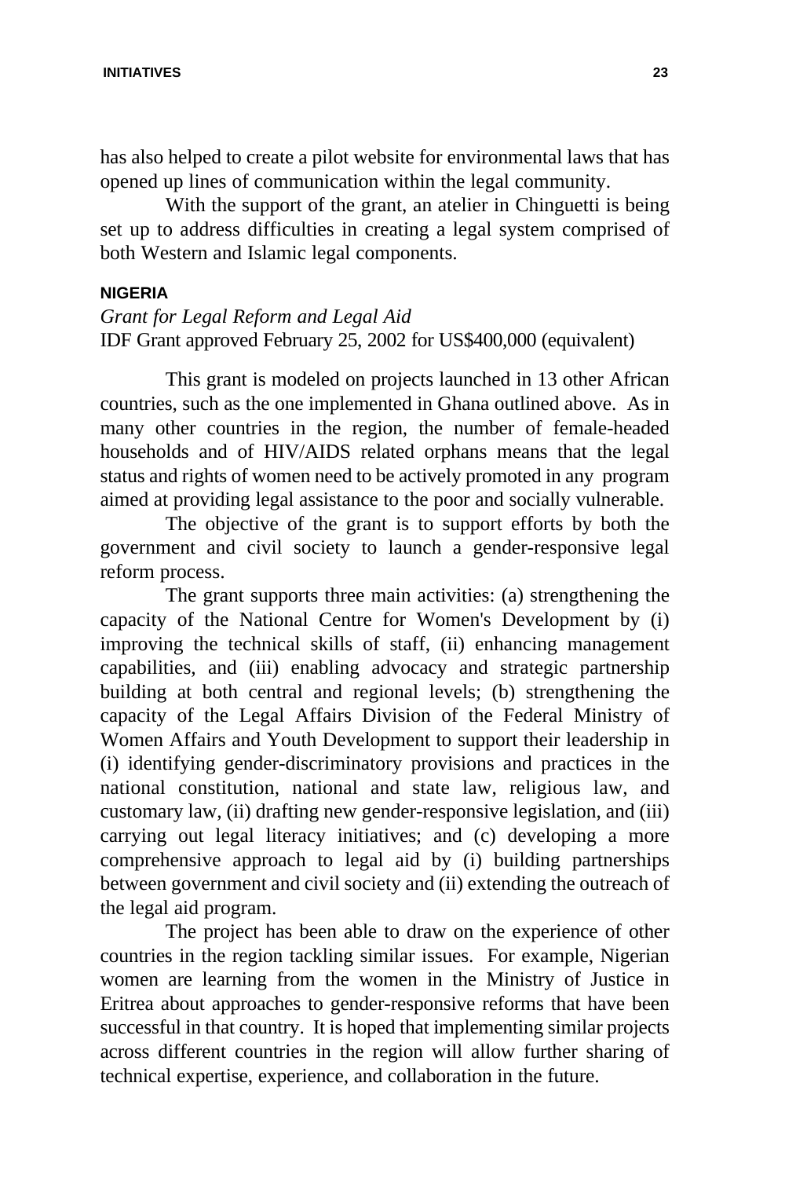has also helped to create a pilot website for environmental laws that has opened up lines of communication within the legal community.

With the support of the grant, an atelier in Chinguetti is being set up to address difficulties in creating a legal system comprised of both Western and Islamic legal components.

### NIGERIA

*Grant for Legal Reform and Legal Aid*
IDF Grant approved February 25, 2002 for US$400,000 (equivalent)

This grant is modeled on projects launched in 13 other African countries, such as the one implemented in Ghana outlined above. As in many other countries in the region, the number of female-headed households and of HIV/AIDS related orphans means that the legal status and rights of women need to be actively promoted in any program aimed at providing legal assistance to the poor and socially vulnerable.

The objective of the grant is to support efforts by both the government and civil society to launch a gender-responsive legal reform process.

The grant supports three main activities: (a) strengthening the capacity of the National Centre for Women's Development by (i) improving the technical skills of staff, (ii) enhancing management capabilities, and (iii) enabling advocacy and strategic partnership building at both central and regional levels; (b) strengthening the capacity of the Legal Affairs Division of the Federal Ministry of Women Affairs and Youth Development to support their leadership in (i) identifying gender-discriminatory provisions and practices in the national constitution, national and state law, religious law, and customary law, (ii) drafting new gender-responsive legislation, and (iii) carrying out legal literacy initiatives; and (c) developing a more comprehensive approach to legal aid by (i) building partnerships between government and civil society and (ii) extending the outreach of the legal aid program.

The project has been able to draw on the experience of other countries in the region tackling similar issues. For example, Nigerian women are learning from the women in the Ministry of Justice in Eritrea about approaches to gender-responsive reforms that have been successful in that country. It is hoped that implementing similar projects across different countries in the region will allow further sharing of technical expertise, experience, and collaboration in the future.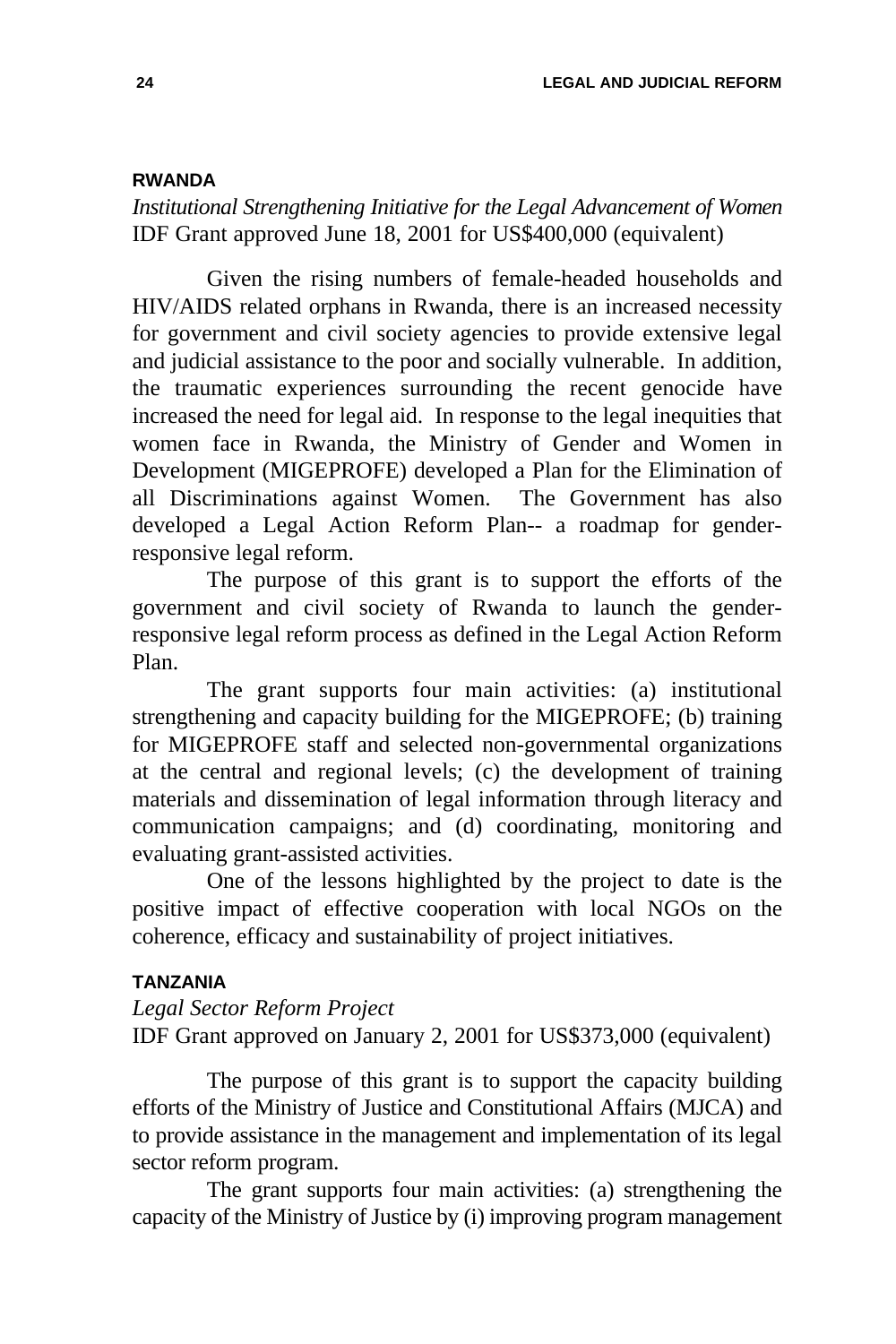### RWANDA

*Institutional Strengthening Initiative for the Legal Advancement of Women*
IDF Grant approved June 18, 2001 for US$400,000 (equivalent)

Given the rising numbers of female-headed households and HIV/AIDS related orphans in Rwanda, there is an increased necessity for government and civil society agencies to provide extensive legal and judicial assistance to the poor and socially vulnerable. In addition, the traumatic experiences surrounding the recent genocide have increased the need for legal aid. In response to the legal inequities that women face in Rwanda, the Ministry of Gender and Women in Development (MIGEPROFE) developed a Plan for the Elimination of all Discriminations against Women. The Government has also developed a Legal Action Reform Plan-- a roadmap for gender-responsive legal reform.

The purpose of this grant is to support the efforts of the government and civil society of Rwanda to launch the gender-responsive legal reform process as defined in the Legal Action Reform Plan.

The grant supports four main activities: (a) institutional strengthening and capacity building for the MIGEPROFE; (b) training for MIGEPROFE staff and selected non-governmental organizations at the central and regional levels; (c) the development of training materials and dissemination of legal information through literacy and communication campaigns; and (d) coordinating, monitoring and evaluating grant-assisted activities.

One of the lessons highlighted by the project to date is the positive impact of effective cooperation with local NGOs on the coherence, efficacy and sustainability of project initiatives.

### TANZANIA

*Legal Sector Reform Project*
IDF Grant approved on January 2, 2001 for US$373,000 (equivalent)

The purpose of this grant is to support the capacity building efforts of the Ministry of Justice and Constitutional Affairs (MJCA) and to provide assistance in the management and implementation of its legal sector reform program.

The grant supports four main activities: (a) strengthening the capacity of the Ministry of Justice by (i) improving program management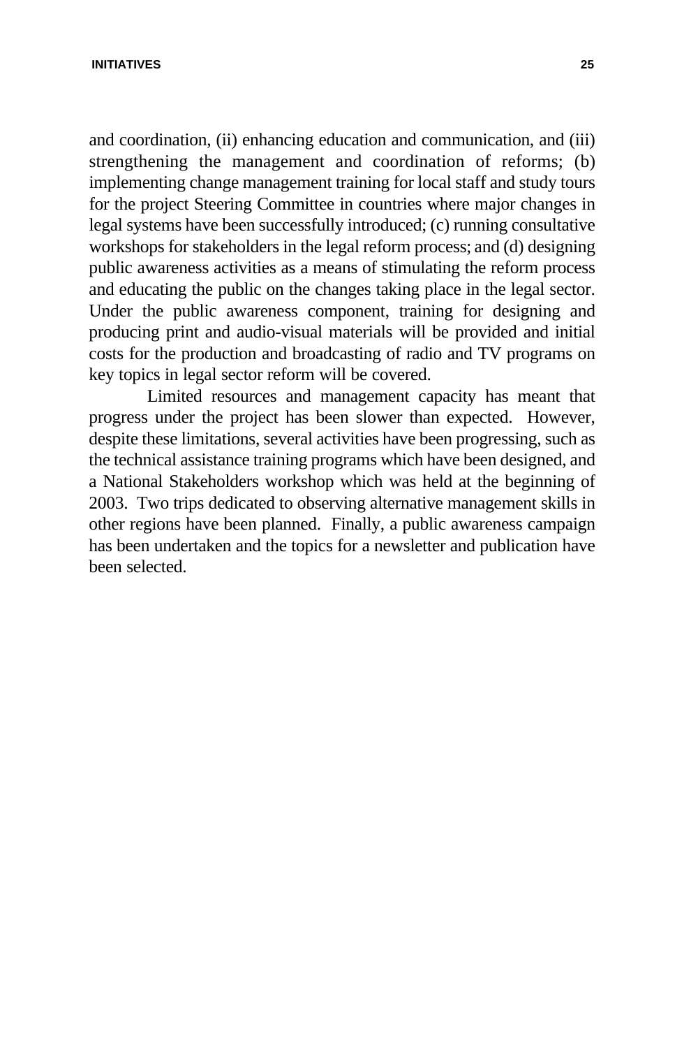and coordination, (ii) enhancing education and communication, and (iii) strengthening the management and coordination of reforms; (b) implementing change management training for local staff and study tours for the project Steering Committee in countries where major changes in legal systems have been successfully introduced; (c) running consultative workshops for stakeholders in the legal reform process; and (d) designing public awareness activities as a means of stimulating the reform process and educating the public on the changes taking place in the legal sector. Under the public awareness component, training for designing and producing print and audio-visual materials will be provided and initial costs for the production and broadcasting of radio and TV programs on key topics in legal sector reform will be covered.

Limited resources and management capacity has meant that progress under the project has been slower than expected. However, despite these limitations, several activities have been progressing, such as the technical assistance training programs which have been designed, and a National Stakeholders workshop which was held at the beginning of 2003. Two trips dedicated to observing alternative management skills in other regions have been planned. Finally, a public awareness campaign has been undertaken and the topics for a newsletter and publication have been selected.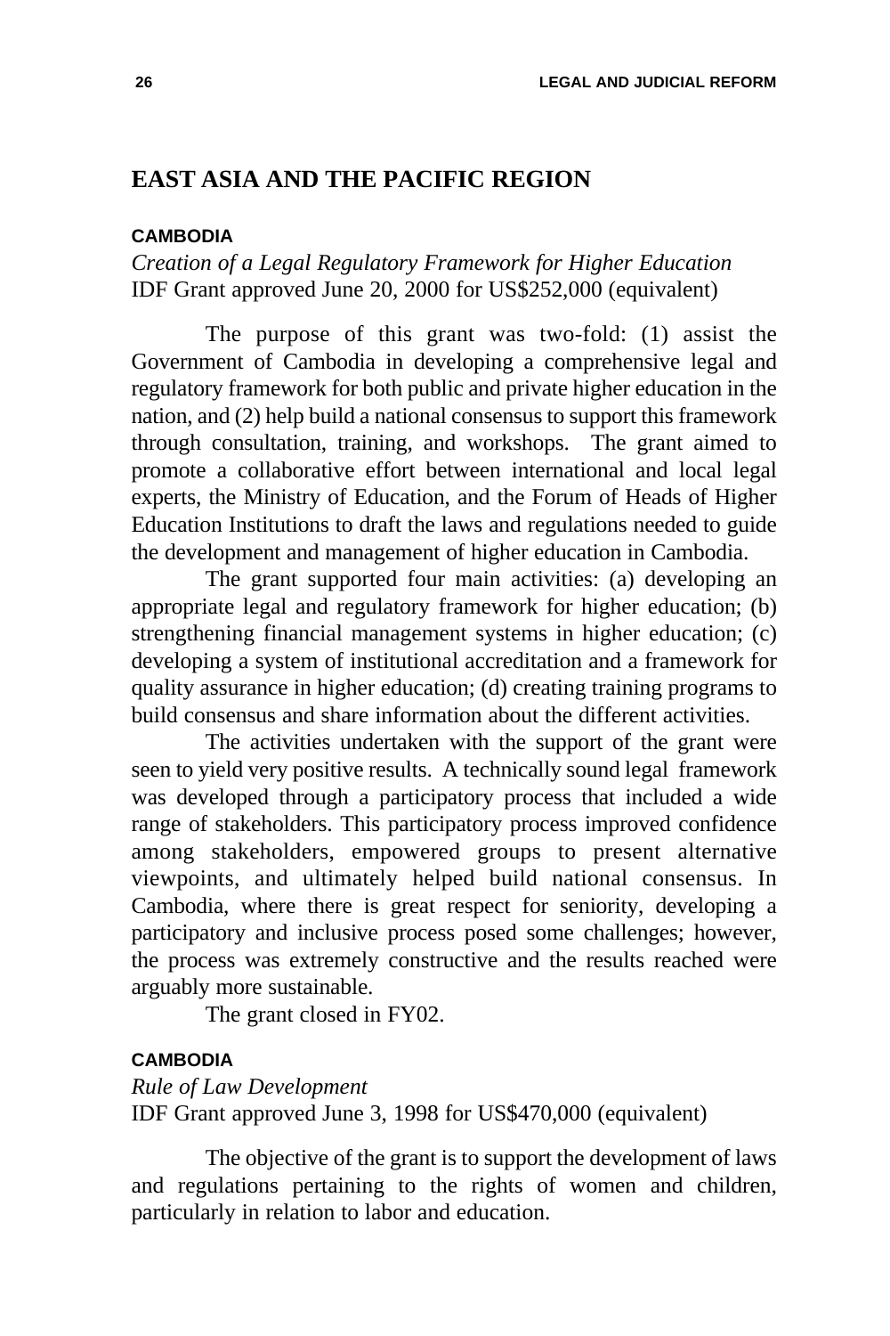## EAST ASIA AND THE PACIFIC REGION

### CAMBODIA

*Creation of a Legal Regulatory Framework for Higher Education*
IDF Grant approved June 20, 2000 for US$252,000 (equivalent)

The purpose of this grant was two-fold: (1) assist the Government of Cambodia in developing a comprehensive legal and regulatory framework for both public and private higher education in the nation, and (2) help build a national consensus to support this framework through consultation, training, and workshops. The grant aimed to promote a collaborative effort between international and local legal experts, the Ministry of Education, and the Forum of Heads of Higher Education Institutions to draft the laws and regulations needed to guide the development and management of higher education in Cambodia.

The grant supported four main activities: (a) developing an appropriate legal and regulatory framework for higher education; (b) strengthening financial management systems in higher education; (c) developing a system of institutional accreditation and a framework for quality assurance in higher education; (d) creating training programs to build consensus and share information about the different activities.

The activities undertaken with the support of the grant were seen to yield very positive results. A technically sound legal framework was developed through a participatory process that included a wide range of stakeholders. This participatory process improved confidence among stakeholders, empowered groups to present alternative viewpoints, and ultimately helped build national consensus. In Cambodia, where there is great respect for seniority, developing a participatory and inclusive process posed some challenges; however, the process was extremely constructive and the results reached were arguably more sustainable.

The grant closed in FY02.

### CAMBODIA

*Rule of Law Development*
IDF Grant approved June 3, 1998 for US$470,000 (equivalent)

The objective of the grant is to support the development of laws and regulations pertaining to the rights of women and children, particularly in relation to labor and education.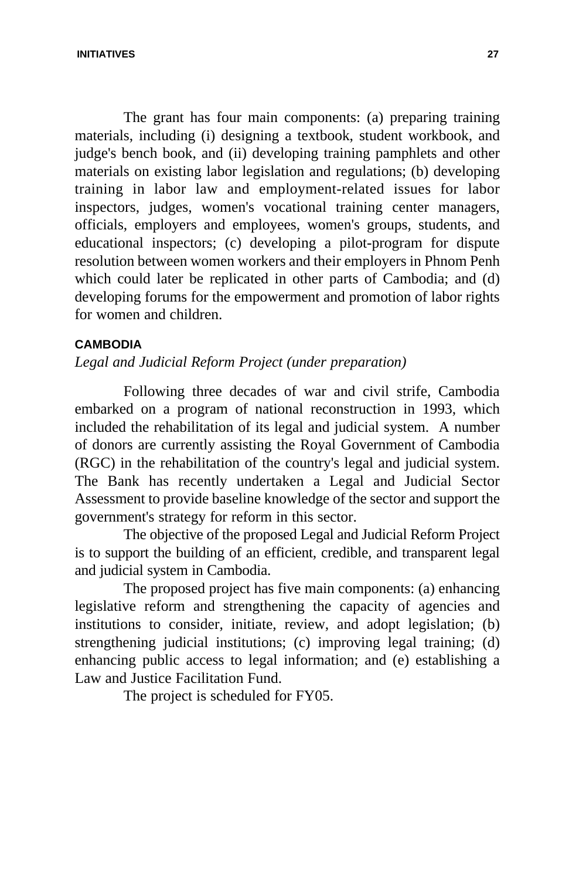The grant has four main components: (a) preparing training materials, including (i) designing a textbook, student workbook, and judge's bench book, and (ii) developing training pamphlets and other materials on existing labor legislation and regulations; (b) developing training in labor law and employment-related issues for labor inspectors, judges, women's vocational training center managers, officials, employers and employees, women's groups, students, and educational inspectors; (c) developing a pilot-program for dispute resolution between women workers and their employers in Phnom Penh which could later be replicated in other parts of Cambodia; and (d) developing forums for the empowerment and promotion of labor rights for women and children.

### CAMBODIA

*Legal and Judicial Reform Project (under preparation)*

Following three decades of war and civil strife, Cambodia embarked on a program of national reconstruction in 1993, which included the rehabilitation of its legal and judicial system. A number of donors are currently assisting the Royal Government of Cambodia (RGC) in the rehabilitation of the country's legal and judicial system. The Bank has recently undertaken a Legal and Judicial Sector Assessment to provide baseline knowledge of the sector and support the government's strategy for reform in this sector.

The objective of the proposed Legal and Judicial Reform Project is to support the building of an efficient, credible, and transparent legal and judicial system in Cambodia.

The proposed project has five main components: (a) enhancing legislative reform and strengthening the capacity of agencies and institutions to consider, initiate, review, and adopt legislation; (b) strengthening judicial institutions; (c) improving legal training; (d) enhancing public access to legal information; and (e) establishing a Law and Justice Facilitation Fund.

The project is scheduled for FY05.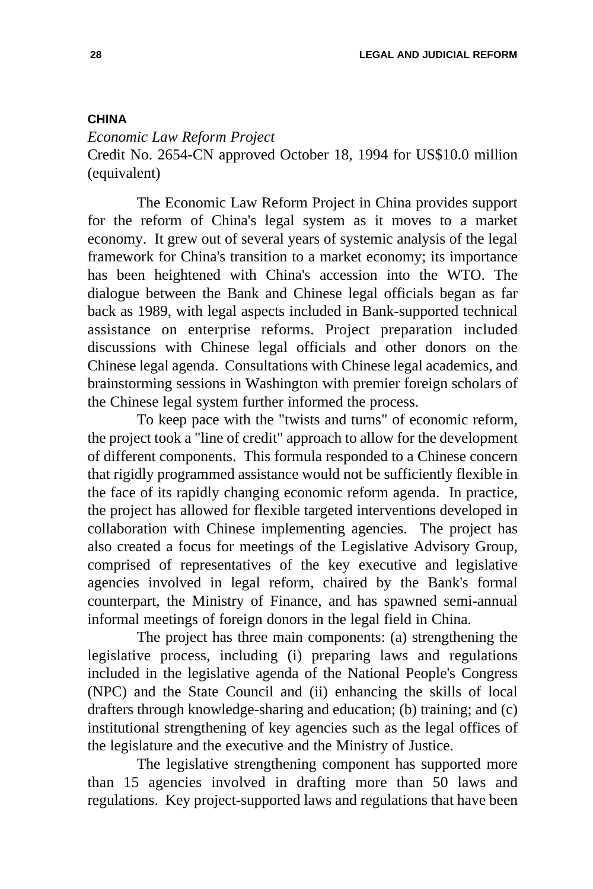### CHINA

*Economic Law Reform Project*

Credit No. 2654-CN approved October 18, 1994 for US$10.0 million (equivalent)

The Economic Law Reform Project in China provides support for the reform of China's legal system as it moves to a market economy. It grew out of several years of systemic analysis of the legal framework for China's transition to a market economy; its importance has been heightened with China's accession into the WTO. The dialogue between the Bank and Chinese legal officials began as far back as 1989, with legal aspects included in Bank-supported technical assistance on enterprise reforms. Project preparation included discussions with Chinese legal officials and other donors on the Chinese legal agenda. Consultations with Chinese legal academics, and brainstorming sessions in Washington with premier foreign scholars of the Chinese legal system further informed the process.

To keep pace with the "twists and turns" of economic reform, the project took a "line of credit" approach to allow for the development of different components. This formula responded to a Chinese concern that rigidly programmed assistance would not be sufficiently flexible in the face of its rapidly changing economic reform agenda. In practice, the project has allowed for flexible targeted interventions developed in collaboration with Chinese implementing agencies. The project has also created a focus for meetings of the Legislative Advisory Group, comprised of representatives of the key executive and legislative agencies involved in legal reform, chaired by the Bank's formal counterpart, the Ministry of Finance, and has spawned semi-annual informal meetings of foreign donors in the legal field in China.

The project has three main components: (a) strengthening the legislative process, including (i) preparing laws and regulations included in the legislative agenda of the National People's Congress (NPC) and the State Council and (ii) enhancing the skills of local drafters through knowledge-sharing and education; (b) training; and (c) institutional strengthening of key agencies such as the legal offices of the legislature and the executive and the Ministry of Justice.

The legislative strengthening component has supported more than 15 agencies involved in drafting more than 50 laws and regulations. Key project-supported laws and regulations that have been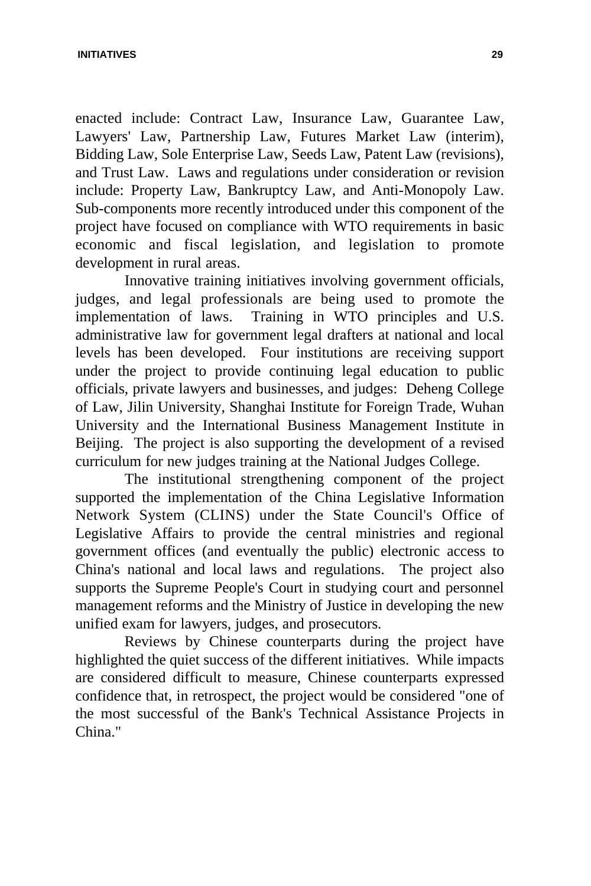enacted include: Contract Law, Insurance Law, Guarantee Law, Lawyers' Law, Partnership Law, Futures Market Law (interim), Bidding Law, Sole Enterprise Law, Seeds Law, Patent Law (revisions), and Trust Law. Laws and regulations under consideration or revision include: Property Law, Bankruptcy Law, and Anti-Monopoly Law. Sub-components more recently introduced under this component of the project have focused on compliance with WTO requirements in basic economic and fiscal legislation, and legislation to promote development in rural areas.

Innovative training initiatives involving government officials, judges, and legal professionals are being used to promote the implementation of laws. Training in WTO principles and U.S. administrative law for government legal drafters at national and local levels has been developed. Four institutions are receiving support under the project to provide continuing legal education to public officials, private lawyers and businesses, and judges: Deheng College of Law, Jilin University, Shanghai Institute for Foreign Trade, Wuhan University and the International Business Management Institute in Beijing. The project is also supporting the development of a revised curriculum for new judges training at the National Judges College.

The institutional strengthening component of the project supported the implementation of the China Legislative Information Network System (CLINS) under the State Council's Office of Legislative Affairs to provide the central ministries and regional government offices (and eventually the public) electronic access to China's national and local laws and regulations. The project also supports the Supreme People's Court in studying court and personnel management reforms and the Ministry of Justice in developing the new unified exam for lawyers, judges, and prosecutors.

Reviews by Chinese counterparts during the project have highlighted the quiet success of the different initiatives. While impacts are considered difficult to measure, Chinese counterparts expressed confidence that, in retrospect, the project would be considered "one of the most successful of the Bank's Technical Assistance Projects in China."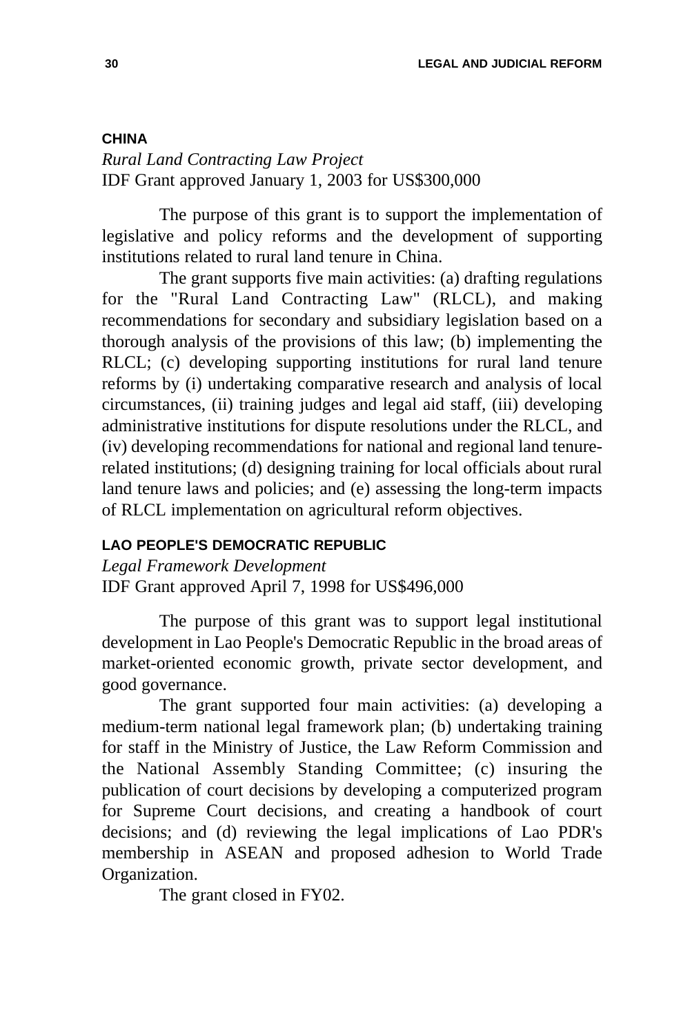### CHINA

*Rural Land Contracting Law Project*
IDF Grant approved January 1, 2003 for US$300,000

The purpose of this grant is to support the implementation of legislative and policy reforms and the development of supporting institutions related to rural land tenure in China.

The grant supports five main activities: (a) drafting regulations for the "Rural Land Contracting Law" (RLCL), and making recommendations for secondary and subsidiary legislation based on a thorough analysis of the provisions of this law; (b) implementing the RLCL; (c) developing supporting institutions for rural land tenure reforms by (i) undertaking comparative research and analysis of local circumstances, (ii) training judges and legal aid staff, (iii) developing administrative institutions for dispute resolutions under the RLCL, and (iv) developing recommendations for national and regional land tenure-related institutions; (d) designing training for local officials about rural land tenure laws and policies; and (e) assessing the long-term impacts of RLCL implementation on agricultural reform objectives.

### LAO PEOPLE'S DEMOCRATIC REPUBLIC

*Legal Framework Development*
IDF Grant approved April 7, 1998 for US$496,000

The purpose of this grant was to support legal institutional development in Lao People's Democratic Republic in the broad areas of market-oriented economic growth, private sector development, and good governance.

The grant supported four main activities: (a) developing a medium-term national legal framework plan; (b) undertaking training for staff in the Ministry of Justice, the Law Reform Commission and the National Assembly Standing Committee; (c) insuring the publication of court decisions by developing a computerized program for Supreme Court decisions, and creating a handbook of court decisions; and (d) reviewing the legal implications of Lao PDR's membership in ASEAN and proposed adhesion to World Trade Organization.

The grant closed in FY02.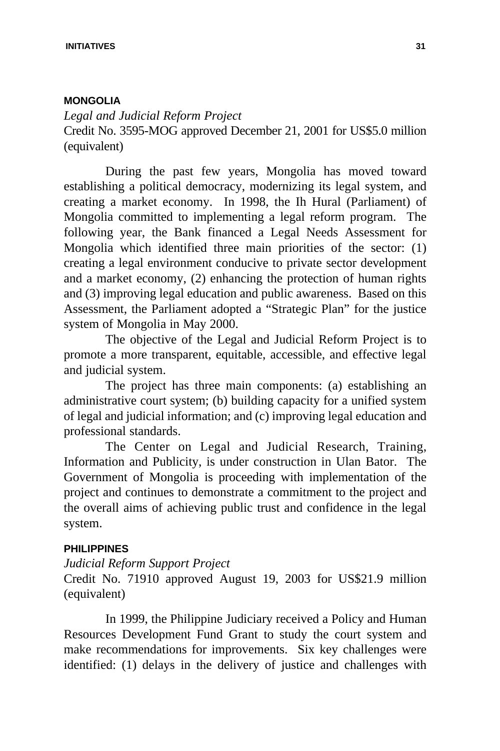## MONGOLIA

*Legal and Judicial Reform Project*

Credit No. 3595-MOG approved December 21, 2001 for US$5.0 million (equivalent)

During the past few years, Mongolia has moved toward establishing a political democracy, modernizing its legal system, and creating a market economy. In 1998, the Ih Hural (Parliament) of Mongolia committed to implementing a legal reform program. The following year, the Bank financed a Legal Needs Assessment for Mongolia which identified three main priorities of the sector: (1) creating a legal environment conducive to private sector development and a market economy, (2) enhancing the protection of human rights and (3) improving legal education and public awareness. Based on this Assessment, the Parliament adopted a "Strategic Plan" for the justice system of Mongolia in May 2000.

The objective of the Legal and Judicial Reform Project is to promote a more transparent, equitable, accessible, and effective legal and judicial system.

The project has three main components: (a) establishing an administrative court system; (b) building capacity for a unified system of legal and judicial information; and (c) improving legal education and professional standards.

The Center on Legal and Judicial Research, Training, Information and Publicity, is under construction in Ulan Bator. The Government of Mongolia is proceeding with implementation of the project and continues to demonstrate a commitment to the project and the overall aims of achieving public trust and confidence in the legal system.

## PHILIPPINES

*Judicial Reform Support Project*

Credit No. 71910 approved August 19, 2003 for US$21.9 million (equivalent)

In 1999, the Philippine Judiciary received a Policy and Human Resources Development Fund Grant to study the court system and make recommendations for improvements. Six key challenges were identified: (1) delays in the delivery of justice and challenges with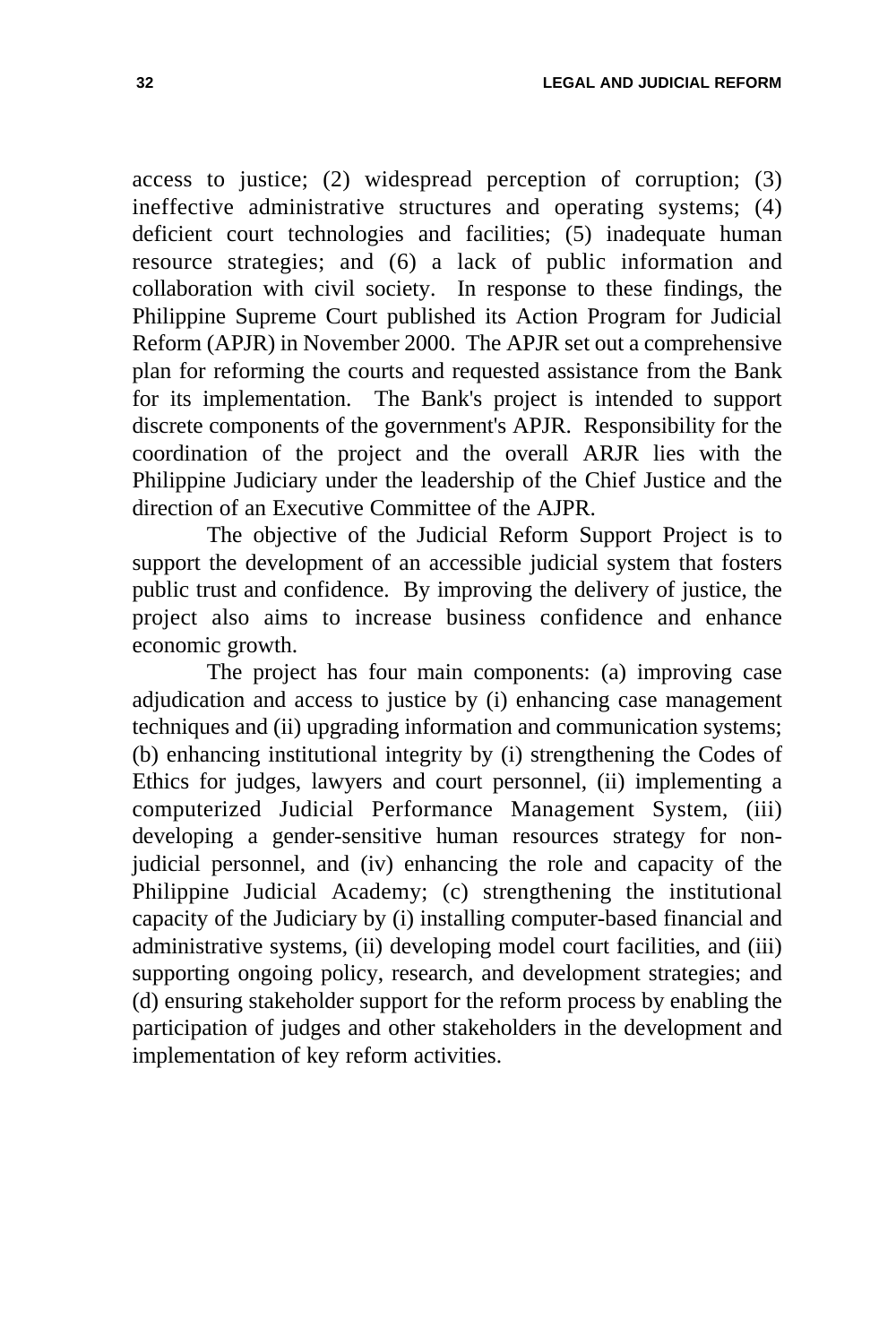access to justice; (2) widespread perception of corruption; (3) ineffective administrative structures and operating systems; (4) deficient court technologies and facilities; (5) inadequate human resource strategies; and (6) a lack of public information and collaboration with civil society. In response to these findings, the Philippine Supreme Court published its Action Program for Judicial Reform (APJR) in November 2000. The APJR set out a comprehensive plan for reforming the courts and requested assistance from the Bank for its implementation. The Bank's project is intended to support discrete components of the government's APJR. Responsibility for the coordination of the project and the overall ARJR lies with the Philippine Judiciary under the leadership of the Chief Justice and the direction of an Executive Committee of the AJPR.

The objective of the Judicial Reform Support Project is to support the development of an accessible judicial system that fosters public trust and confidence. By improving the delivery of justice, the project also aims to increase business confidence and enhance economic growth.

The project has four main components: (a) improving case adjudication and access to justice by (i) enhancing case management techniques and (ii) upgrading information and communication systems; (b) enhancing institutional integrity by (i) strengthening the Codes of Ethics for judges, lawyers and court personnel, (ii) implementing a computerized Judicial Performance Management System, (iii) developing a gender-sensitive human resources strategy for non-judicial personnel, and (iv) enhancing the role and capacity of the Philippine Judicial Academy; (c) strengthening the institutional capacity of the Judiciary by (i) installing computer-based financial and administrative systems, (ii) developing model court facilities, and (iii) supporting ongoing policy, research, and development strategies; and (d) ensuring stakeholder support for the reform process by enabling the participation of judges and other stakeholders in the development and implementation of key reform activities.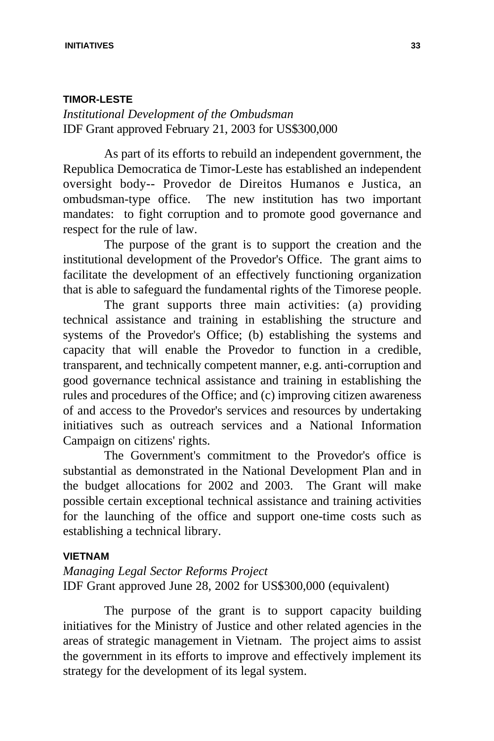## TIMOR-LESTE

*Institutional Development of the Ombudsman*
IDF Grant approved February 21, 2003 for US$300,000

As part of its efforts to rebuild an independent government, the Republica Democratica de Timor-Leste has established an independent oversight body-- Provedor de Direitos Humanos e Justica, an ombudsman-type office. The new institution has two important mandates: to fight corruption and to promote good governance and respect for the rule of law.

The purpose of the grant is to support the creation and the institutional development of the Provedor's Office. The grant aims to facilitate the development of an effectively functioning organization that is able to safeguard the fundamental rights of the Timorese people.

The grant supports three main activities: (a) providing technical assistance and training in establishing the structure and systems of the Provedor's Office; (b) establishing the systems and capacity that will enable the Provedor to function in a credible, transparent, and technically competent manner, e.g. anti-corruption and good governance technical assistance and training in establishing the rules and procedures of the Office; and (c) improving citizen awareness of and access to the Provedor's services and resources by undertaking initiatives such as outreach services and a National Information Campaign on citizens' rights.

The Government's commitment to the Provedor's office is substantial as demonstrated in the National Development Plan and in the budget allocations for 2002 and 2003. The Grant will make possible certain exceptional technical assistance and training activities for the launching of the office and support one-time costs such as establishing a technical library.

## VIETNAM

*Managing Legal Sector Reforms Project*
IDF Grant approved June 28, 2002 for US$300,000 (equivalent)

The purpose of the grant is to support capacity building initiatives for the Ministry of Justice and other related agencies in the areas of strategic management in Vietnam. The project aims to assist the government in its efforts to improve and effectively implement its strategy for the development of its legal system.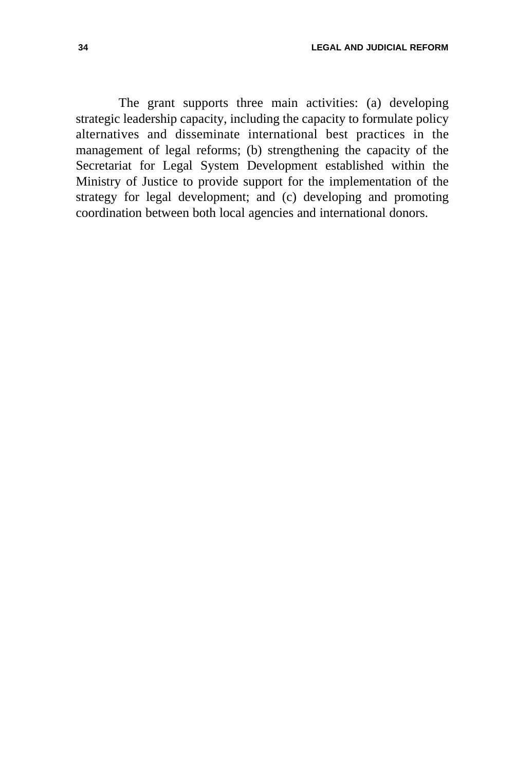The grant supports three main activities: (a) developing strategic leadership capacity, including the capacity to formulate policy alternatives and disseminate international best practices in the management of legal reforms; (b) strengthening the capacity of the Secretariat for Legal System Development established within the Ministry of Justice to provide support for the implementation of the strategy for legal development; and (c) developing and promoting coordination between both local agencies and international donors.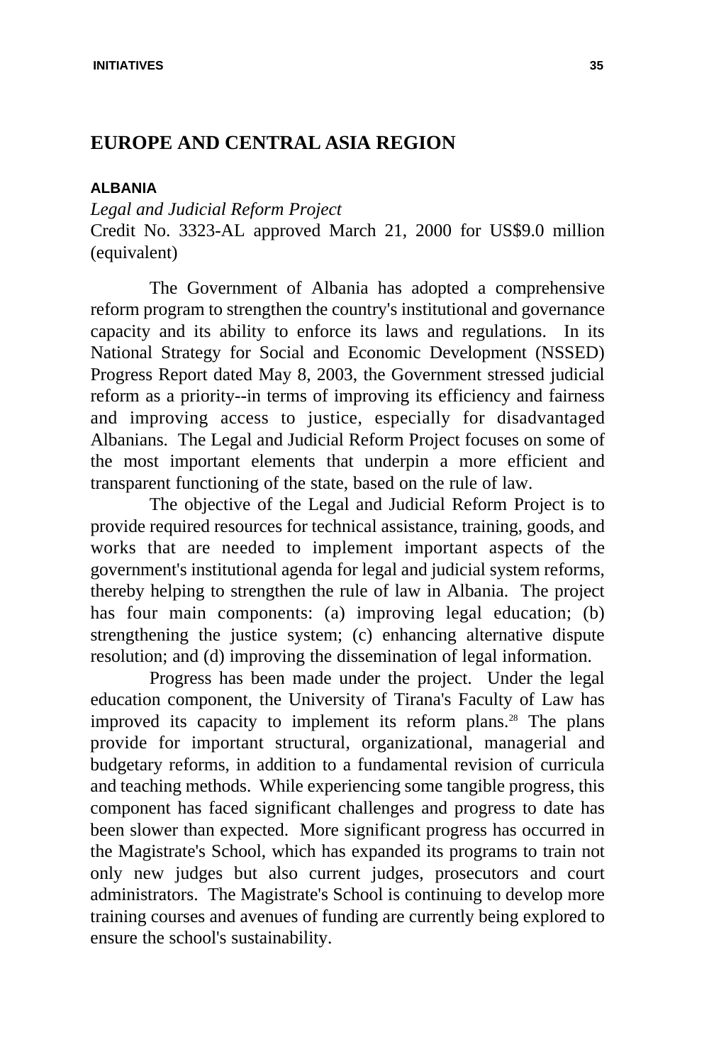## EUROPE AND CENTRAL ASIA REGION

### ALBANIA

*Legal and Judicial Reform Project*

Credit No. 3323-AL approved March 21, 2000 for US$9.0 million (equivalent)

The Government of Albania has adopted a comprehensive reform program to strengthen the country's institutional and governance capacity and its ability to enforce its laws and regulations. In its National Strategy for Social and Economic Development (NSSED) Progress Report dated May 8, 2003, the Government stressed judicial reform as a priority--in terms of improving its efficiency and fairness and improving access to justice, especially for disadvantaged Albanians. The Legal and Judicial Reform Project focuses on some of the most important elements that underpin a more efficient and transparent functioning of the state, based on the rule of law.

The objective of the Legal and Judicial Reform Project is to provide required resources for technical assistance, training, goods, and works that are needed to implement important aspects of the government's institutional agenda for legal and judicial system reforms, thereby helping to strengthen the rule of law in Albania. The project has four main components: (a) improving legal education; (b) strengthening the justice system; (c) enhancing alternative dispute resolution; and (d) improving the dissemination of legal information.

Progress has been made under the project. Under the legal education component, the University of Tirana's Faculty of Law has improved its capacity to implement its reform plans.[28] The plans provide for important structural, organizational, managerial and budgetary reforms, in addition to a fundamental revision of curricula and teaching methods. While experiencing some tangible progress, this component has faced significant challenges and progress to date has been slower than expected. More significant progress has occurred in the Magistrate's School, which has expanded its programs to train not only new judges but also current judges, prosecutors and court administrators. The Magistrate's School is continuing to develop more training courses and avenues of funding are currently being explored to ensure the school's sustainability.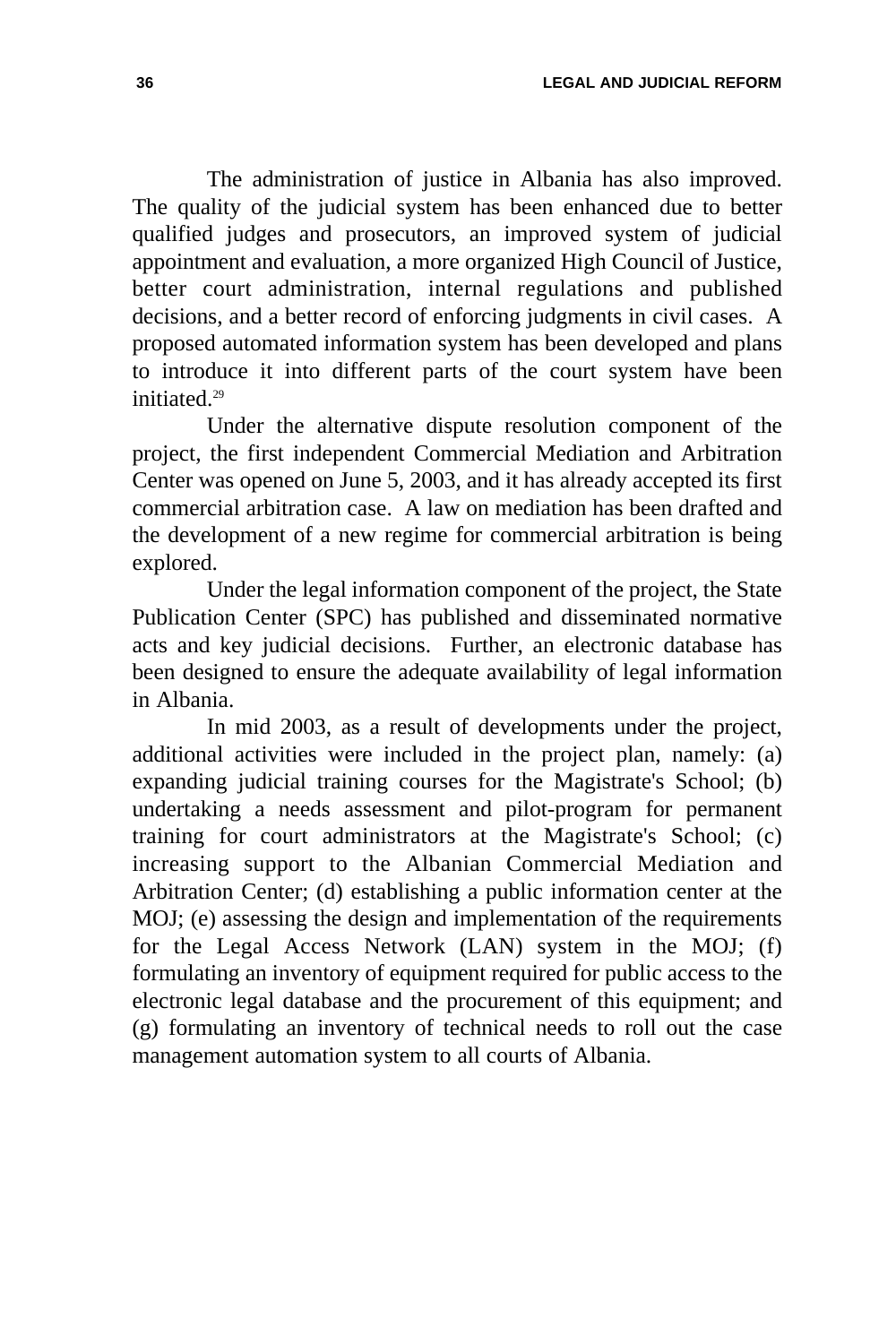The administration of justice in Albania has also improved. The quality of the judicial system has been enhanced due to better qualified judges and prosecutors, an improved system of judicial appointment and evaluation, a more organized High Council of Justice, better court administration, internal regulations and published decisions, and a better record of enforcing judgments in civil cases. A proposed automated information system has been developed and plans to introduce it into different parts of the court system have been initiated.[29]

Under the alternative dispute resolution component of the project, the first independent Commercial Mediation and Arbitration Center was opened on June 5, 2003, and it has already accepted its first commercial arbitration case. A law on mediation has been drafted and the development of a new regime for commercial arbitration is being explored.

Under the legal information component of the project, the State Publication Center (SPC) has published and disseminated normative acts and key judicial decisions. Further, an electronic database has been designed to ensure the adequate availability of legal information in Albania.

In mid 2003, as a result of developments under the project, additional activities were included in the project plan, namely: (a) expanding judicial training courses for the Magistrate's School; (b) undertaking a needs assessment and pilot-program for permanent training for court administrators at the Magistrate's School; (c) increasing support to the Albanian Commercial Mediation and Arbitration Center; (d) establishing a public information center at the MOJ; (e) assessing the design and implementation of the requirements for the Legal Access Network (LAN) system in the MOJ; (f) formulating an inventory of equipment required for public access to the electronic legal database and the procurement of this equipment; and (g) formulating an inventory of technical needs to roll out the case management automation system to all courts of Albania.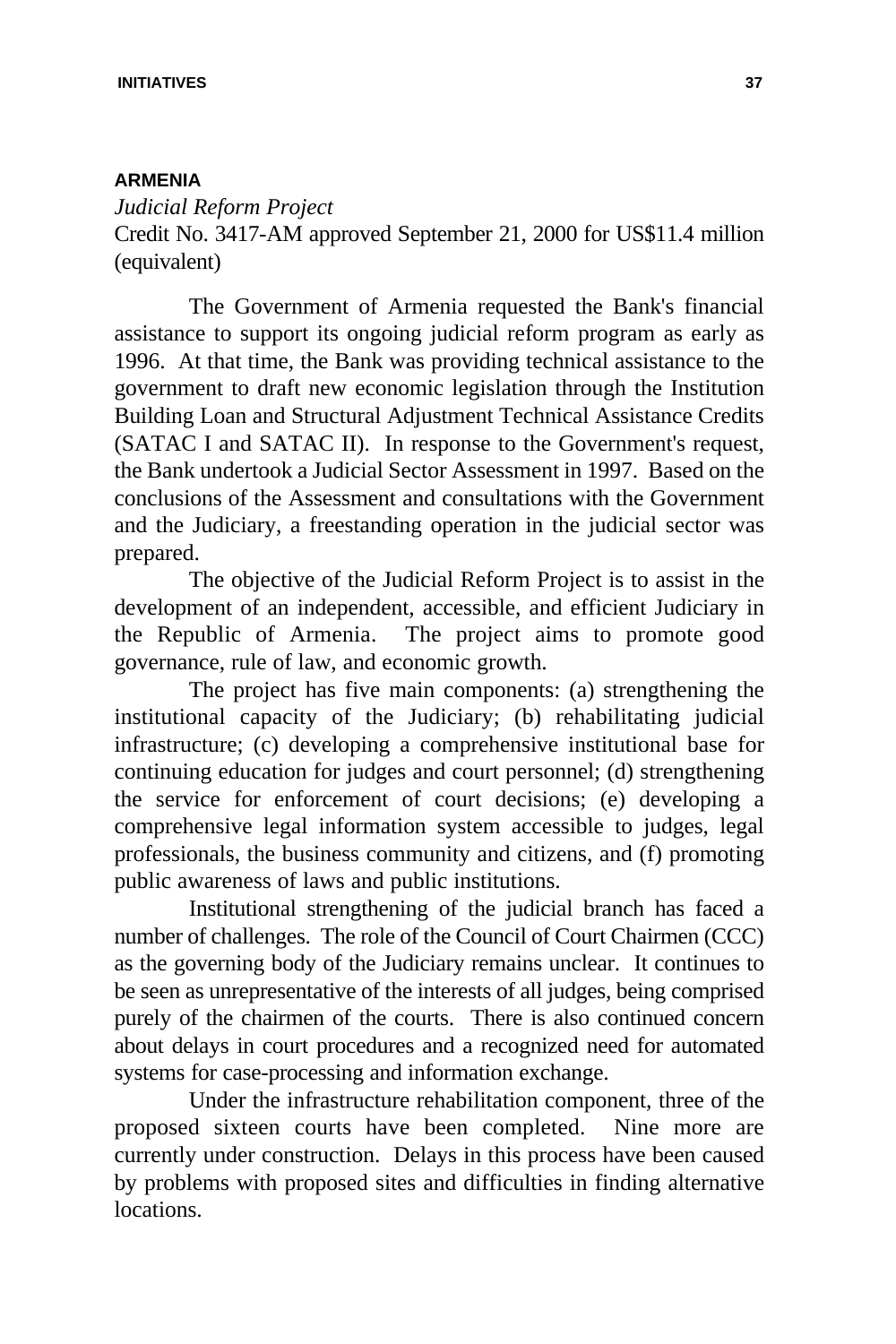## ARMENIA

*Judicial Reform Project*

Credit No. 3417-AM approved September 21, 2000 for US$11.4 million (equivalent)

The Government of Armenia requested the Bank's financial assistance to support its ongoing judicial reform program as early as 1996. At that time, the Bank was providing technical assistance to the government to draft new economic legislation through the Institution Building Loan and Structural Adjustment Technical Assistance Credits (SATAC I and SATAC II). In response to the Government's request, the Bank undertook a Judicial Sector Assessment in 1997. Based on the conclusions of the Assessment and consultations with the Government and the Judiciary, a freestanding operation in the judicial sector was prepared.

The objective of the Judicial Reform Project is to assist in the development of an independent, accessible, and efficient Judiciary in the Republic of Armenia. The project aims to promote good governance, rule of law, and economic growth.

The project has five main components: (a) strengthening the institutional capacity of the Judiciary; (b) rehabilitating judicial infrastructure; (c) developing a comprehensive institutional base for continuing education for judges and court personnel; (d) strengthening the service for enforcement of court decisions; (e) developing a comprehensive legal information system accessible to judges, legal professionals, the business community and citizens, and (f) promoting public awareness of laws and public institutions.

Institutional strengthening of the judicial branch has faced a number of challenges. The role of the Council of Court Chairmen (CCC) as the governing body of the Judiciary remains unclear. It continues to be seen as unrepresentative of the interests of all judges, being comprised purely of the chairmen of the courts. There is also continued concern about delays in court procedures and a recognized need for automated systems for case-processing and information exchange.

Under the infrastructure rehabilitation component, three of the proposed sixteen courts have been completed. Nine more are currently under construction. Delays in this process have been caused by problems with proposed sites and difficulties in finding alternative locations.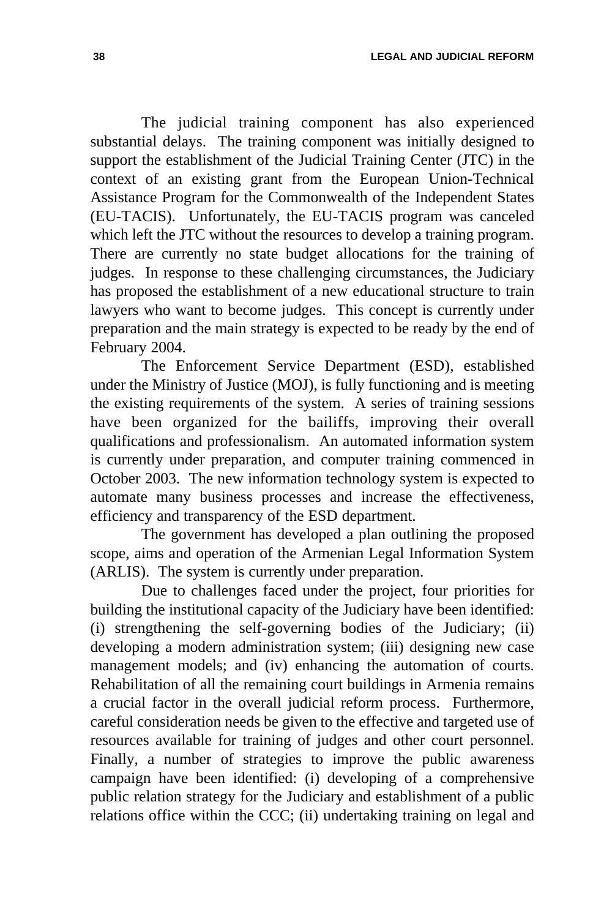The judicial training component has also experienced substantial delays. The training component was initially designed to support the establishment of the Judicial Training Center (JTC) in the context of an existing grant from the European Union-Technical Assistance Program for the Commonwealth of the Independent States (EU-TACIS). Unfortunately, the EU-TACIS program was canceled which left the JTC without the resources to develop a training program. There are currently no state budget allocations for the training of judges. In response to these challenging circumstances, the Judiciary has proposed the establishment of a new educational structure to train lawyers who want to become judges. This concept is currently under preparation and the main strategy is expected to be ready by the end of February 2004.

The Enforcement Service Department (ESD), established under the Ministry of Justice (MOJ), is fully functioning and is meeting the existing requirements of the system. A series of training sessions have been organized for the bailiffs, improving their overall qualifications and professionalism. An automated information system is currently under preparation, and computer training commenced in October 2003. The new information technology system is expected to automate many business processes and increase the effectiveness, efficiency and transparency of the ESD department.

The government has developed a plan outlining the proposed scope, aims and operation of the Armenian Legal Information System (ARLIS). The system is currently under preparation.

Due to challenges faced under the project, four priorities for building the institutional capacity of the Judiciary have been identified: (i) strengthening the self-governing bodies of the Judiciary; (ii) developing a modern administration system; (iii) designing new case management models; and (iv) enhancing the automation of courts. Rehabilitation of all the remaining court buildings in Armenia remains a crucial factor in the overall judicial reform process. Furthermore, careful consideration needs be given to the effective and targeted use of resources available for training of judges and other court personnel. Finally, a number of strategies to improve the public awareness campaign have been identified: (i) developing of a comprehensive public relation strategy for the Judiciary and establishment of a public relations office within the CCC; (ii) undertaking training on legal and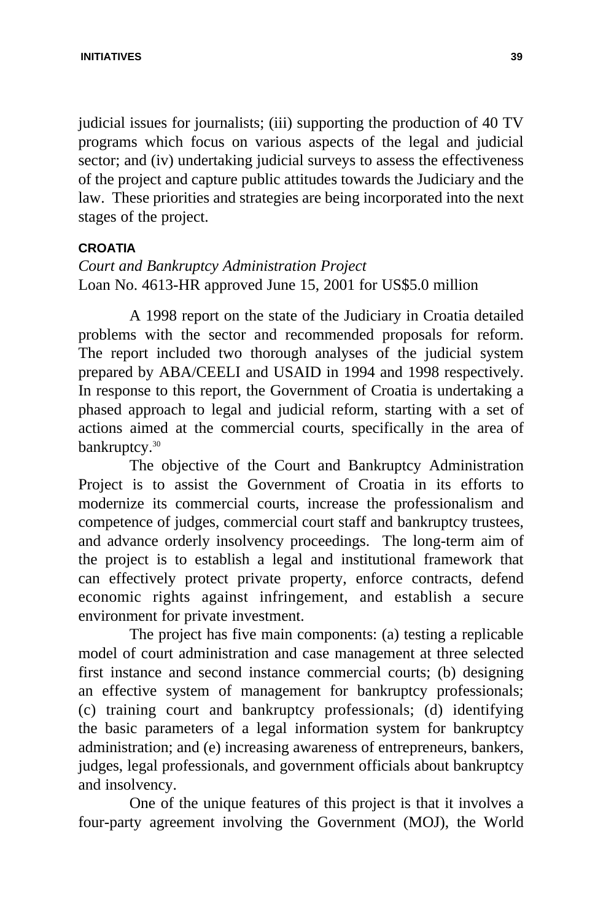judicial issues for journalists; (iii) supporting the production of 40 TV programs which focus on various aspects of the legal and judicial sector; and (iv) undertaking judicial surveys to assess the effectiveness of the project and capture public attitudes towards the Judiciary and the law. These priorities and strategies are being incorporated into the next stages of the project.

**CROATIA**

*Court and Bankruptcy Administration Project*
Loan No. 4613-HR approved June 15, 2001 for US$5.0 million

A 1998 report on the state of the Judiciary in Croatia detailed problems with the sector and recommended proposals for reform. The report included two thorough analyses of the judicial system prepared by ABA/CEELI and USAID in 1994 and 1998 respectively. In response to this report, the Government of Croatia is undertaking a phased approach to legal and judicial reform, starting with a set of actions aimed at the commercial courts, specifically in the area of bankruptcy.[30]

The objective of the Court and Bankruptcy Administration Project is to assist the Government of Croatia in its efforts to modernize its commercial courts, increase the professionalism and competence of judges, commercial court staff and bankruptcy trustees, and advance orderly insolvency proceedings. The long-term aim of the project is to establish a legal and institutional framework that can effectively protect private property, enforce contracts, defend economic rights against infringement, and establish a secure environment for private investment.

The project has five main components: (a) testing a replicable model of court administration and case management at three selected first instance and second instance commercial courts; (b) designing an effective system of management for bankruptcy professionals; (c) training court and bankruptcy professionals; (d) identifying the basic parameters of a legal information system for bankruptcy administration; and (e) increasing awareness of entrepreneurs, bankers, judges, legal professionals, and government officials about bankruptcy and insolvency.

One of the unique features of this project is that it involves a four-party agreement involving the Government (MOJ), the World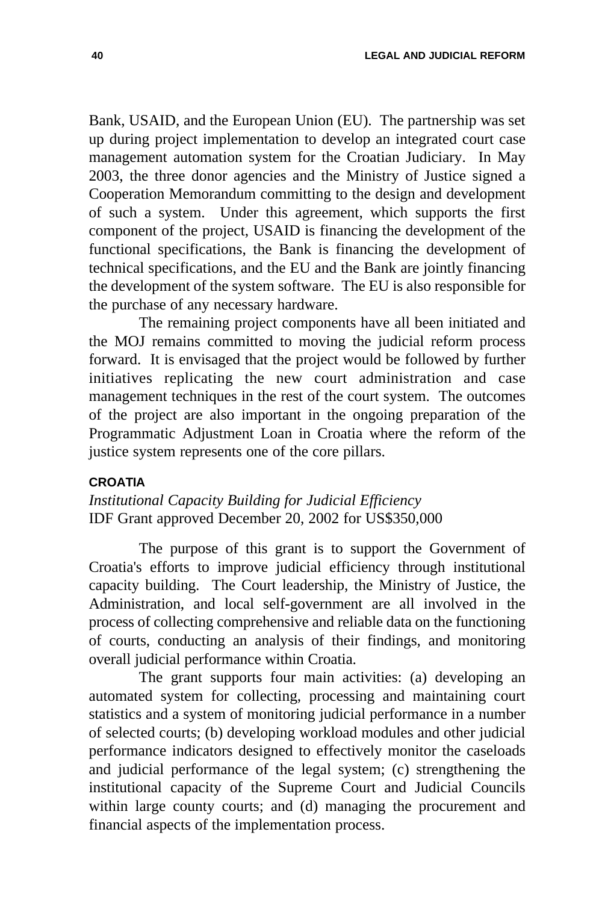Bank, USAID, and the European Union (EU). The partnership was set up during project implementation to develop an integrated court case management automation system for the Croatian Judiciary. In May 2003, the three donor agencies and the Ministry of Justice signed a Cooperation Memorandum committing to the design and development of such a system. Under this agreement, which supports the first component of the project, USAID is financing the development of the functional specifications, the Bank is financing the development of technical specifications, and the EU and the Bank are jointly financing the development of the system software. The EU is also responsible for the purchase of any necessary hardware.

The remaining project components have all been initiated and the MOJ remains committed to moving the judicial reform process forward. It is envisaged that the project would be followed by further initiatives replicating the new court administration and case management techniques in the rest of the court system. The outcomes of the project are also important in the ongoing preparation of the Programmatic Adjustment Loan in Croatia where the reform of the justice system represents one of the core pillars.

**CROATIA**

*Institutional Capacity Building for Judicial Efficiency*
IDF Grant approved December 20, 2002 for US$350,000

The purpose of this grant is to support the Government of Croatia's efforts to improve judicial efficiency through institutional capacity building. The Court leadership, the Ministry of Justice, the Administration, and local self-government are all involved in the process of collecting comprehensive and reliable data on the functioning of courts, conducting an analysis of their findings, and monitoring overall judicial performance within Croatia.

The grant supports four main activities: (a) developing an automated system for collecting, processing and maintaining court statistics and a system of monitoring judicial performance in a number of selected courts; (b) developing workload modules and other judicial performance indicators designed to effectively monitor the caseloads and judicial performance of the legal system; (c) strengthening the institutional capacity of the Supreme Court and Judicial Councils within large county courts; and (d) managing the procurement and financial aspects of the implementation process.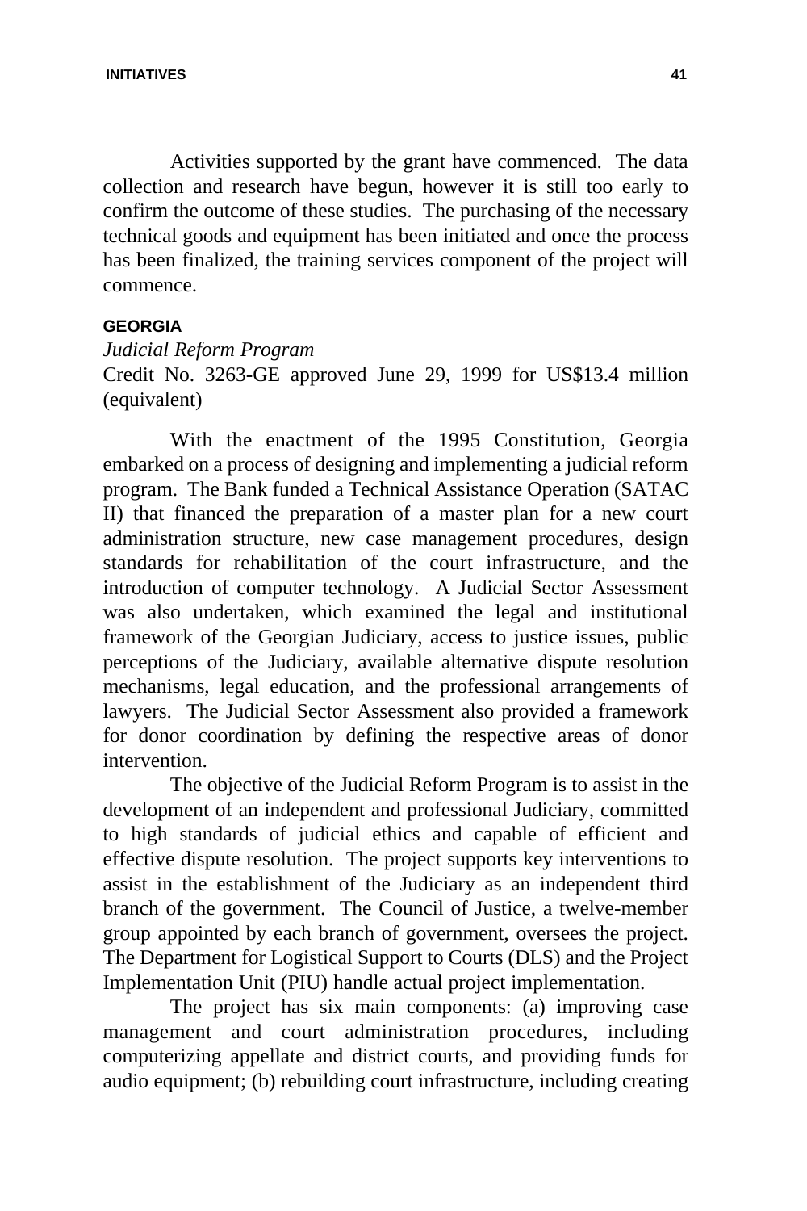Activities supported by the grant have commenced. The data collection and research have begun, however it is still too early to confirm the outcome of these studies. The purchasing of the necessary technical goods and equipment has been initiated and once the process has been finalized, the training services component of the project will commence.

### GEORGIA

*Judicial Reform Program*

Credit No. 3263-GE approved June 29, 1999 for US$13.4 million (equivalent)

With the enactment of the 1995 Constitution, Georgia embarked on a process of designing and implementing a judicial reform program. The Bank funded a Technical Assistance Operation (SATAC II) that financed the preparation of a master plan for a new court administration structure, new case management procedures, design standards for rehabilitation of the court infrastructure, and the introduction of computer technology. A Judicial Sector Assessment was also undertaken, which examined the legal and institutional framework of the Georgian Judiciary, access to justice issues, public perceptions of the Judiciary, available alternative dispute resolution mechanisms, legal education, and the professional arrangements of lawyers. The Judicial Sector Assessment also provided a framework for donor coordination by defining the respective areas of donor intervention.

The objective of the Judicial Reform Program is to assist in the development of an independent and professional Judiciary, committed to high standards of judicial ethics and capable of efficient and effective dispute resolution. The project supports key interventions to assist in the establishment of the Judiciary as an independent third branch of the government. The Council of Justice, a twelve-member group appointed by each branch of government, oversees the project. The Department for Logistical Support to Courts (DLS) and the Project Implementation Unit (PIU) handle actual project implementation.

The project has six main components: (a) improving case management and court administration procedures, including computerizing appellate and district courts, and providing funds for audio equipment; (b) rebuilding court infrastructure, including creating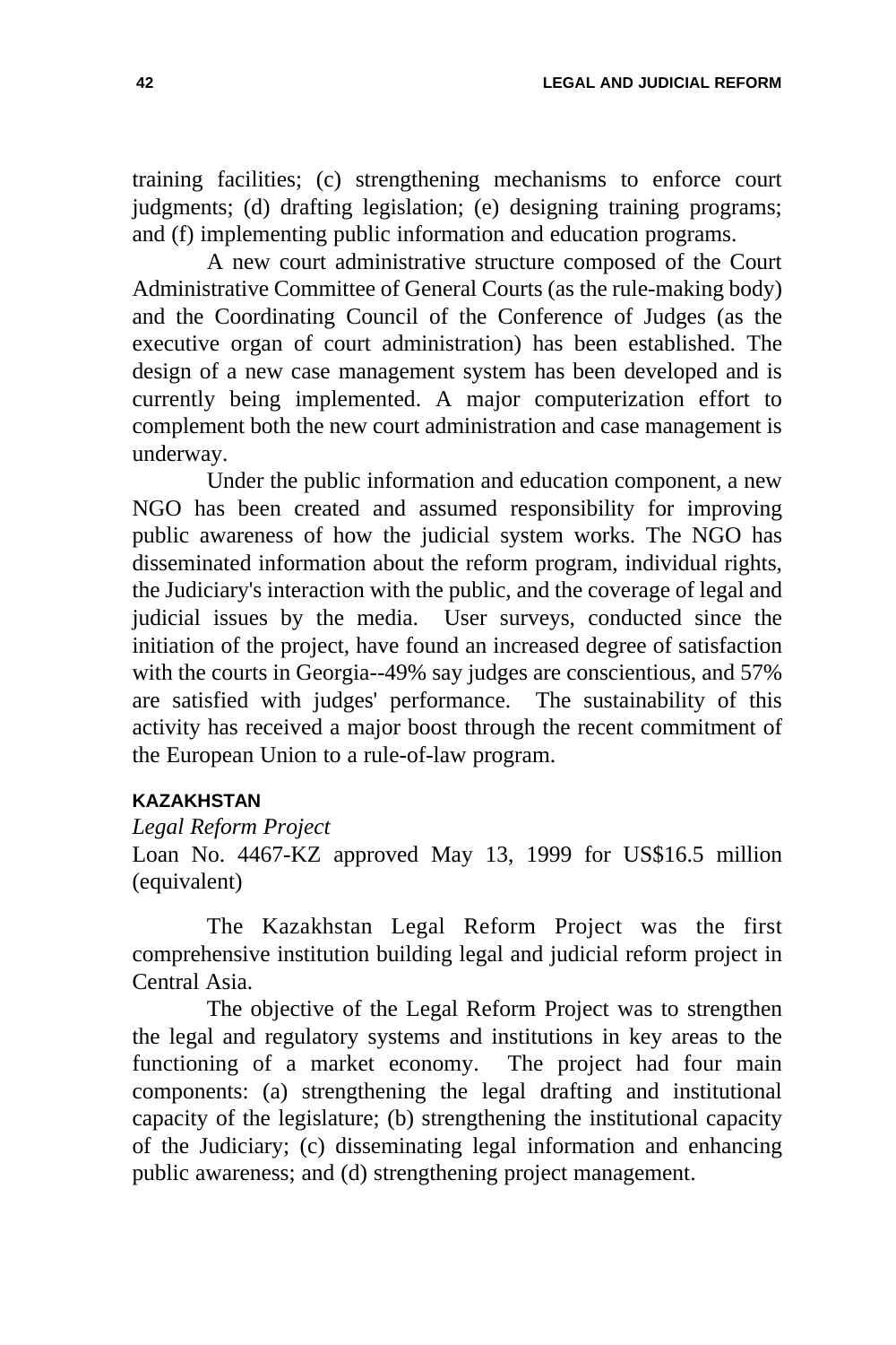training facilities; (c) strengthening mechanisms to enforce court judgments; (d) drafting legislation; (e) designing training programs; and (f) implementing public information and education programs.

A new court administrative structure composed of the Court Administrative Committee of General Courts (as the rule-making body) and the Coordinating Council of the Conference of Judges (as the executive organ of court administration) has been established. The design of a new case management system has been developed and is currently being implemented. A major computerization effort to complement both the new court administration and case management is underway.

Under the public information and education component, a new NGO has been created and assumed responsibility for improving public awareness of how the judicial system works. The NGO has disseminated information about the reform program, individual rights, the Judiciary's interaction with the public, and the coverage of legal and judicial issues by the media. User surveys, conducted since the initiation of the project, have found an increased degree of satisfaction with the courts in Georgia--49% say judges are conscientious, and 57% are satisfied with judges' performance. The sustainability of this activity has received a major boost through the recent commitment of the European Union to a rule-of-law program.

### KAZAKHSTAN

*Legal Reform Project*

Loan No. 4467-KZ approved May 13, 1999 for US$16.5 million (equivalent)

The Kazakhstan Legal Reform Project was the first comprehensive institution building legal and judicial reform project in Central Asia.

The objective of the Legal Reform Project was to strengthen the legal and regulatory systems and institutions in key areas to the functioning of a market economy. The project had four main components: (a) strengthening the legal drafting and institutional capacity of the legislature; (b) strengthening the institutional capacity of the Judiciary; (c) disseminating legal information and enhancing public awareness; and (d) strengthening project management.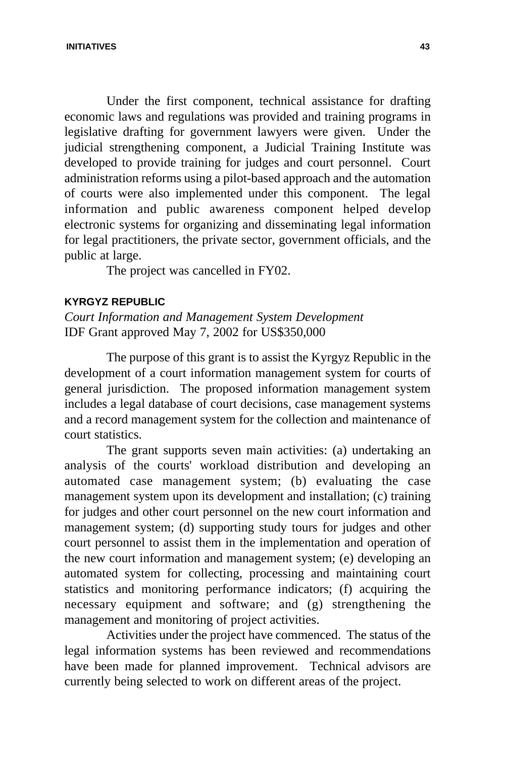Under the first component, technical assistance for drafting economic laws and regulations was provided and training programs in legislative drafting for government lawyers were given. Under the judicial strengthening component, a Judicial Training Institute was developed to provide training for judges and court personnel. Court administration reforms using a pilot-based approach and the automation of courts were also implemented under this component. The legal information and public awareness component helped develop electronic systems for organizing and disseminating legal information for legal practitioners, the private sector, government officials, and the public at large.

The project was cancelled in FY02.

### KYRGYZ REPUBLIC

*Court Information and Management System Development*
IDF Grant approved May 7, 2002 for US$350,000

The purpose of this grant is to assist the Kyrgyz Republic in the development of a court information management system for courts of general jurisdiction. The proposed information management system includes a legal database of court decisions, case management systems and a record management system for the collection and maintenance of court statistics.

The grant supports seven main activities: (a) undertaking an analysis of the courts' workload distribution and developing an automated case management system; (b) evaluating the case management system upon its development and installation; (c) training for judges and other court personnel on the new court information and management system; (d) supporting study tours for judges and other court personnel to assist them in the implementation and operation of the new court information and management system; (e) developing an automated system for collecting, processing and maintaining court statistics and monitoring performance indicators; (f) acquiring the necessary equipment and software; and (g) strengthening the management and monitoring of project activities.

Activities under the project have commenced. The status of the legal information systems has been reviewed and recommendations have been made for planned improvement. Technical advisors are currently being selected to work on different areas of the project.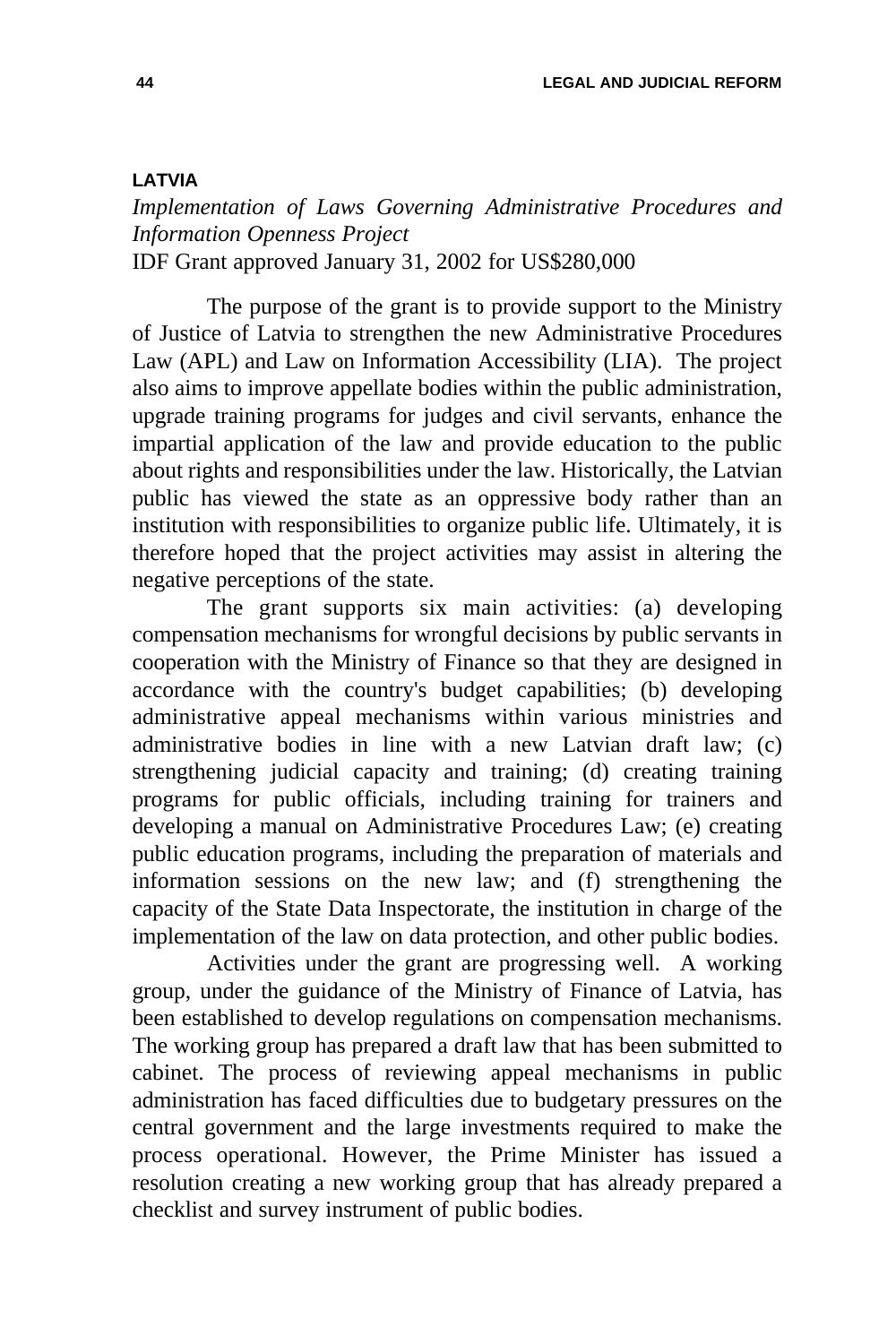## LATVIA

*Implementation of Laws Governing Administrative Procedures and Information Openness Project*
IDF Grant approved January 31, 2002 for US$280,000

The purpose of the grant is to provide support to the Ministry of Justice of Latvia to strengthen the new Administrative Procedures Law (APL) and Law on Information Accessibility (LIA). The project also aims to improve appellate bodies within the public administration, upgrade training programs for judges and civil servants, enhance the impartial application of the law and provide education to the public about rights and responsibilities under the law. Historically, the Latvian public has viewed the state as an oppressive body rather than an institution with responsibilities to organize public life. Ultimately, it is therefore hoped that the project activities may assist in altering the negative perceptions of the state.

The grant supports six main activities: (a) developing compensation mechanisms for wrongful decisions by public servants in cooperation with the Ministry of Finance so that they are designed in accordance with the country's budget capabilities; (b) developing administrative appeal mechanisms within various ministries and administrative bodies in line with a new Latvian draft law; (c) strengthening judicial capacity and training; (d) creating training programs for public officials, including training for trainers and developing a manual on Administrative Procedures Law; (e) creating public education programs, including the preparation of materials and information sessions on the new law; and (f) strengthening the capacity of the State Data Inspectorate, the institution in charge of the implementation of the law on data protection, and other public bodies.

Activities under the grant are progressing well. A working group, under the guidance of the Ministry of Finance of Latvia, has been established to develop regulations on compensation mechanisms. The working group has prepared a draft law that has been submitted to cabinet. The process of reviewing appeal mechanisms in public administration has faced difficulties due to budgetary pressures on the central government and the large investments required to make the process operational. However, the Prime Minister has issued a resolution creating a new working group that has already prepared a checklist and survey instrument of public bodies.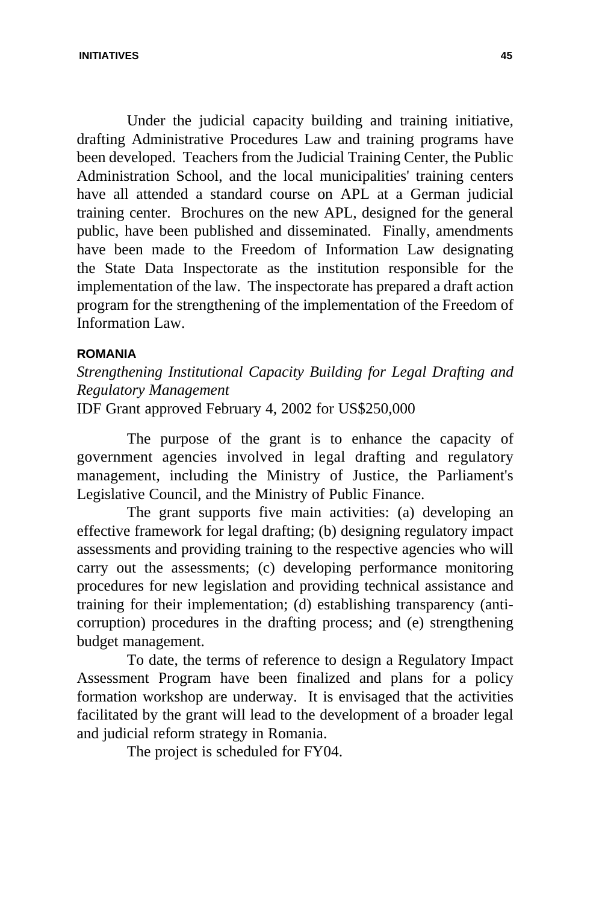Under the judicial capacity building and training initiative, drafting Administrative Procedures Law and training programs have been developed. Teachers from the Judicial Training Center, the Public Administration School, and the local municipalities' training centers have all attended a standard course on APL at a German judicial training center. Brochures on the new APL, designed for the general public, have been published and disseminated. Finally, amendments have been made to the Freedom of Information Law designating the State Data Inspectorate as the institution responsible for the implementation of the law. The inspectorate has prepared a draft action program for the strengthening of the implementation of the Freedom of Information Law.

### ROMANIA

*Strengthening Institutional Capacity Building for Legal Drafting and Regulatory Management*

IDF Grant approved February 4, 2002 for US$250,000

The purpose of the grant is to enhance the capacity of government agencies involved in legal drafting and regulatory management, including the Ministry of Justice, the Parliament's Legislative Council, and the Ministry of Public Finance.

The grant supports five main activities: (a) developing an effective framework for legal drafting; (b) designing regulatory impact assessments and providing training to the respective agencies who will carry out the assessments; (c) developing performance monitoring procedures for new legislation and providing technical assistance and training for their implementation; (d) establishing transparency (anti-corruption) procedures in the drafting process; and (e) strengthening budget management.

To date, the terms of reference to design a Regulatory Impact Assessment Program have been finalized and plans for a policy formation workshop are underway. It is envisaged that the activities facilitated by the grant will lead to the development of a broader legal and judicial reform strategy in Romania.

The project is scheduled for FY04.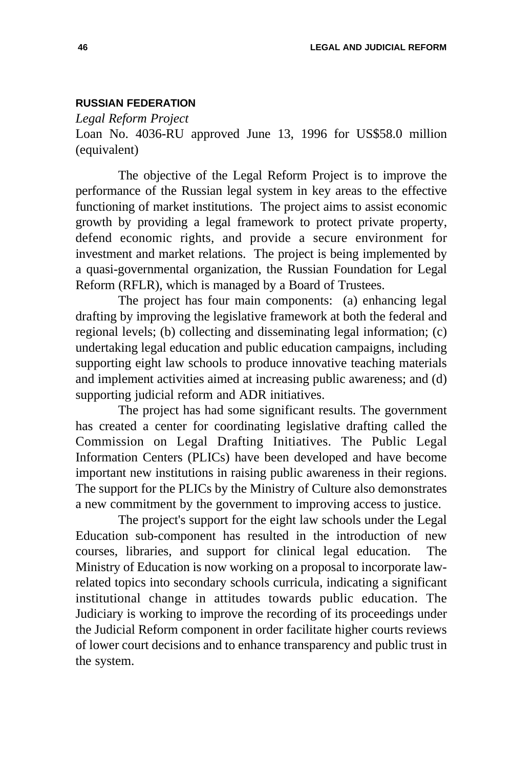**RUSSIAN FEDERATION**

*Legal Reform Project*

Loan No. 4036-RU approved June 13, 1996 for US$58.0 million (equivalent)

The objective of the Legal Reform Project is to improve the performance of the Russian legal system in key areas to the effective functioning of market institutions. The project aims to assist economic growth by providing a legal framework to protect private property, defend economic rights, and provide a secure environment for investment and market relations. The project is being implemented by a quasi-governmental organization, the Russian Foundation for Legal Reform (RFLR), which is managed by a Board of Trustees.

The project has four main components: (a) enhancing legal drafting by improving the legislative framework at both the federal and regional levels; (b) collecting and disseminating legal information; (c) undertaking legal education and public education campaigns, including supporting eight law schools to produce innovative teaching materials and implement activities aimed at increasing public awareness; and (d) supporting judicial reform and ADR initiatives.

The project has had some significant results. The government has created a center for coordinating legislative drafting called the Commission on Legal Drafting Initiatives. The Public Legal Information Centers (PLICs) have been developed and have become important new institutions in raising public awareness in their regions. The support for the PLICs by the Ministry of Culture also demonstrates a new commitment by the government to improving access to justice.

The project's support for the eight law schools under the Legal Education sub-component has resulted in the introduction of new courses, libraries, and support for clinical legal education. The Ministry of Education is now working on a proposal to incorporate law-related topics into secondary schools curricula, indicating a significant institutional change in attitudes towards public education. The Judiciary is working to improve the recording of its proceedings under the Judicial Reform component in order facilitate higher courts reviews of lower court decisions and to enhance transparency and public trust in the system.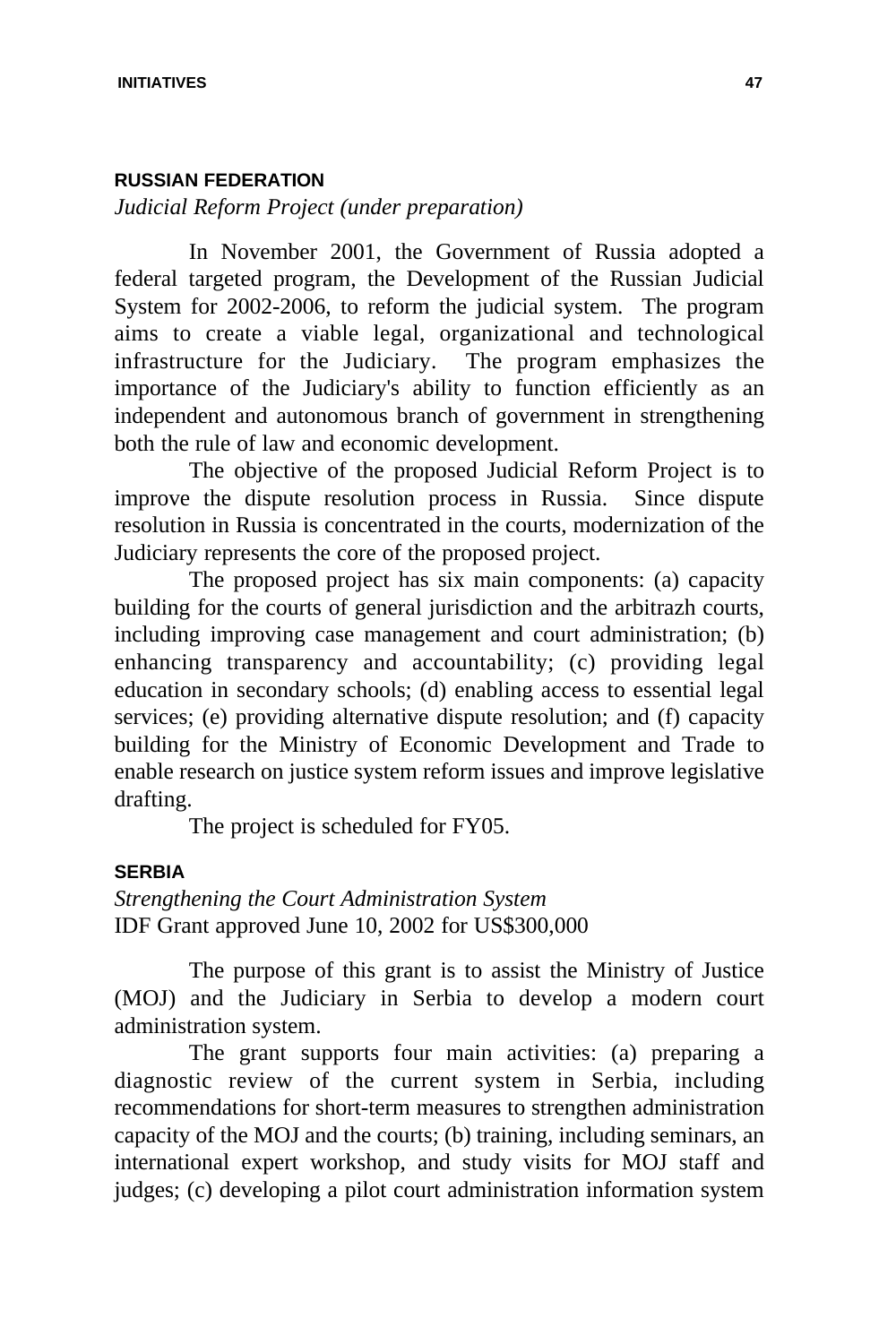## RUSSIAN FEDERATION

*Judicial Reform Project (under preparation)*

In November 2001, the Government of Russia adopted a federal targeted program, the Development of the Russian Judicial System for 2002-2006, to reform the judicial system. The program aims to create a viable legal, organizational and technological infrastructure for the Judiciary. The program emphasizes the importance of the Judiciary's ability to function efficiently as an independent and autonomous branch of government in strengthening both the rule of law and economic development.

The objective of the proposed Judicial Reform Project is to improve the dispute resolution process in Russia. Since dispute resolution in Russia is concentrated in the courts, modernization of the Judiciary represents the core of the proposed project.

The proposed project has six main components: (a) capacity building for the courts of general jurisdiction and the arbitrazh courts, including improving case management and court administration; (b) enhancing transparency and accountability; (c) providing legal education in secondary schools; (d) enabling access to essential legal services; (e) providing alternative dispute resolution; and (f) capacity building for the Ministry of Economic Development and Trade to enable research on justice system reform issues and improve legislative drafting.

The project is scheduled for FY05.

## SERBIA

*Strengthening the Court Administration System*
IDF Grant approved June 10, 2002 for US$300,000

The purpose of this grant is to assist the Ministry of Justice (MOJ) and the Judiciary in Serbia to develop a modern court administration system.

The grant supports four main activities: (a) preparing a diagnostic review of the current system in Serbia, including recommendations for short-term measures to strengthen administration capacity of the MOJ and the courts; (b) training, including seminars, an international expert workshop, and study visits for MOJ staff and judges; (c) developing a pilot court administration information system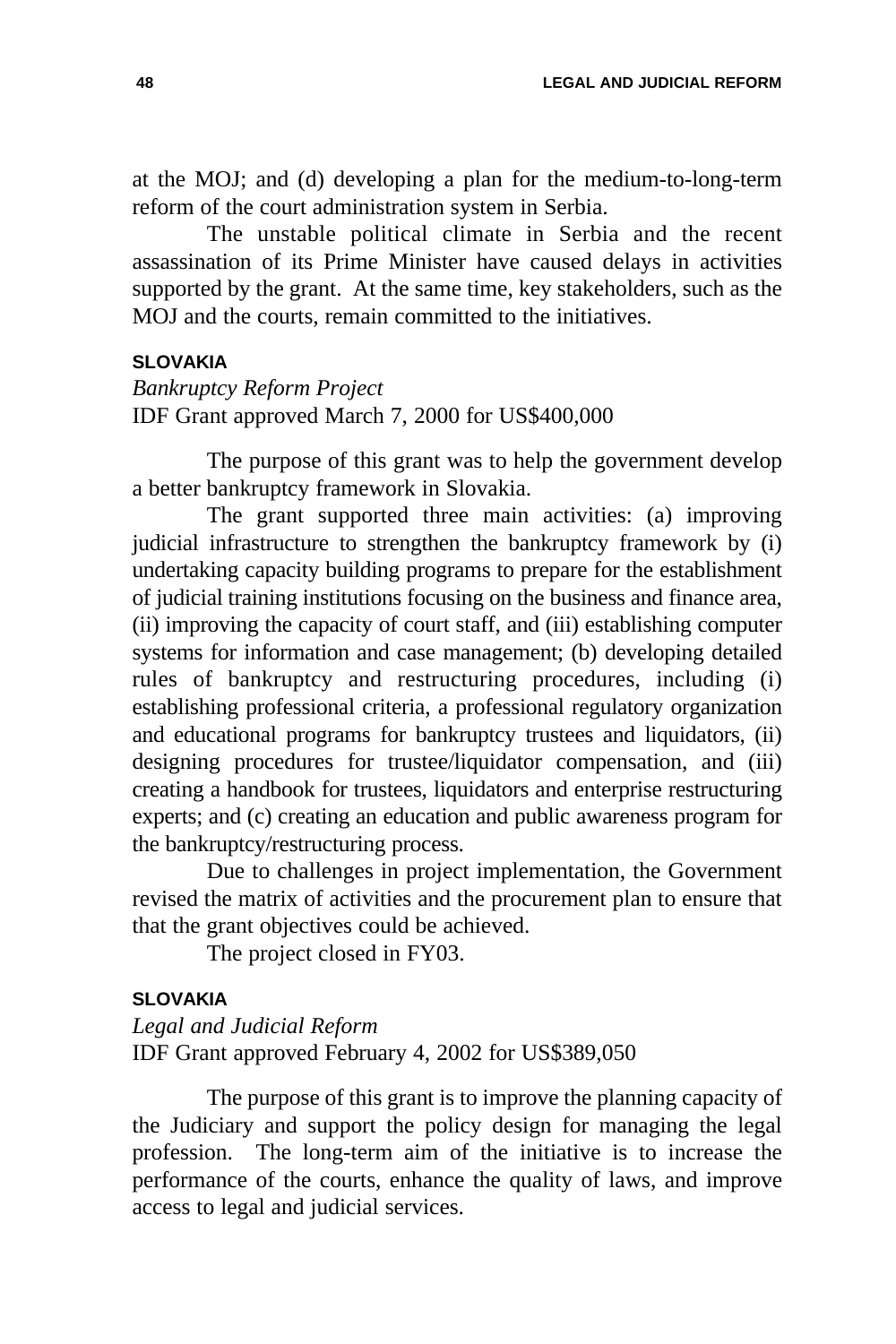at the MOJ; and (d) developing a plan for the medium-to-long-term reform of the court administration system in Serbia.

The unstable political climate in Serbia and the recent assassination of its Prime Minister have caused delays in activities supported by the grant. At the same time, key stakeholders, such as the MOJ and the courts, remain committed to the initiatives.

### SLOVAKIA

*Bankruptcy Reform Project*
IDF Grant approved March 7, 2000 for US$400,000

The purpose of this grant was to help the government develop a better bankruptcy framework in Slovakia.

The grant supported three main activities: (a) improving judicial infrastructure to strengthen the bankruptcy framework by (i) undertaking capacity building programs to prepare for the establishment of judicial training institutions focusing on the business and finance area, (ii) improving the capacity of court staff, and (iii) establishing computer systems for information and case management; (b) developing detailed rules of bankruptcy and restructuring procedures, including (i) establishing professional criteria, a professional regulatory organization and educational programs for bankruptcy trustees and liquidators, (ii) designing procedures for trustee/liquidator compensation, and (iii) creating a handbook for trustees, liquidators and enterprise restructuring experts; and (c) creating an education and public awareness program for the bankruptcy/restructuring process.

Due to challenges in project implementation, the Government revised the matrix of activities and the procurement plan to ensure that that the grant objectives could be achieved.

The project closed in FY03.

### SLOVAKIA

*Legal and Judicial Reform*
IDF Grant approved February 4, 2002 for US$389,050

The purpose of this grant is to improve the planning capacity of the Judiciary and support the policy design for managing the legal profession. The long-term aim of the initiative is to increase the performance of the courts, enhance the quality of laws, and improve access to legal and judicial services.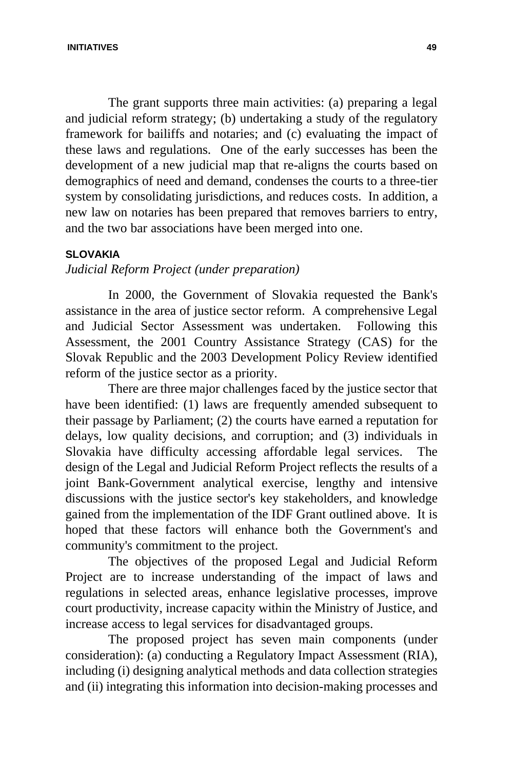The grant supports three main activities: (a) preparing a legal and judicial reform strategy; (b) undertaking a study of the regulatory framework for bailiffs and notaries; and (c) evaluating the impact of these laws and regulations. One of the early successes has been the development of a new judicial map that re-aligns the courts based on demographics of need and demand, condenses the courts to a three-tier system by consolidating jurisdictions, and reduces costs. In addition, a new law on notaries has been prepared that removes barriers to entry, and the two bar associations have been merged into one.

### SLOVAKIA

*Judicial Reform Project (under preparation)*

In 2000, the Government of Slovakia requested the Bank's assistance in the area of justice sector reform. A comprehensive Legal and Judicial Sector Assessment was undertaken. Following this Assessment, the 2001 Country Assistance Strategy (CAS) for the Slovak Republic and the 2003 Development Policy Review identified reform of the justice sector as a priority.

There are three major challenges faced by the justice sector that have been identified: (1) laws are frequently amended subsequent to their passage by Parliament; (2) the courts have earned a reputation for delays, low quality decisions, and corruption; and (3) individuals in Slovakia have difficulty accessing affordable legal services. The design of the Legal and Judicial Reform Project reflects the results of a joint Bank-Government analytical exercise, lengthy and intensive discussions with the justice sector's key stakeholders, and knowledge gained from the implementation of the IDF Grant outlined above. It is hoped that these factors will enhance both the Government's and community's commitment to the project.

The objectives of the proposed Legal and Judicial Reform Project are to increase understanding of the impact of laws and regulations in selected areas, enhance legislative processes, improve court productivity, increase capacity within the Ministry of Justice, and increase access to legal services for disadvantaged groups.

The proposed project has seven main components (under consideration): (a) conducting a Regulatory Impact Assessment (RIA), including (i) designing analytical methods and data collection strategies and (ii) integrating this information into decision-making processes and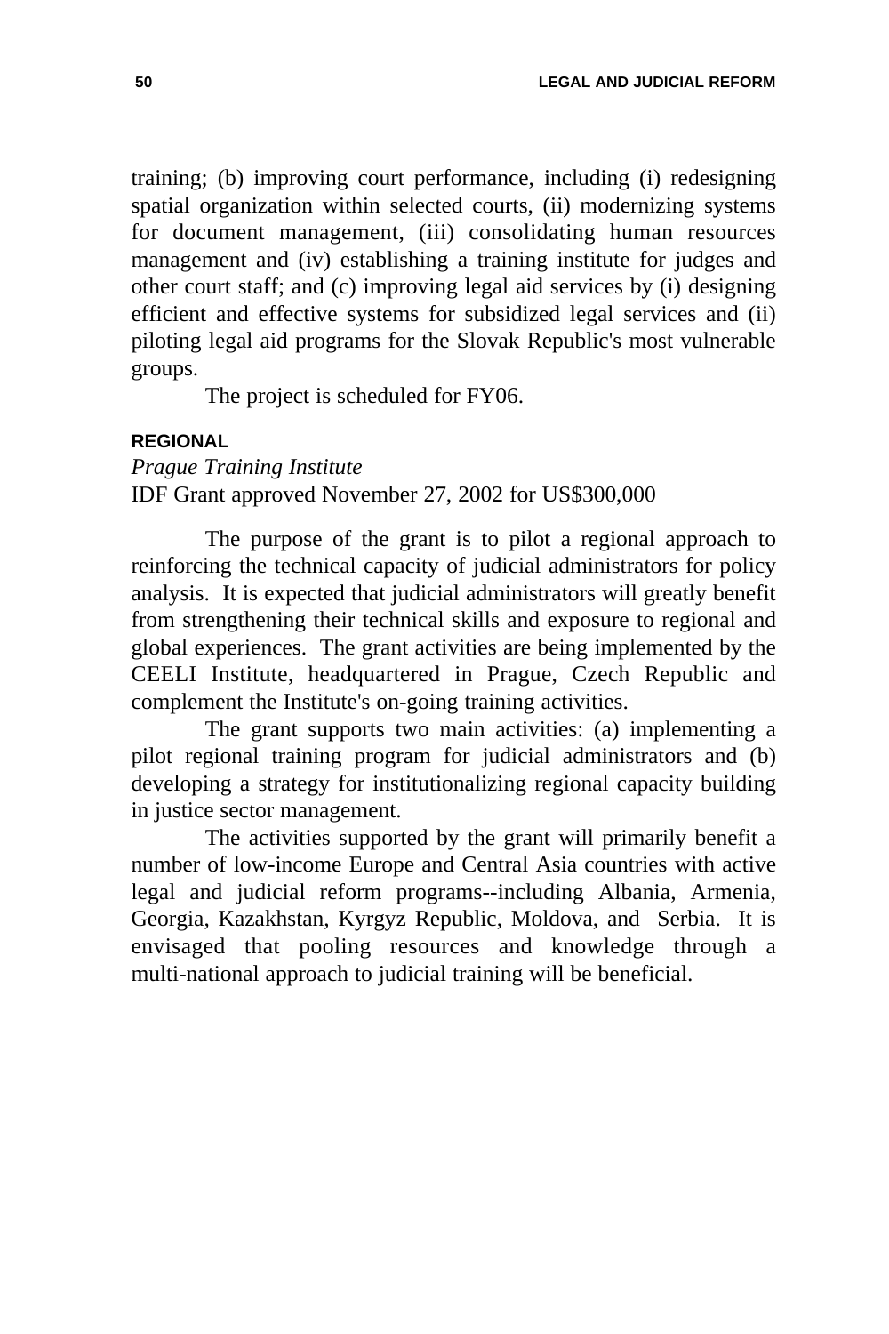training; (b) improving court performance, including (i) redesigning spatial organization within selected courts, (ii) modernizing systems for document management, (iii) consolidating human resources management and (iv) establishing a training institute for judges and other court staff; and (c) improving legal aid services by (i) designing efficient and effective systems for subsidized legal services and (ii) piloting legal aid programs for the Slovak Republic's most vulnerable groups.

The project is scheduled for FY06.

#### REGIONAL

*Prague Training Institute*
IDF Grant approved November 27, 2002 for US$300,000

The purpose of the grant is to pilot a regional approach to reinforcing the technical capacity of judicial administrators for policy analysis. It is expected that judicial administrators will greatly benefit from strengthening their technical skills and exposure to regional and global experiences. The grant activities are being implemented by the CEELI Institute, headquartered in Prague, Czech Republic and complement the Institute's on-going training activities.

The grant supports two main activities: (a) implementing a pilot regional training program for judicial administrators and (b) developing a strategy for institutionalizing regional capacity building in justice sector management.

The activities supported by the grant will primarily benefit a number of low-income Europe and Central Asia countries with active legal and judicial reform programs--including Albania, Armenia, Georgia, Kazakhstan, Kyrgyz Republic, Moldova, and Serbia. It is envisaged that pooling resources and knowledge through a multi-national approach to judicial training will be beneficial.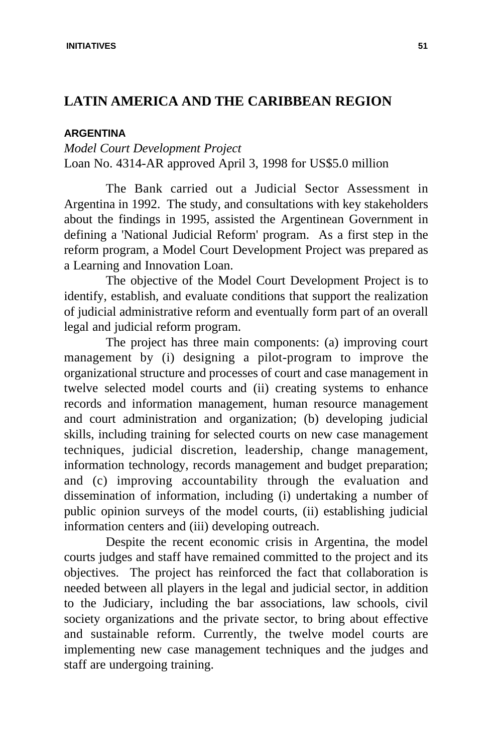## LATIN AMERICA AND THE CARIBBEAN REGION

### ARGENTINA

*Model Court Development Project*

Loan No. 4314-AR approved April 3, 1998 for US$5.0 million

The Bank carried out a Judicial Sector Assessment in Argentina in 1992. The study, and consultations with key stakeholders about the findings in 1995, assisted the Argentinean Government in defining a 'National Judicial Reform' program. As a first step in the reform program, a Model Court Development Project was prepared as a Learning and Innovation Loan.

The objective of the Model Court Development Project is to identify, establish, and evaluate conditions that support the realization of judicial administrative reform and eventually form part of an overall legal and judicial reform program.

The project has three main components: (a) improving court management by (i) designing a pilot-program to improve the organizational structure and processes of court and case management in twelve selected model courts and (ii) creating systems to enhance records and information management, human resource management and court administration and organization; (b) developing judicial skills, including training for selected courts on new case management techniques, judicial discretion, leadership, change management, information technology, records management and budget preparation; and (c) improving accountability through the evaluation and dissemination of information, including (i) undertaking a number of public opinion surveys of the model courts, (ii) establishing judicial information centers and (iii) developing outreach.

Despite the recent economic crisis in Argentina, the model courts judges and staff have remained committed to the project and its objectives. The project has reinforced the fact that collaboration is needed between all players in the legal and judicial sector, in addition to the Judiciary, including the bar associations, law schools, civil society organizations and the private sector, to bring about effective and sustainable reform. Currently, the twelve model courts are implementing new case management techniques and the judges and staff are undergoing training.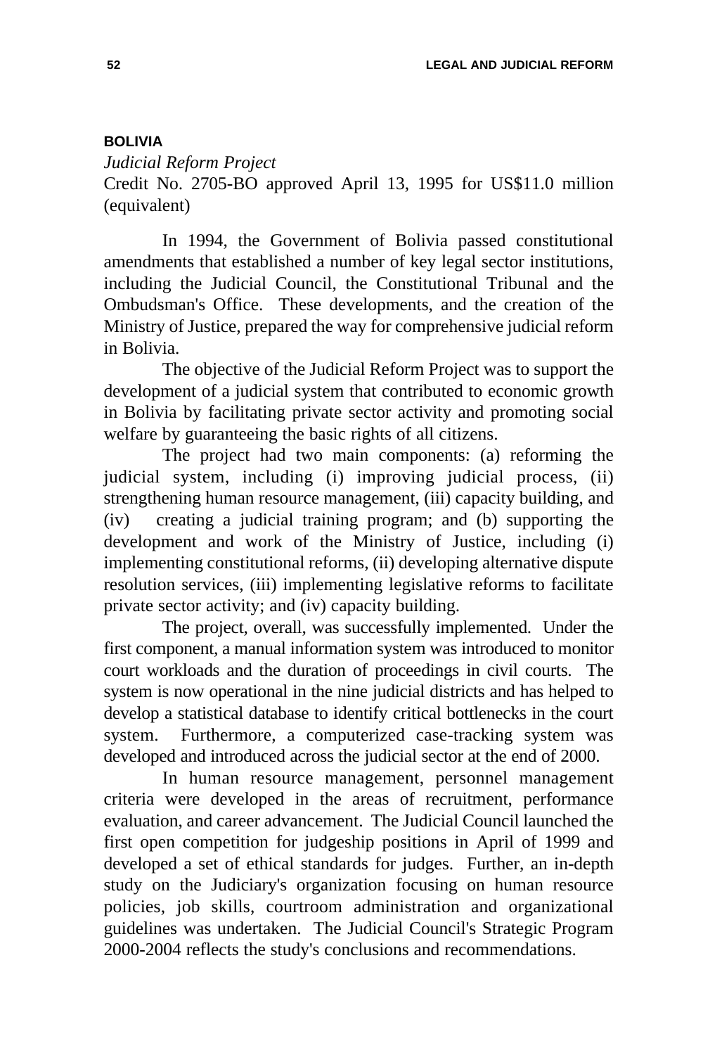## BOLIVIA

*Judicial Reform Project*

Credit No. 2705-BO approved April 13, 1995 for US$11.0 million (equivalent)

In 1994, the Government of Bolivia passed constitutional amendments that established a number of key legal sector institutions, including the Judicial Council, the Constitutional Tribunal and the Ombudsman's Office. These developments, and the creation of the Ministry of Justice, prepared the way for comprehensive judicial reform in Bolivia.

The objective of the Judicial Reform Project was to support the development of a judicial system that contributed to economic growth in Bolivia by facilitating private sector activity and promoting social welfare by guaranteeing the basic rights of all citizens.

The project had two main components: (a) reforming the judicial system, including (i) improving judicial process, (ii) strengthening human resource management, (iii) capacity building, and (iv) creating a judicial training program; and (b) supporting the development and work of the Ministry of Justice, including (i) implementing constitutional reforms, (ii) developing alternative dispute resolution services, (iii) implementing legislative reforms to facilitate private sector activity; and (iv) capacity building.

The project, overall, was successfully implemented. Under the first component, a manual information system was introduced to monitor court workloads and the duration of proceedings in civil courts. The system is now operational in the nine judicial districts and has helped to develop a statistical database to identify critical bottlenecks in the court system. Furthermore, a computerized case-tracking system was developed and introduced across the judicial sector at the end of 2000.

In human resource management, personnel management criteria were developed in the areas of recruitment, performance evaluation, and career advancement. The Judicial Council launched the first open competition for judgeship positions in April of 1999 and developed a set of ethical standards for judges. Further, an in-depth study on the Judiciary's organization focusing on human resource policies, job skills, courtroom administration and organizational guidelines was undertaken. The Judicial Council's Strategic Program 2000-2004 reflects the study's conclusions and recommendations.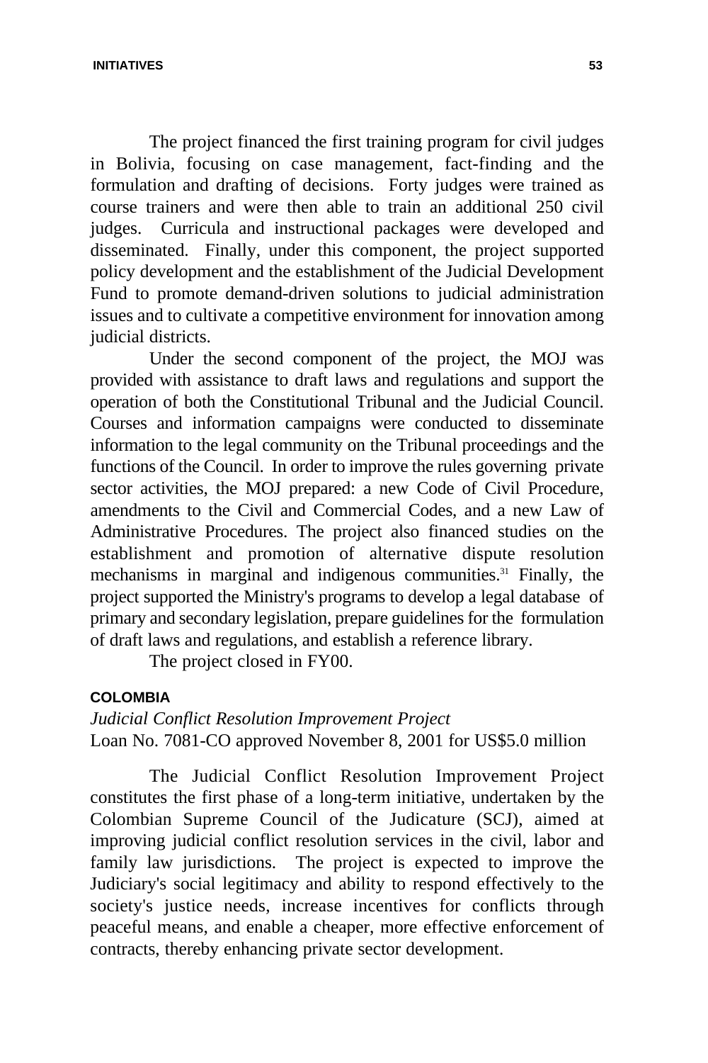The project financed the first training program for civil judges in Bolivia, focusing on case management, fact-finding and the formulation and drafting of decisions. Forty judges were trained as course trainers and were then able to train an additional 250 civil judges. Curricula and instructional packages were developed and disseminated. Finally, under this component, the project supported policy development and the establishment of the Judicial Development Fund to promote demand-driven solutions to judicial administration issues and to cultivate a competitive environment for innovation among judicial districts.

Under the second component of the project, the MOJ was provided with assistance to draft laws and regulations and support the operation of both the Constitutional Tribunal and the Judicial Council. Courses and information campaigns were conducted to disseminate information to the legal community on the Tribunal proceedings and the functions of the Council. In order to improve the rules governing private sector activities, the MOJ prepared: a new Code of Civil Procedure, amendments to the Civil and Commercial Codes, and a new Law of Administrative Procedures. The project also financed studies on the establishment and promotion of alternative dispute resolution mechanisms in marginal and indigenous communities.[31] Finally, the project supported the Ministry's programs to develop a legal database of primary and secondary legislation, prepare guidelines for the formulation of draft laws and regulations, and establish a reference library.

The project closed in FY00.

### COLOMBIA

*Judicial Conflict Resolution Improvement Project*
Loan No. 7081-CO approved November 8, 2001 for US$5.0 million

The Judicial Conflict Resolution Improvement Project constitutes the first phase of a long-term initiative, undertaken by the Colombian Supreme Council of the Judicature (SCJ), aimed at improving judicial conflict resolution services in the civil, labor and family law jurisdictions. The project is expected to improve the Judiciary's social legitimacy and ability to respond effectively to the society's justice needs, increase incentives for conflicts through peaceful means, and enable a cheaper, more effective enforcement of contracts, thereby enhancing private sector development.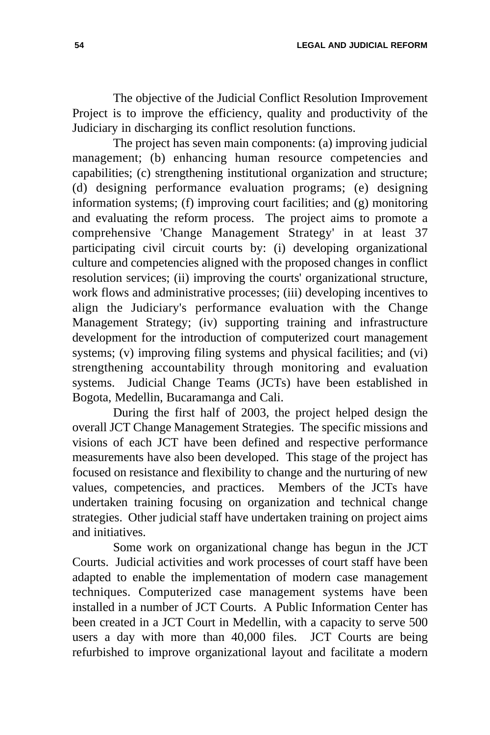The objective of the Judicial Conflict Resolution Improvement Project is to improve the efficiency, quality and productivity of the Judiciary in discharging its conflict resolution functions.

The project has seven main components: (a) improving judicial management; (b) enhancing human resource competencies and capabilities; (c) strengthening institutional organization and structure; (d) designing performance evaluation programs; (e) designing information systems; (f) improving court facilities; and (g) monitoring and evaluating the reform process. The project aims to promote a comprehensive 'Change Management Strategy' in at least 37 participating civil circuit courts by: (i) developing organizational culture and competencies aligned with the proposed changes in conflict resolution services; (ii) improving the courts' organizational structure, work flows and administrative processes; (iii) developing incentives to align the Judiciary's performance evaluation with the Change Management Strategy; (iv) supporting training and infrastructure development for the introduction of computerized court management systems; (v) improving filing systems and physical facilities; and (vi) strengthening accountability through monitoring and evaluation systems. Judicial Change Teams (JCTs) have been established in Bogota, Medellin, Bucaramanga and Cali.

During the first half of 2003, the project helped design the overall JCT Change Management Strategies. The specific missions and visions of each JCT have been defined and respective performance measurements have also been developed. This stage of the project has focused on resistance and flexibility to change and the nurturing of new values, competencies, and practices. Members of the JCTs have undertaken training focusing on organization and technical change strategies. Other judicial staff have undertaken training on project aims and initiatives.

Some work on organizational change has begun in the JCT Courts. Judicial activities and work processes of court staff have been adapted to enable the implementation of modern case management techniques. Computerized case management systems have been installed in a number of JCT Courts. A Public Information Center has been created in a JCT Court in Medellin, with a capacity to serve 500 users a day with more than 40,000 files. JCT Courts are being refurbished to improve organizational layout and facilitate a modern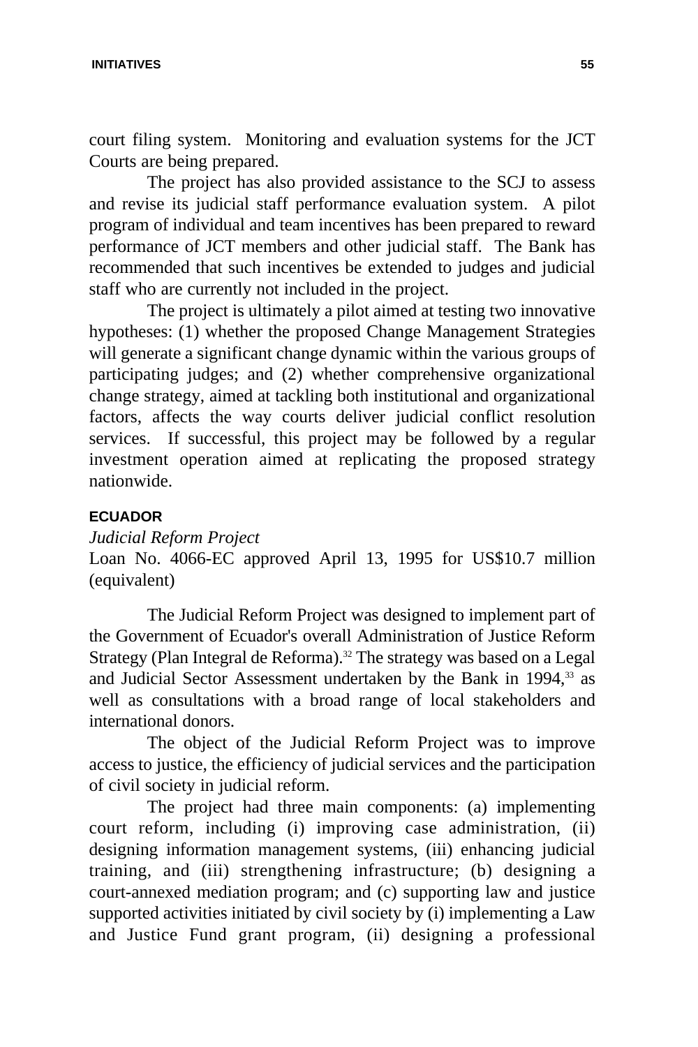court filing system. Monitoring and evaluation systems for the JCT Courts are being prepared.

The project has also provided assistance to the SCJ to assess and revise its judicial staff performance evaluation system. A pilot program of individual and team incentives has been prepared to reward performance of JCT members and other judicial staff. The Bank has recommended that such incentives be extended to judges and judicial staff who are currently not included in the project.

The project is ultimately a pilot aimed at testing two innovative hypotheses: (1) whether the proposed Change Management Strategies will generate a significant change dynamic within the various groups of participating judges; and (2) whether comprehensive organizational change strategy, aimed at tackling both institutional and organizational factors, affects the way courts deliver judicial conflict resolution services. If successful, this project may be followed by a regular investment operation aimed at replicating the proposed strategy nationwide.

### ECUADOR

*Judicial Reform Project*

Loan No. 4066-EC approved April 13, 1995 for US$10.7 million (equivalent)

The Judicial Reform Project was designed to implement part of the Government of Ecuador's overall Administration of Justice Reform Strategy (Plan Integral de Reforma).[32] The strategy was based on a Legal and Judicial Sector Assessment undertaken by the Bank in 1994,[33] as well as consultations with a broad range of local stakeholders and international donors.

The object of the Judicial Reform Project was to improve access to justice, the efficiency of judicial services and the participation of civil society in judicial reform.

The project had three main components: (a) implementing court reform, including (i) improving case administration, (ii) designing information management systems, (iii) enhancing judicial training, and (iii) strengthening infrastructure; (b) designing a court-annexed mediation program; and (c) supporting law and justice supported activities initiated by civil society by (i) implementing a Law and Justice Fund grant program, (ii) designing a professional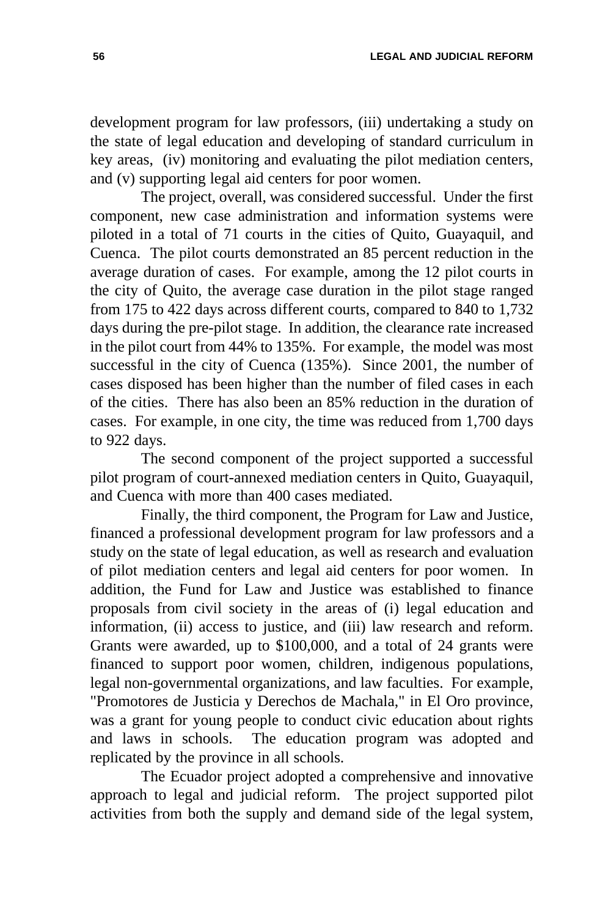development program for law professors, (iii) undertaking a study on the state of legal education and developing of standard curriculum in key areas, (iv) monitoring and evaluating the pilot mediation centers, and (v) supporting legal aid centers for poor women.

The project, overall, was considered successful. Under the first component, new case administration and information systems were piloted in a total of 71 courts in the cities of Quito, Guayaquil, and Cuenca. The pilot courts demonstrated an 85 percent reduction in the average duration of cases. For example, among the 12 pilot courts in the city of Quito, the average case duration in the pilot stage ranged from 175 to 422 days across different courts, compared to 840 to 1,732 days during the pre-pilot stage. In addition, the clearance rate increased in the pilot court from 44% to 135%. For example, the model was most successful in the city of Cuenca (135%). Since 2001, the number of cases disposed has been higher than the number of filed cases in each of the cities. There has also been an 85% reduction in the duration of cases. For example, in one city, the time was reduced from 1,700 days to 922 days.

The second component of the project supported a successful pilot program of court-annexed mediation centers in Quito, Guayaquil, and Cuenca with more than 400 cases mediated.

Finally, the third component, the Program for Law and Justice, financed a professional development program for law professors and a study on the state of legal education, as well as research and evaluation of pilot mediation centers and legal aid centers for poor women. In addition, the Fund for Law and Justice was established to finance proposals from civil society in the areas of (i) legal education and information, (ii) access to justice, and (iii) law research and reform. Grants were awarded, up to $100,000, and a total of 24 grants were financed to support poor women, children, indigenous populations, legal non-governmental organizations, and law faculties. For example, "Promotores de Justicia y Derechos de Machala," in El Oro province, was a grant for young people to conduct civic education about rights and laws in schools. The education program was adopted and replicated by the province in all schools.

The Ecuador project adopted a comprehensive and innovative approach to legal and judicial reform. The project supported pilot activities from both the supply and demand side of the legal system,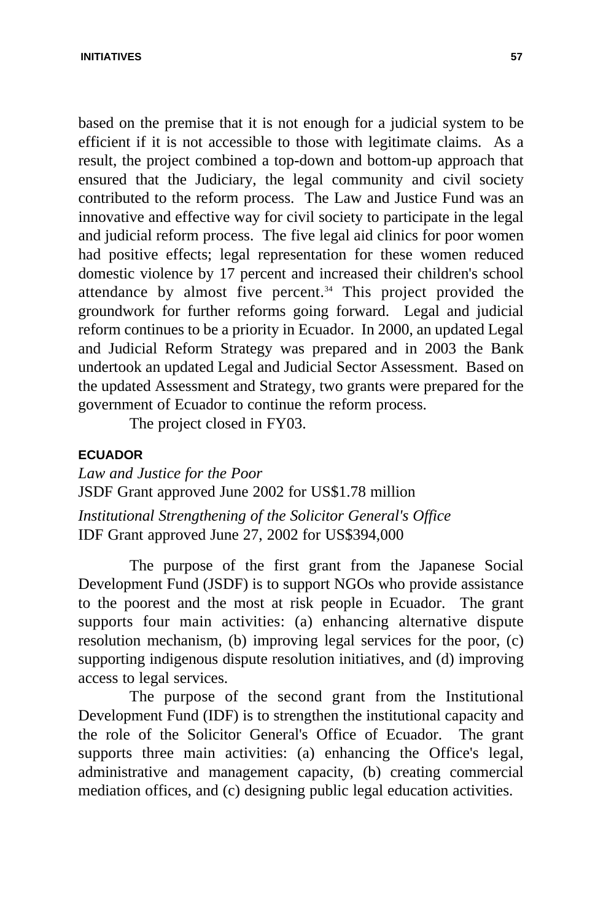based on the premise that it is not enough for a judicial system to be efficient if it is not accessible to those with legitimate claims. As a result, the project combined a top-down and bottom-up approach that ensured that the Judiciary, the legal community and civil society contributed to the reform process. The Law and Justice Fund was an innovative and effective way for civil society to participate in the legal and judicial reform process. The five legal aid clinics for poor women had positive effects; legal representation for these women reduced domestic violence by 17 percent and increased their children's school attendance by almost five percent.[34] This project provided the groundwork for further reforms going forward. Legal and judicial reform continues to be a priority in Ecuador. In 2000, an updated Legal and Judicial Reform Strategy was prepared and in 2003 the Bank undertook an updated Legal and Judicial Sector Assessment. Based on the updated Assessment and Strategy, two grants were prepared for the government of Ecuador to continue the reform process.

The project closed in FY03.

### ECUADOR

*Law and Justice for the Poor*
JSDF Grant approved June 2002 for US$1.78 million

*Institutional Strengthening of the Solicitor General's Office*
IDF Grant approved June 27, 2002 for US$394,000

The purpose of the first grant from the Japanese Social Development Fund (JSDF) is to support NGOs who provide assistance to the poorest and the most at risk people in Ecuador. The grant supports four main activities: (a) enhancing alternative dispute resolution mechanism, (b) improving legal services for the poor, (c) supporting indigenous dispute resolution initiatives, and (d) improving access to legal services.

The purpose of the second grant from the Institutional Development Fund (IDF) is to strengthen the institutional capacity and the role of the Solicitor General's Office of Ecuador. The grant supports three main activities: (a) enhancing the Office's legal, administrative and management capacity, (b) creating commercial mediation offices, and (c) designing public legal education activities.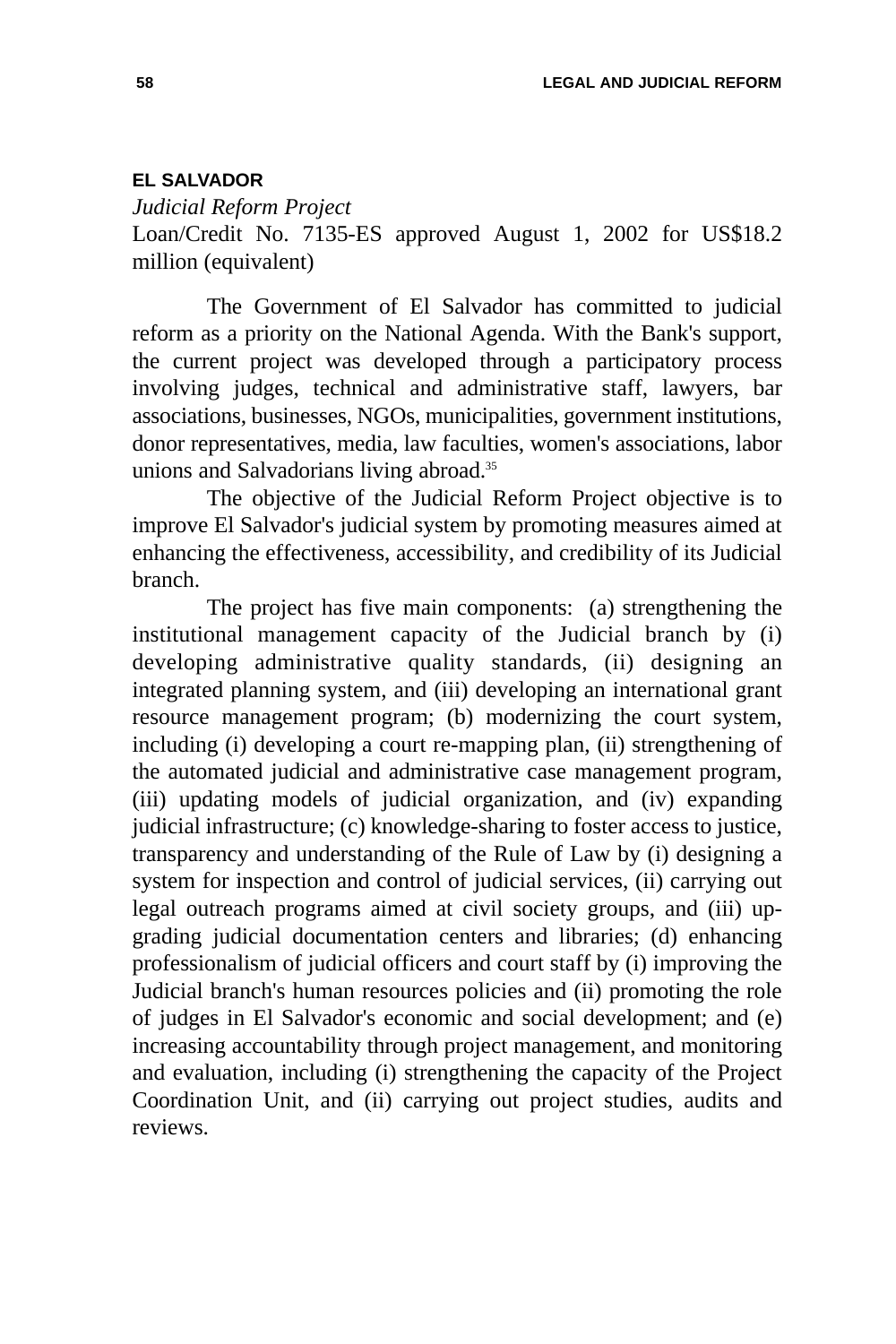## EL SALVADOR

*Judicial Reform Project*

Loan/Credit No. 7135-ES approved August 1, 2002 for US$18.2 million (equivalent)

The Government of El Salvador has committed to judicial reform as a priority on the National Agenda. With the Bank's support, the current project was developed through a participatory process involving judges, technical and administrative staff, lawyers, bar associations, businesses, NGOs, municipalities, government institutions, donor representatives, media, law faculties, women's associations, labor unions and Salvadorians living abroad.[35]

The objective of the Judicial Reform Project objective is to improve El Salvador's judicial system by promoting measures aimed at enhancing the effectiveness, accessibility, and credibility of its Judicial branch.

The project has five main components: (a) strengthening the institutional management capacity of the Judicial branch by (i) developing administrative quality standards, (ii) designing an integrated planning system, and (iii) developing an international grant resource management program; (b) modernizing the court system, including (i) developing a court re-mapping plan, (ii) strengthening of the automated judicial and administrative case management program, (iii) updating models of judicial organization, and (iv) expanding judicial infrastructure; (c) knowledge-sharing to foster access to justice, transparency and understanding of the Rule of Law by (i) designing a system for inspection and control of judicial services, (ii) carrying out legal outreach programs aimed at civil society groups, and (iii) up-grading judicial documentation centers and libraries; (d) enhancing professionalism of judicial officers and court staff by (i) improving the Judicial branch's human resources policies and (ii) promoting the role of judges in El Salvador's economic and social development; and (e) increasing accountability through project management, and monitoring and evaluation, including (i) strengthening the capacity of the Project Coordination Unit, and (ii) carrying out project studies, audits and reviews.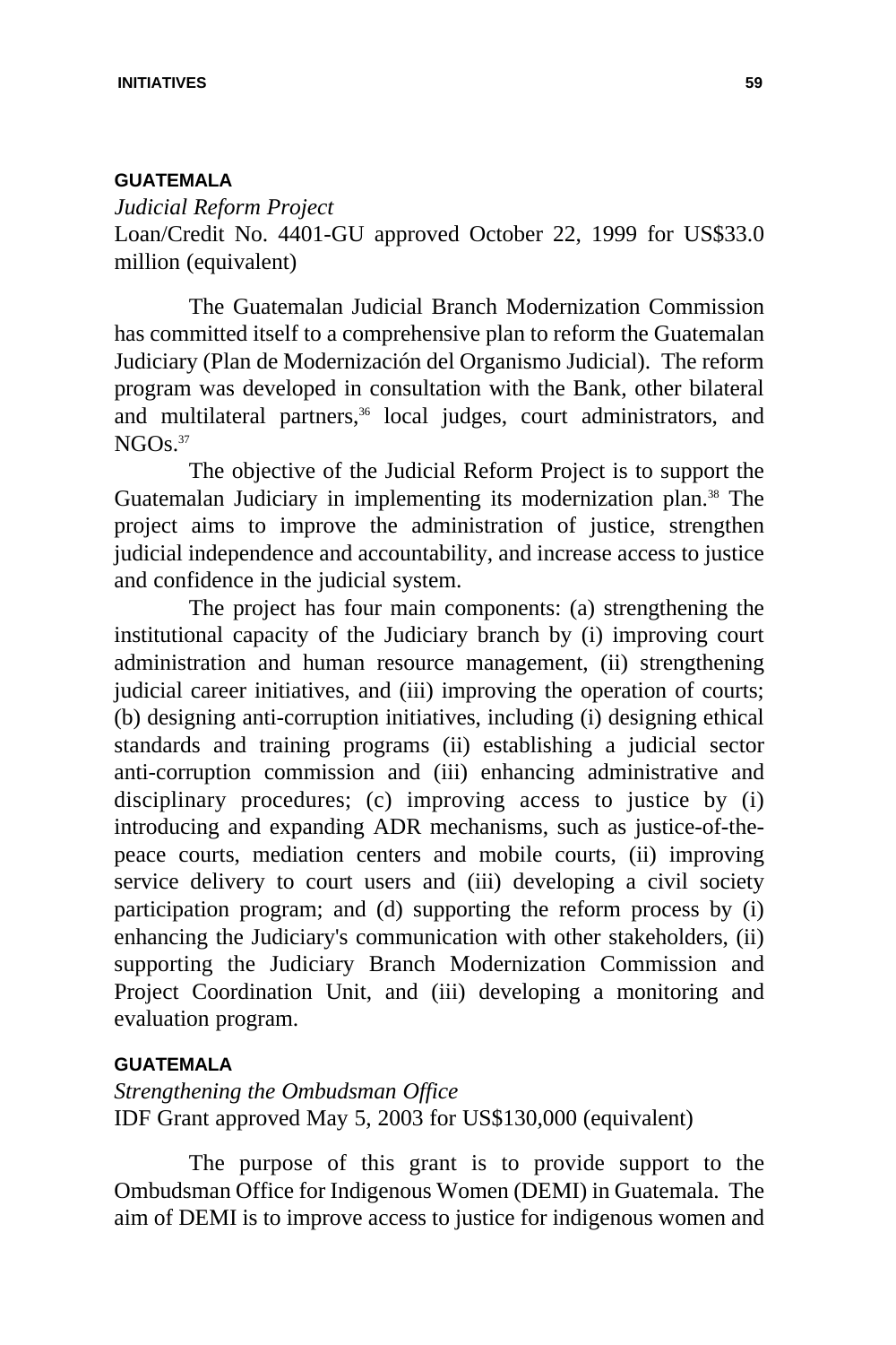## GUATEMALA

*Judicial Reform Project*

Loan/Credit No. 4401-GU approved October 22, 1999 for US$33.0 million (equivalent)

The Guatemalan Judicial Branch Modernization Commission has committed itself to a comprehensive plan to reform the Guatemalan Judiciary (Plan de Modernización del Organismo Judicial). The reform program was developed in consultation with the Bank, other bilateral and multilateral partners,[36] local judges, court administrators, and NGOs.[37]

The objective of the Judicial Reform Project is to support the Guatemalan Judiciary in implementing its modernization plan.[38] The project aims to improve the administration of justice, strengthen judicial independence and accountability, and increase access to justice and confidence in the judicial system.

The project has four main components: (a) strengthening the institutional capacity of the Judiciary branch by (i) improving court administration and human resource management, (ii) strengthening judicial career initiatives, and (iii) improving the operation of courts; (b) designing anti-corruption initiatives, including (i) designing ethical standards and training programs (ii) establishing a judicial sector anti-corruption commission and (iii) enhancing administrative and disciplinary procedures; (c) improving access to justice by (i) introducing and expanding ADR mechanisms, such as justice-of-the-peace courts, mediation centers and mobile courts, (ii) improving service delivery to court users and (iii) developing a civil society participation program; and (d) supporting the reform process by (i) enhancing the Judiciary's communication with other stakeholders, (ii) supporting the Judiciary Branch Modernization Commission and Project Coordination Unit, and (iii) developing a monitoring and evaluation program.

## GUATEMALA

*Strengthening the Ombudsman Office*

IDF Grant approved May 5, 2003 for US$130,000 (equivalent)

The purpose of this grant is to provide support to the Ombudsman Office for Indigenous Women (DEMI) in Guatemala. The aim of DEMI is to improve access to justice for indigenous women and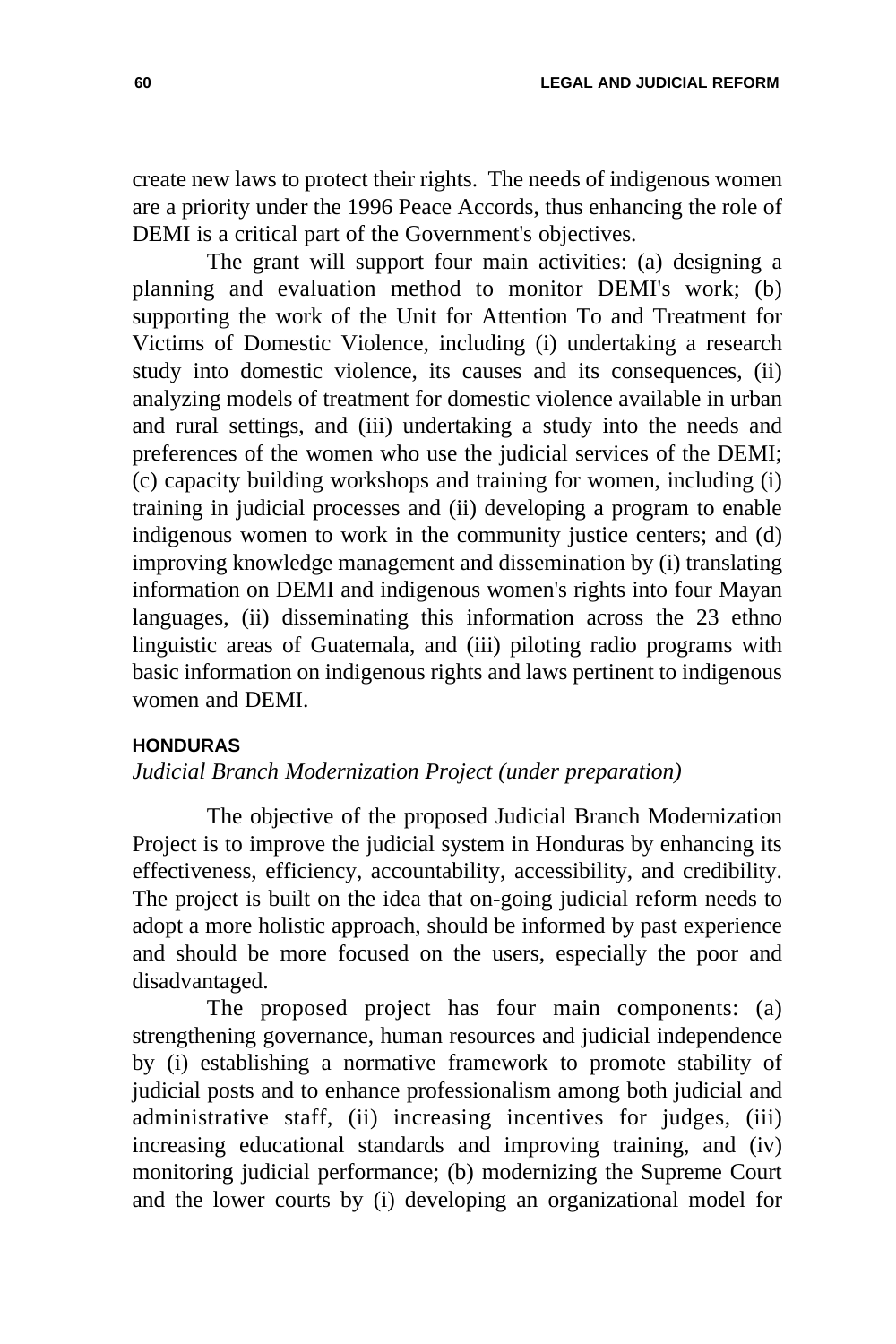create new laws to protect their rights. The needs of indigenous women are a priority under the 1996 Peace Accords, thus enhancing the role of DEMI is a critical part of the Government's objectives.

The grant will support four main activities: (a) designing a planning and evaluation method to monitor DEMI's work; (b) supporting the work of the Unit for Attention To and Treatment for Victims of Domestic Violence, including (i) undertaking a research study into domestic violence, its causes and its consequences, (ii) analyzing models of treatment for domestic violence available in urban and rural settings, and (iii) undertaking a study into the needs and preferences of the women who use the judicial services of the DEMI; (c) capacity building workshops and training for women, including (i) training in judicial processes and (ii) developing a program to enable indigenous women to work in the community justice centers; and (d) improving knowledge management and dissemination by (i) translating information on DEMI and indigenous women's rights into four Mayan languages, (ii) disseminating this information across the 23 ethno linguistic areas of Guatemala, and (iii) piloting radio programs with basic information on indigenous rights and laws pertinent to indigenous women and DEMI.

### HONDURAS

*Judicial Branch Modernization Project (under preparation)*

The objective of the proposed Judicial Branch Modernization Project is to improve the judicial system in Honduras by enhancing its effectiveness, efficiency, accountability, accessibility, and credibility. The project is built on the idea that on-going judicial reform needs to adopt a more holistic approach, should be informed by past experience and should be more focused on the users, especially the poor and disadvantaged.

The proposed project has four main components: (a) strengthening governance, human resources and judicial independence by (i) establishing a normative framework to promote stability of judicial posts and to enhance professionalism among both judicial and administrative staff, (ii) increasing incentives for judges, (iii) increasing educational standards and improving training, and (iv) monitoring judicial performance; (b) modernizing the Supreme Court and the lower courts by (i) developing an organizational model for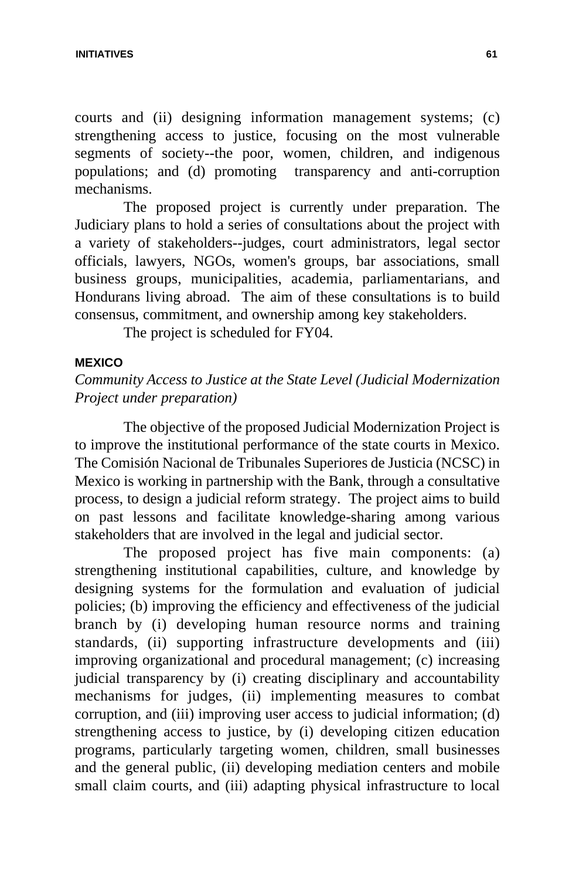courts and (ii) designing information management systems; (c) strengthening access to justice, focusing on the most vulnerable segments of society--the poor, women, children, and indigenous populations; and (d) promoting transparency and anti-corruption mechanisms.

The proposed project is currently under preparation. The Judiciary plans to hold a series of consultations about the project with a variety of stakeholders--judges, court administrators, legal sector officials, lawyers, NGOs, women's groups, bar associations, small business groups, municipalities, academia, parliamentarians, and Hondurans living abroad. The aim of these consultations is to build consensus, commitment, and ownership among key stakeholders.

The project is scheduled for FY04.

## MEXICO

*Community Access to Justice at the State Level (Judicial Modernization Project under preparation)*

The objective of the proposed Judicial Modernization Project is to improve the institutional performance of the state courts in Mexico. The Comisión Nacional de Tribunales Superiores de Justicia (NCSC) in Mexico is working in partnership with the Bank, through a consultative process, to design a judicial reform strategy. The project aims to build on past lessons and facilitate knowledge-sharing among various stakeholders that are involved in the legal and judicial sector.

The proposed project has five main components: (a) strengthening institutional capabilities, culture, and knowledge by designing systems for the formulation and evaluation of judicial policies; (b) improving the efficiency and effectiveness of the judicial branch by (i) developing human resource norms and training standards, (ii) supporting infrastructure developments and (iii) improving organizational and procedural management; (c) increasing judicial transparency by (i) creating disciplinary and accountability mechanisms for judges, (ii) implementing measures to combat corruption, and (iii) improving user access to judicial information; (d) strengthening access to justice, by (i) developing citizen education programs, particularly targeting women, children, small businesses and the general public, (ii) developing mediation centers and mobile small claim courts, and (iii) adapting physical infrastructure to local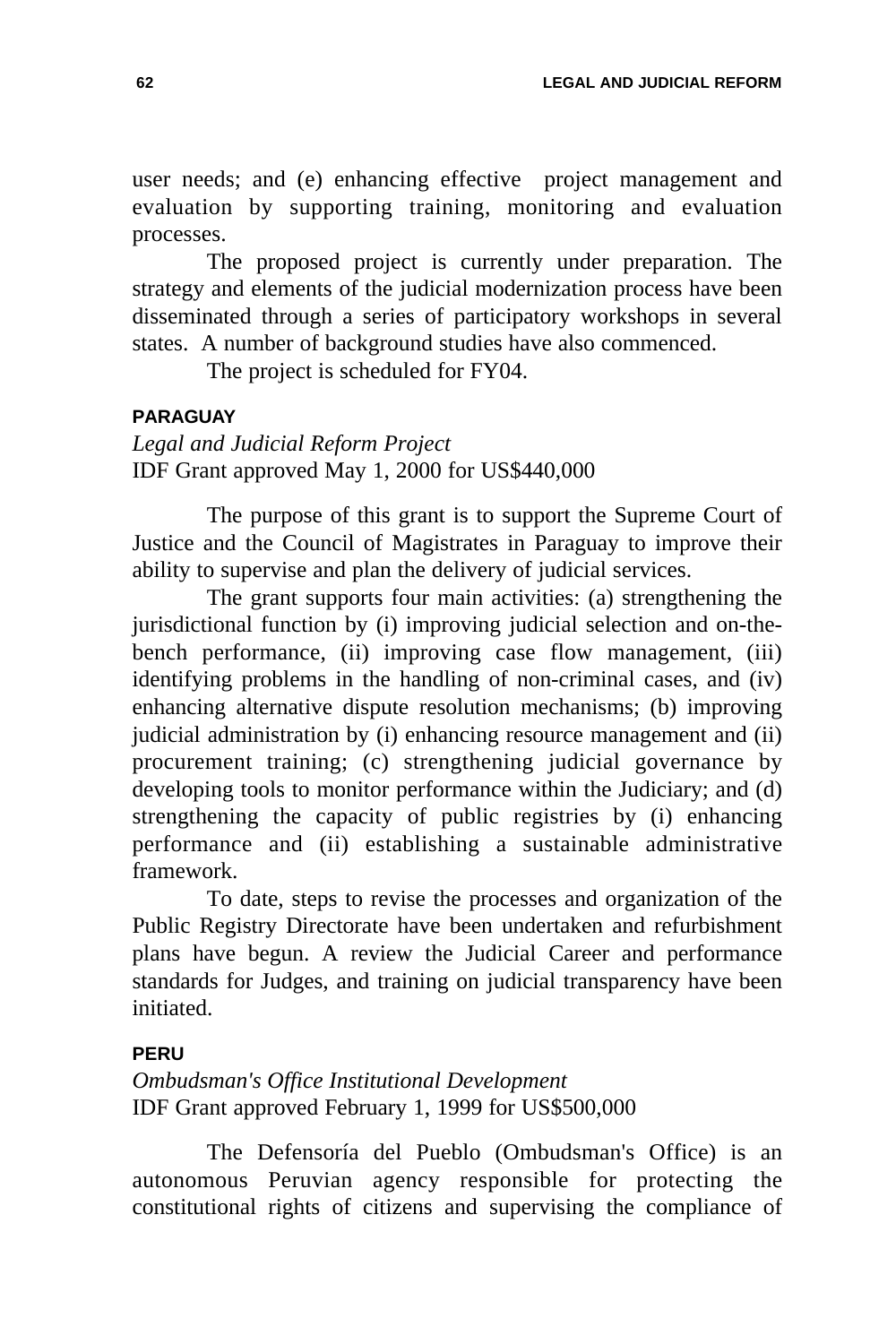user needs; and (e) enhancing effective project management and evaluation by supporting training, monitoring and evaluation processes.

The proposed project is currently under preparation. The strategy and elements of the judicial modernization process have been disseminated through a series of participatory workshops in several states. A number of background studies have also commenced.

The project is scheduled for FY04.

### PARAGUAY

*Legal and Judicial Reform Project*
IDF Grant approved May 1, 2000 for US$440,000

The purpose of this grant is to support the Supreme Court of Justice and the Council of Magistrates in Paraguay to improve their ability to supervise and plan the delivery of judicial services.

The grant supports four main activities: (a) strengthening the jurisdictional function by (i) improving judicial selection and on-the-bench performance, (ii) improving case flow management, (iii) identifying problems in the handling of non-criminal cases, and (iv) enhancing alternative dispute resolution mechanisms; (b) improving judicial administration by (i) enhancing resource management and (ii) procurement training; (c) strengthening judicial governance by developing tools to monitor performance within the Judiciary; and (d) strengthening the capacity of public registries by (i) enhancing performance and (ii) establishing a sustainable administrative framework.

To date, steps to revise the processes and organization of the Public Registry Directorate have been undertaken and refurbishment plans have begun. A review the Judicial Career and performance standards for Judges, and training on judicial transparency have been initiated.

### PERU

*Ombudsman's Office Institutional Development*
IDF Grant approved February 1, 1999 for US$500,000

The Defensoría del Pueblo (Ombudsman's Office) is an autonomous Peruvian agency responsible for protecting the constitutional rights of citizens and supervising the compliance of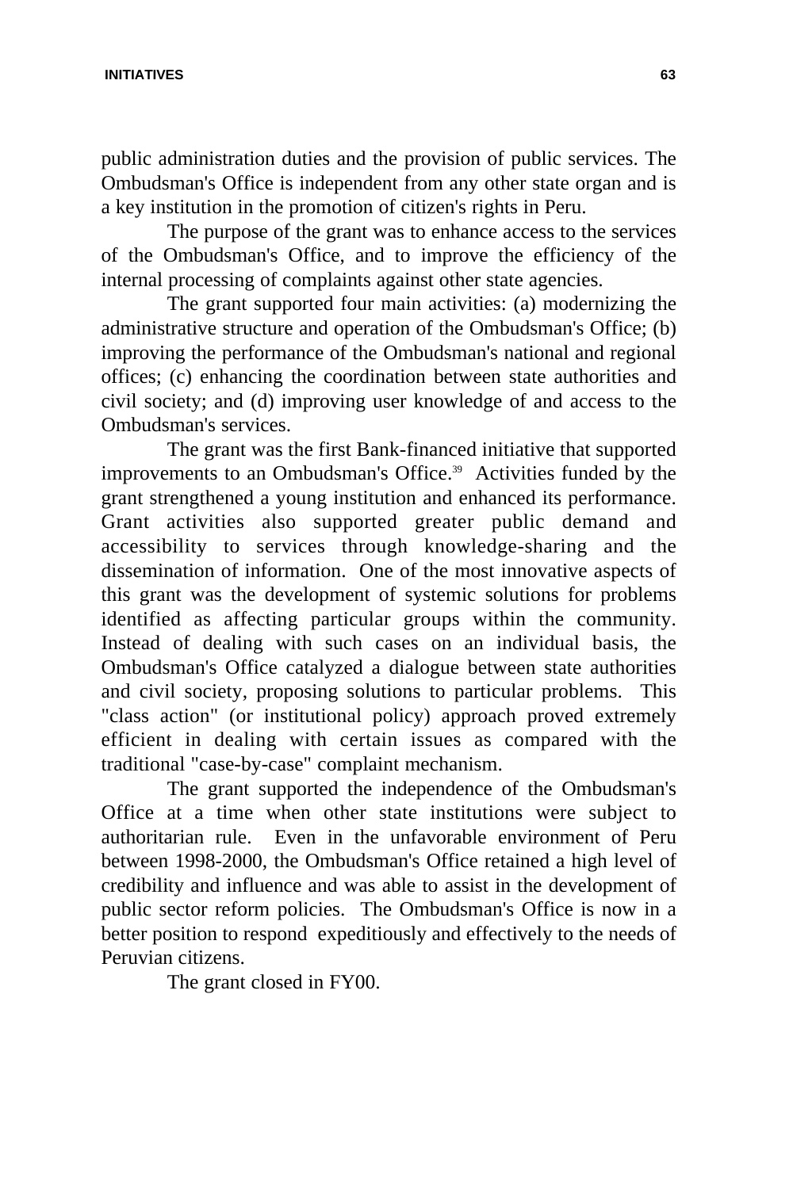public administration duties and the provision of public services. The Ombudsman's Office is independent from any other state organ and is a key institution in the promotion of citizen's rights in Peru.

The purpose of the grant was to enhance access to the services of the Ombudsman's Office, and to improve the efficiency of the internal processing of complaints against other state agencies.

The grant supported four main activities: (a) modernizing the administrative structure and operation of the Ombudsman's Office; (b) improving the performance of the Ombudsman's national and regional offices; (c) enhancing the coordination between state authorities and civil society; and (d) improving user knowledge of and access to the Ombudsman's services.

The grant was the first Bank-financed initiative that supported improvements to an Ombudsman's Office.[39] Activities funded by the grant strengthened a young institution and enhanced its performance. Grant activities also supported greater public demand and accessibility to services through knowledge-sharing and the dissemination of information. One of the most innovative aspects of this grant was the development of systemic solutions for problems identified as affecting particular groups within the community. Instead of dealing with such cases on an individual basis, the Ombudsman's Office catalyzed a dialogue between state authorities and civil society, proposing solutions to particular problems. This "class action" (or institutional policy) approach proved extremely efficient in dealing with certain issues as compared with the traditional "case-by-case" complaint mechanism.

The grant supported the independence of the Ombudsman's Office at a time when other state institutions were subject to authoritarian rule. Even in the unfavorable environment of Peru between 1998-2000, the Ombudsman's Office retained a high level of credibility and influence and was able to assist in the development of public sector reform policies. The Ombudsman's Office is now in a better position to respond expeditiously and effectively to the needs of Peruvian citizens.

The grant closed in FY00.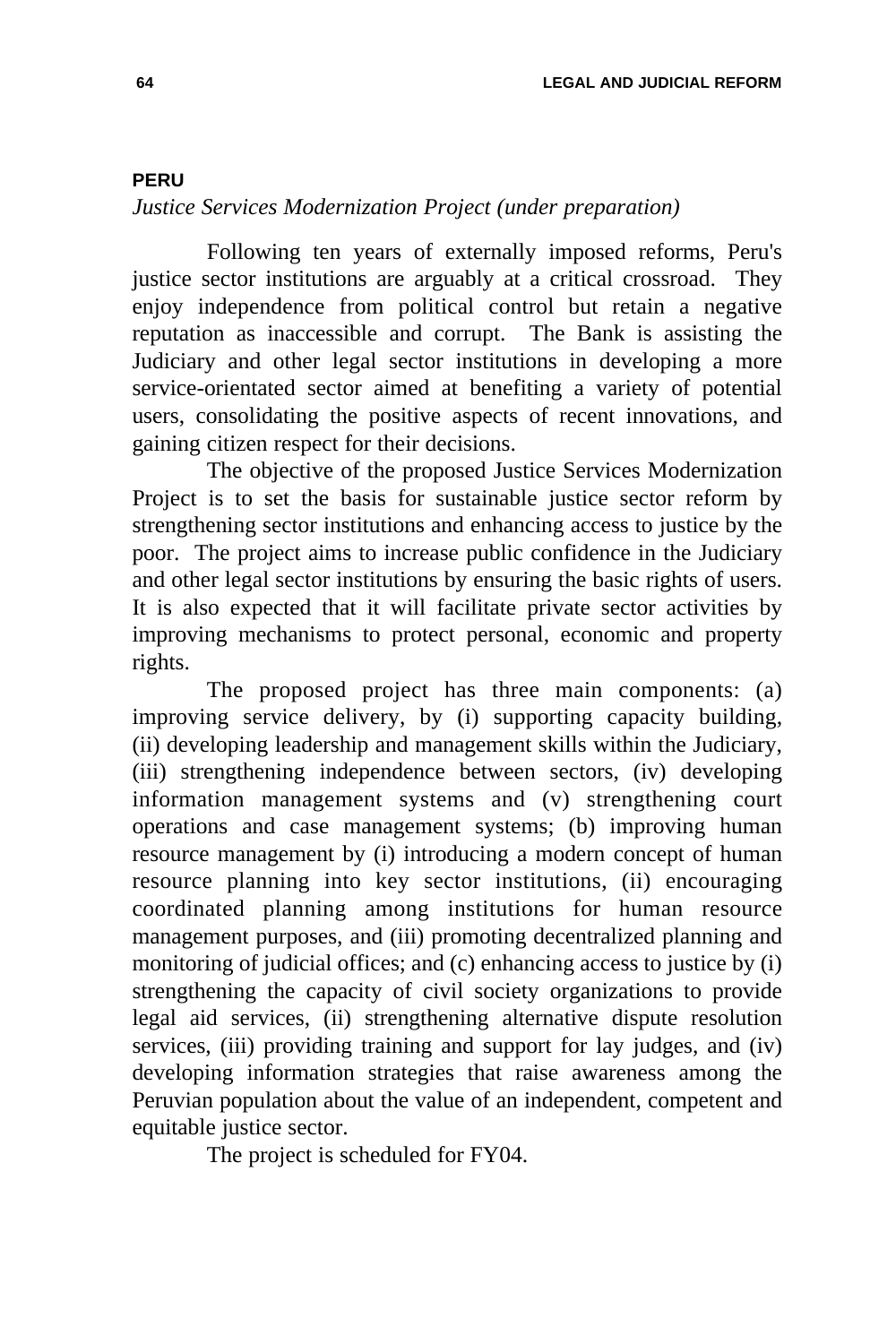**PERU**

*Justice Services Modernization Project (under preparation)*

Following ten years of externally imposed reforms, Peru's justice sector institutions are arguably at a critical crossroad. They enjoy independence from political control but retain a negative reputation as inaccessible and corrupt. The Bank is assisting the Judiciary and other legal sector institutions in developing a more service-orientated sector aimed at benefiting a variety of potential users, consolidating the positive aspects of recent innovations, and gaining citizen respect for their decisions.

The objective of the proposed Justice Services Modernization Project is to set the basis for sustainable justice sector reform by strengthening sector institutions and enhancing access to justice by the poor. The project aims to increase public confidence in the Judiciary and other legal sector institutions by ensuring the basic rights of users. It is also expected that it will facilitate private sector activities by improving mechanisms to protect personal, economic and property rights.

The proposed project has three main components: (a) improving service delivery, by (i) supporting capacity building, (ii) developing leadership and management skills within the Judiciary, (iii) strengthening independence between sectors, (iv) developing information management systems and (v) strengthening court operations and case management systems; (b) improving human resource management by (i) introducing a modern concept of human resource planning into key sector institutions, (ii) encouraging coordinated planning among institutions for human resource management purposes, and (iii) promoting decentralized planning and monitoring of judicial offices; and (c) enhancing access to justice by (i) strengthening the capacity of civil society organizations to provide legal aid services, (ii) strengthening alternative dispute resolution services, (iii) providing training and support for lay judges, and (iv) developing information strategies that raise awareness among the Peruvian population about the value of an independent, competent and equitable justice sector.

The project is scheduled for FY04.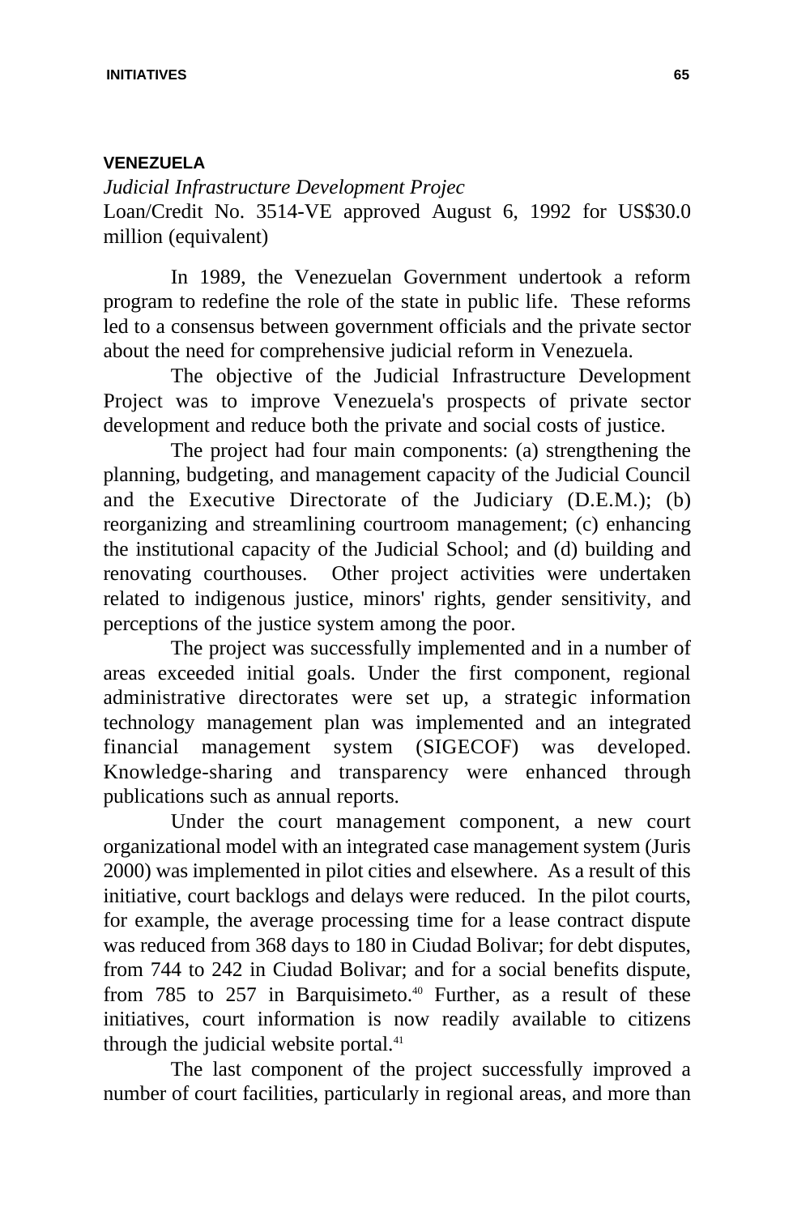## VENEZUELA

*Judicial Infrastructure Development Projec*

Loan/Credit No. 3514-VE approved August 6, 1992 for US$30.0 million (equivalent)

In 1989, the Venezuelan Government undertook a reform program to redefine the role of the state in public life. These reforms led to a consensus between government officials and the private sector about the need for comprehensive judicial reform in Venezuela.

The objective of the Judicial Infrastructure Development Project was to improve Venezuela's prospects of private sector development and reduce both the private and social costs of justice.

The project had four main components: (a) strengthening the planning, budgeting, and management capacity of the Judicial Council and the Executive Directorate of the Judiciary (D.E.M.); (b) reorganizing and streamlining courtroom management; (c) enhancing the institutional capacity of the Judicial School; and (d) building and renovating courthouses. Other project activities were undertaken related to indigenous justice, minors' rights, gender sensitivity, and perceptions of the justice system among the poor.

The project was successfully implemented and in a number of areas exceeded initial goals. Under the first component, regional administrative directorates were set up, a strategic information technology management plan was implemented and an integrated financial management system (SIGECOF) was developed. Knowledge-sharing and transparency were enhanced through publications such as annual reports.

Under the court management component, a new court organizational model with an integrated case management system (Juris 2000) was implemented in pilot cities and elsewhere. As a result of this initiative, court backlogs and delays were reduced. In the pilot courts, for example, the average processing time for a lease contract dispute was reduced from 368 days to 180 in Ciudad Bolivar; for debt disputes, from 744 to 242 in Ciudad Bolivar; and for a social benefits dispute, from 785 to 257 in Barquisimeto.[40] Further, as a result of these initiatives, court information is now readily available to citizens through the judicial website portal.[41]

The last component of the project successfully improved a number of court facilities, particularly in regional areas, and more than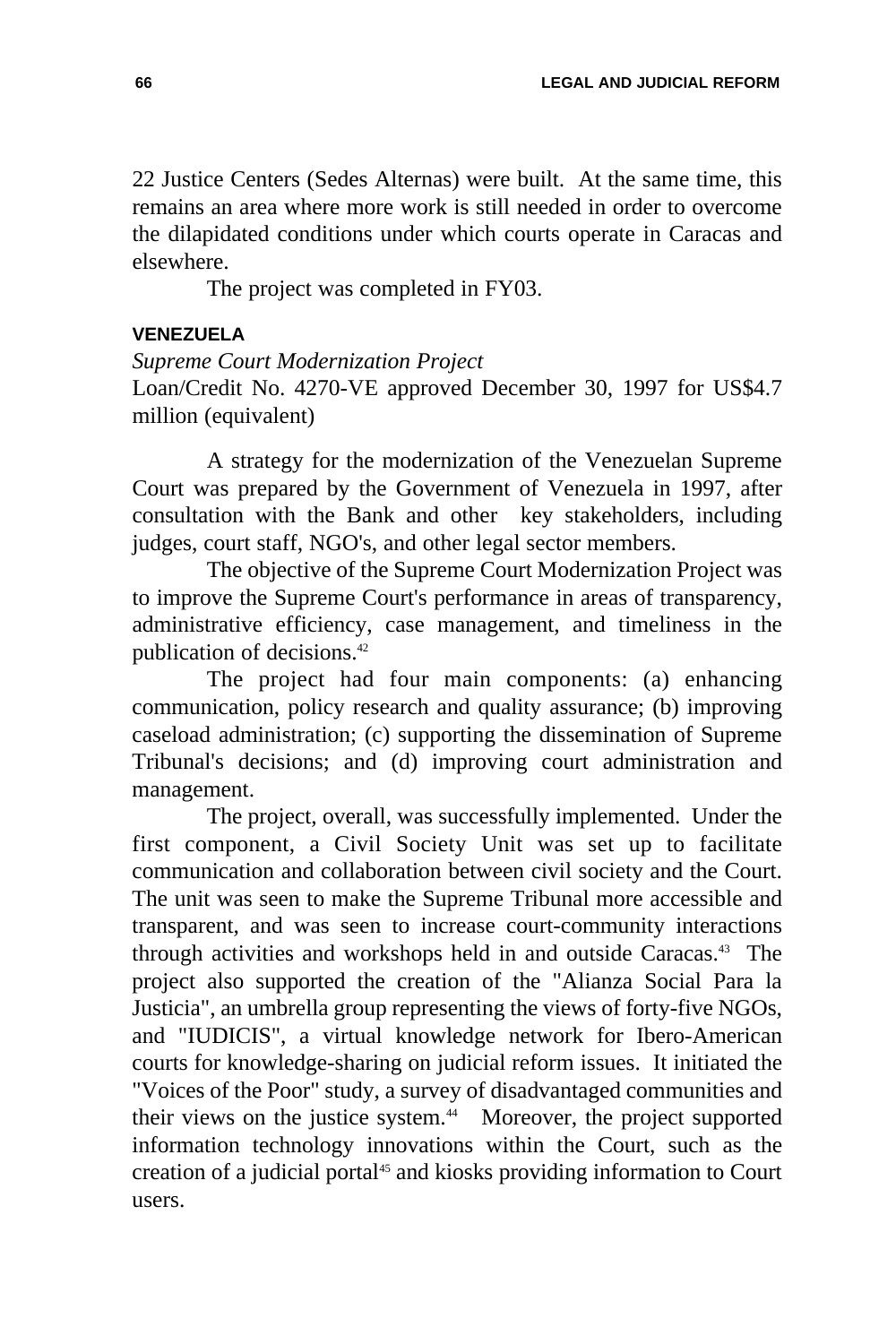22 Justice Centers (Sedes Alternas) were built. At the same time, this remains an area where more work is still needed in order to overcome the dilapidated conditions under which courts operate in Caracas and elsewhere.

The project was completed in FY03.

### VENEZUELA

*Supreme Court Modernization Project*
Loan/Credit No. 4270-VE approved December 30, 1997 for US$4.7 million (equivalent)

A strategy for the modernization of the Venezuelan Supreme Court was prepared by the Government of Venezuela in 1997, after consultation with the Bank and other key stakeholders, including judges, court staff, NGO's, and other legal sector members.

The objective of the Supreme Court Modernization Project was to improve the Supreme Court's performance in areas of transparency, administrative efficiency, case management, and timeliness in the publication of decisions.[42]

The project had four main components: (a) enhancing communication, policy research and quality assurance; (b) improving caseload administration; (c) supporting the dissemination of Supreme Tribunal's decisions; and (d) improving court administration and management.

The project, overall, was successfully implemented. Under the first component, a Civil Society Unit was set up to facilitate communication and collaboration between civil society and the Court. The unit was seen to make the Supreme Tribunal more accessible and transparent, and was seen to increase court-community interactions through activities and workshops held in and outside Caracas.[43] The project also supported the creation of the "Alianza Social Para la Justicia", an umbrella group representing the views of forty-five NGOs, and "IUDICIS", a virtual knowledge network for Ibero-American courts for knowledge-sharing on judicial reform issues. It initiated the "Voices of the Poor" study, a survey of disadvantaged communities and their views on the justice system.[44] Moreover, the project supported information technology innovations within the Court, such as the creation of a judicial portal[45] and kiosks providing information to Court users.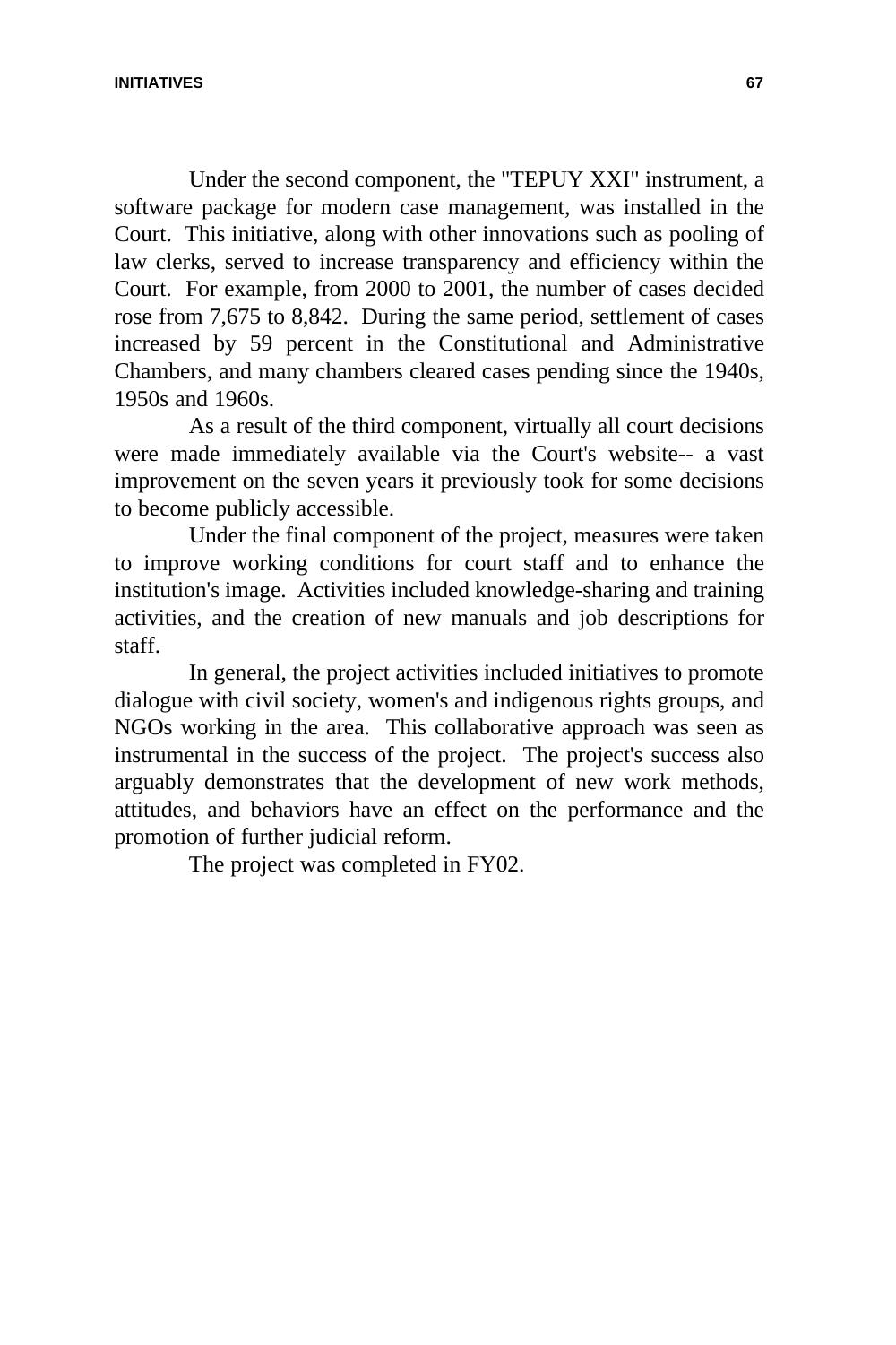Under the second component, the "TEPUY XXI" instrument, a software package for modern case management, was installed in the Court. This initiative, along with other innovations such as pooling of law clerks, served to increase transparency and efficiency within the Court. For example, from 2000 to 2001, the number of cases decided rose from 7,675 to 8,842. During the same period, settlement of cases increased by 59 percent in the Constitutional and Administrative Chambers, and many chambers cleared cases pending since the 1940s, 1950s and 1960s.

As a result of the third component, virtually all court decisions were made immediately available via the Court's website-- a vast improvement on the seven years it previously took for some decisions to become publicly accessible.

Under the final component of the project, measures were taken to improve working conditions for court staff and to enhance the institution's image. Activities included knowledge-sharing and training activities, and the creation of new manuals and job descriptions for staff.

In general, the project activities included initiatives to promote dialogue with civil society, women's and indigenous rights groups, and NGOs working in the area. This collaborative approach was seen as instrumental in the success of the project. The project's success also arguably demonstrates that the development of new work methods, attitudes, and behaviors have an effect on the performance and the promotion of further judicial reform.

The project was completed in FY02.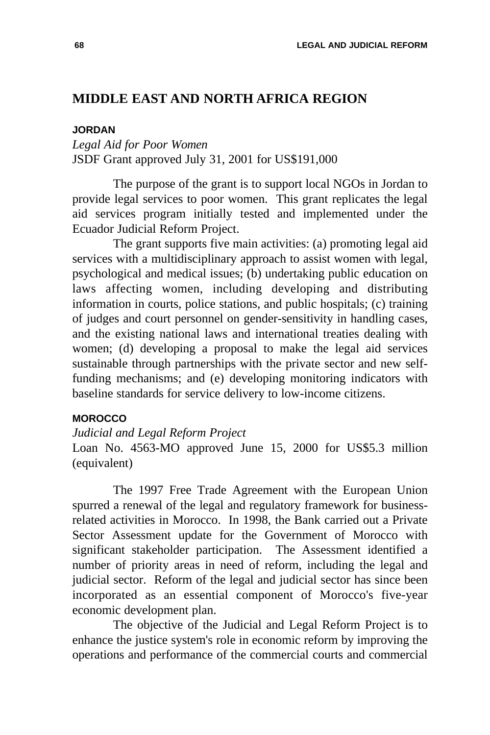## MIDDLE EAST AND NORTH AFRICA REGION

### JORDAN

*Legal Aid for Poor Women*
JSDF Grant approved July 31, 2001 for US$191,000

The purpose of the grant is to support local NGOs in Jordan to provide legal services to poor women. This grant replicates the legal aid services program initially tested and implemented under the Ecuador Judicial Reform Project.

The grant supports five main activities: (a) promoting legal aid services with a multidisciplinary approach to assist women with legal, psychological and medical issues; (b) undertaking public education on laws affecting women, including developing and distributing information in courts, police stations, and public hospitals; (c) training of judges and court personnel on gender-sensitivity in handling cases, and the existing national laws and international treaties dealing with women; (d) developing a proposal to make the legal aid services sustainable through partnerships with the private sector and new self-funding mechanisms; and (e) developing monitoring indicators with baseline standards for service delivery to low-income citizens.

### MOROCCO

*Judicial and Legal Reform Project*
Loan No. 4563-MO approved June 15, 2000 for US$5.3 million (equivalent)

The 1997 Free Trade Agreement with the European Union spurred a renewal of the legal and regulatory framework for business-related activities in Morocco. In 1998, the Bank carried out a Private Sector Assessment update for the Government of Morocco with significant stakeholder participation. The Assessment identified a number of priority areas in need of reform, including the legal and judicial sector. Reform of the legal and judicial sector has since been incorporated as an essential component of Morocco's five-year economic development plan.

The objective of the Judicial and Legal Reform Project is to enhance the justice system's role in economic reform by improving the operations and performance of the commercial courts and commercial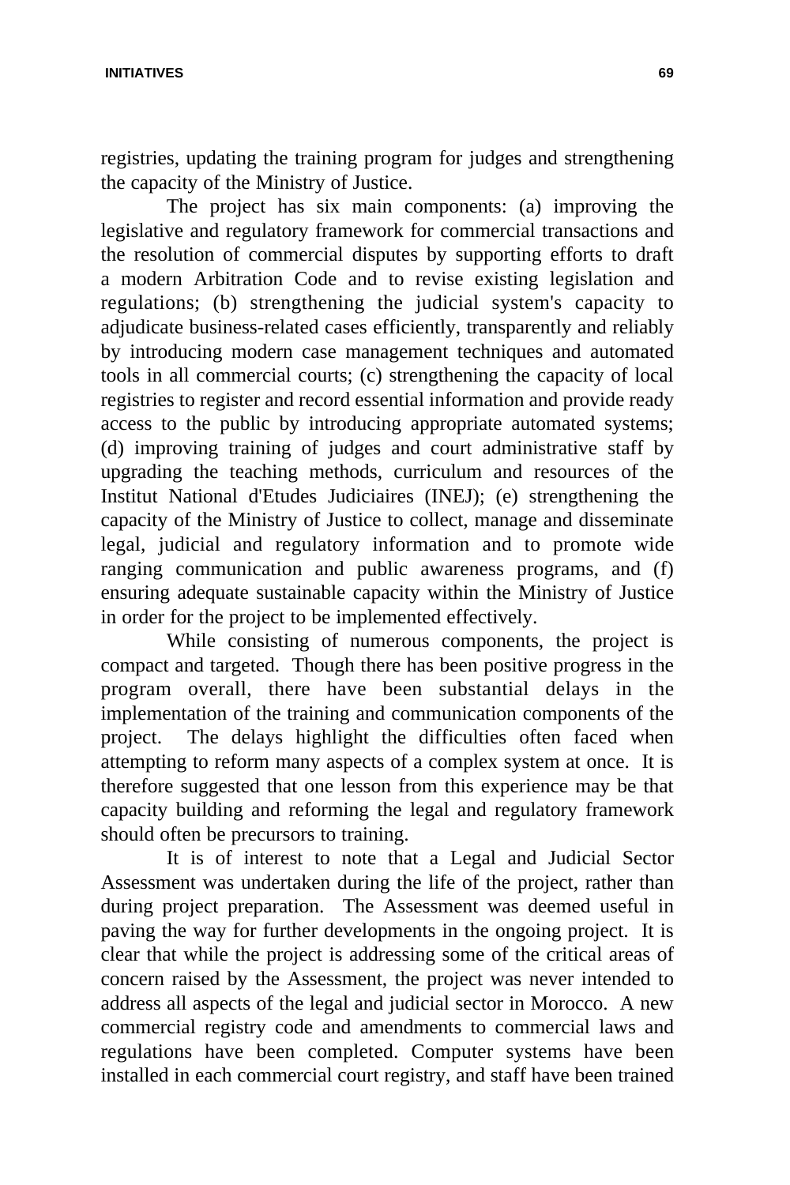registries, updating the training program for judges and strengthening the capacity of the Ministry of Justice.

The project has six main components: (a) improving the legislative and regulatory framework for commercial transactions and the resolution of commercial disputes by supporting efforts to draft a modern Arbitration Code and to revise existing legislation and regulations; (b) strengthening the judicial system's capacity to adjudicate business-related cases efficiently, transparently and reliably by introducing modern case management techniques and automated tools in all commercial courts; (c) strengthening the capacity of local registries to register and record essential information and provide ready access to the public by introducing appropriate automated systems; (d) improving training of judges and court administrative staff by upgrading the teaching methods, curriculum and resources of the Institut National d'Etudes Judiciaires (INEJ); (e) strengthening the capacity of the Ministry of Justice to collect, manage and disseminate legal, judicial and regulatory information and to promote wide ranging communication and public awareness programs, and (f) ensuring adequate sustainable capacity within the Ministry of Justice in order for the project to be implemented effectively.

While consisting of numerous components, the project is compact and targeted. Though there has been positive progress in the program overall, there have been substantial delays in the implementation of the training and communication components of the project. The delays highlight the difficulties often faced when attempting to reform many aspects of a complex system at once. It is therefore suggested that one lesson from this experience may be that capacity building and reforming the legal and regulatory framework should often be precursors to training.

It is of interest to note that a Legal and Judicial Sector Assessment was undertaken during the life of the project, rather than during project preparation. The Assessment was deemed useful in paving the way for further developments in the ongoing project. It is clear that while the project is addressing some of the critical areas of concern raised by the Assessment, the project was never intended to address all aspects of the legal and judicial sector in Morocco. A new commercial registry code and amendments to commercial laws and regulations have been completed. Computer systems have been installed in each commercial court registry, and staff have been trained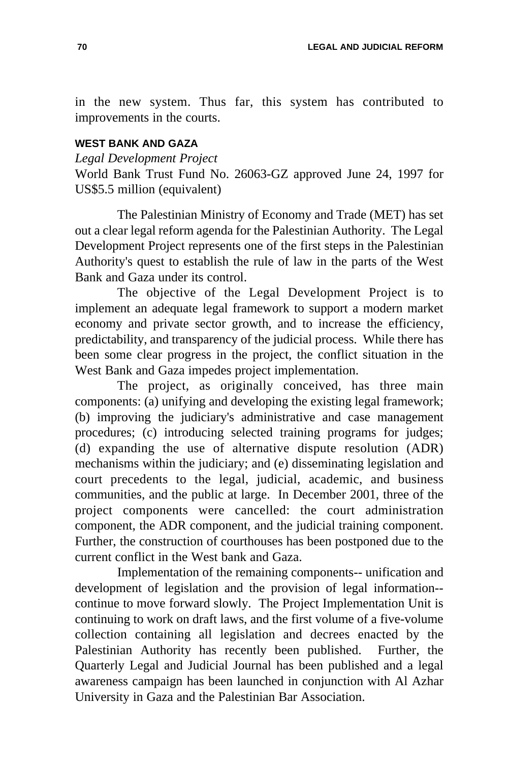in the new system. Thus far, this system has contributed to improvements in the courts.

### WEST BANK AND GAZA

*Legal Development Project*

World Bank Trust Fund No. 26063-GZ approved June 24, 1997 for US$5.5 million (equivalent)

The Palestinian Ministry of Economy and Trade (MET) has set out a clear legal reform agenda for the Palestinian Authority. The Legal Development Project represents one of the first steps in the Palestinian Authority's quest to establish the rule of law in the parts of the West Bank and Gaza under its control.

The objective of the Legal Development Project is to implement an adequate legal framework to support a modern market economy and private sector growth, and to increase the efficiency, predictability, and transparency of the judicial process. While there has been some clear progress in the project, the conflict situation in the West Bank and Gaza impedes project implementation.

The project, as originally conceived, has three main components: (a) unifying and developing the existing legal framework; (b) improving the judiciary's administrative and case management procedures; (c) introducing selected training programs for judges; (d) expanding the use of alternative dispute resolution (ADR) mechanisms within the judiciary; and (e) disseminating legislation and court precedents to the legal, judicial, academic, and business communities, and the public at large. In December 2001, three of the project components were cancelled: the court administration component, the ADR component, and the judicial training component. Further, the construction of courthouses has been postponed due to the current conflict in the West bank and Gaza.

Implementation of the remaining components-- unification and development of legislation and the provision of legal information-- continue to move forward slowly. The Project Implementation Unit is continuing to work on draft laws, and the first volume of a five-volume collection containing all legislation and decrees enacted by the Palestinian Authority has recently been published. Further, the Quarterly Legal and Judicial Journal has been published and a legal awareness campaign has been launched in conjunction with Al Azhar University in Gaza and the Palestinian Bar Association.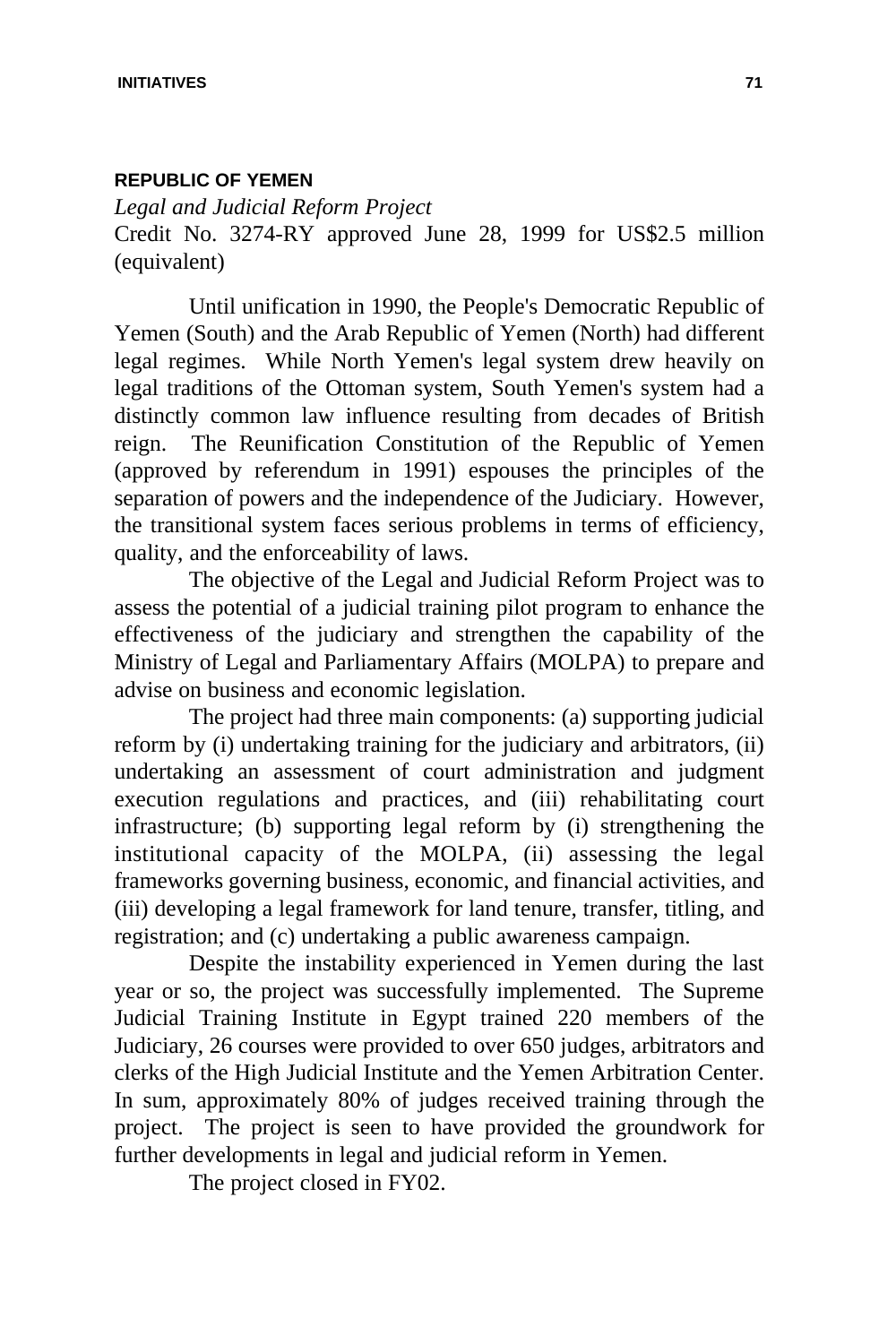## REPUBLIC OF YEMEN

*Legal and Judicial Reform Project*

Credit No. 3274-RY approved June 28, 1999 for US$2.5 million (equivalent)

Until unification in 1990, the People's Democratic Republic of Yemen (South) and the Arab Republic of Yemen (North) had different legal regimes. While North Yemen's legal system drew heavily on legal traditions of the Ottoman system, South Yemen's system had a distinctly common law influence resulting from decades of British reign. The Reunification Constitution of the Republic of Yemen (approved by referendum in 1991) espouses the principles of the separation of powers and the independence of the Judiciary. However, the transitional system faces serious problems in terms of efficiency, quality, and the enforceability of laws.

The objective of the Legal and Judicial Reform Project was to assess the potential of a judicial training pilot program to enhance the effectiveness of the judiciary and strengthen the capability of the Ministry of Legal and Parliamentary Affairs (MOLPA) to prepare and advise on business and economic legislation.

The project had three main components: (a) supporting judicial reform by (i) undertaking training for the judiciary and arbitrators, (ii) undertaking an assessment of court administration and judgment execution regulations and practices, and (iii) rehabilitating court infrastructure; (b) supporting legal reform by (i) strengthening the institutional capacity of the MOLPA, (ii) assessing the legal frameworks governing business, economic, and financial activities, and (iii) developing a legal framework for land tenure, transfer, titling, and registration; and (c) undertaking a public awareness campaign.

Despite the instability experienced in Yemen during the last year or so, the project was successfully implemented. The Supreme Judicial Training Institute in Egypt trained 220 members of the Judiciary, 26 courses were provided to over 650 judges, arbitrators and clerks of the High Judicial Institute and the Yemen Arbitration Center. In sum, approximately 80% of judges received training through the project. The project is seen to have provided the groundwork for further developments in legal and judicial reform in Yemen.

The project closed in FY02.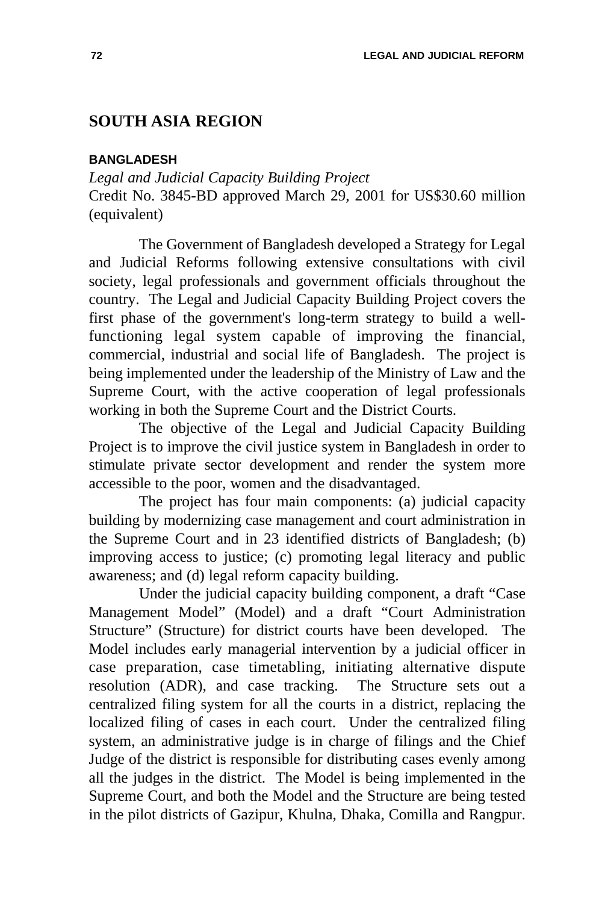## SOUTH ASIA REGION

### BANGLADESH

*Legal and Judicial Capacity Building Project*
Credit No. 3845-BD approved March 29, 2001 for US$30.60 million (equivalent)

The Government of Bangladesh developed a Strategy for Legal and Judicial Reforms following extensive consultations with civil society, legal professionals and government officials throughout the country. The Legal and Judicial Capacity Building Project covers the first phase of the government's long-term strategy to build a well-functioning legal system capable of improving the financial, commercial, industrial and social life of Bangladesh. The project is being implemented under the leadership of the Ministry of Law and the Supreme Court, with the active cooperation of legal professionals working in both the Supreme Court and the District Courts.

The objective of the Legal and Judicial Capacity Building Project is to improve the civil justice system in Bangladesh in order to stimulate private sector development and render the system more accessible to the poor, women and the disadvantaged.

The project has four main components: (a) judicial capacity building by modernizing case management and court administration in the Supreme Court and in 23 identified districts of Bangladesh; (b) improving access to justice; (c) promoting legal literacy and public awareness; and (d) legal reform capacity building.

Under the judicial capacity building component, a draft "Case Management Model" (Model) and a draft "Court Administration Structure" (Structure) for district courts have been developed. The Model includes early managerial intervention by a judicial officer in case preparation, case timetabling, initiating alternative dispute resolution (ADR), and case tracking. The Structure sets out a centralized filing system for all the courts in a district, replacing the localized filing of cases in each court. Under the centralized filing system, an administrative judge is in charge of filings and the Chief Judge of the district is responsible for distributing cases evenly among all the judges in the district. The Model is being implemented in the Supreme Court, and both the Model and the Structure are being tested in the pilot districts of Gazipur, Khulna, Dhaka, Comilla and Rangpur.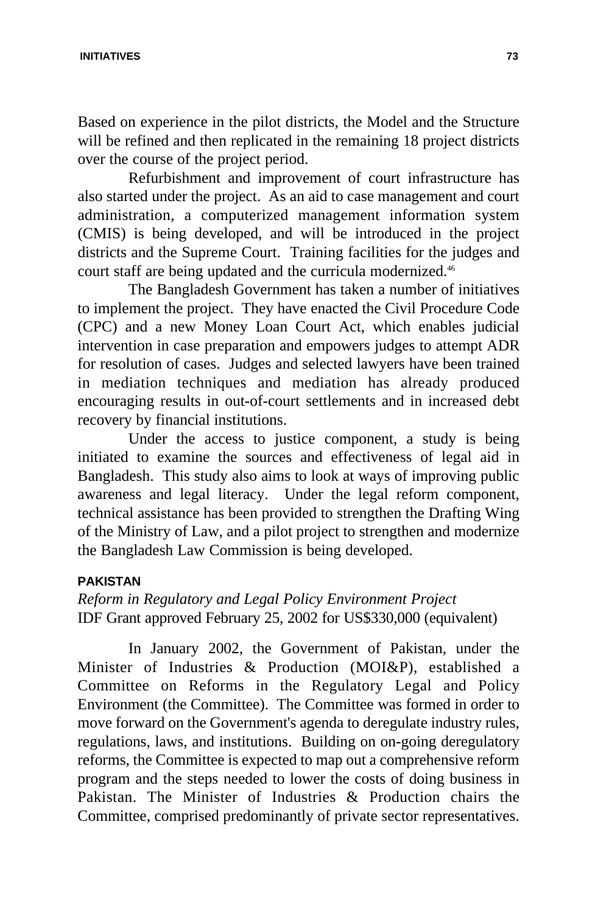Based on experience in the pilot districts, the Model and the Structure will be refined and then replicated in the remaining 18 project districts over the course of the project period.

Refurbishment and improvement of court infrastructure has also started under the project. As an aid to case management and court administration, a computerized management information system (CMIS) is being developed, and will be introduced in the project districts and the Supreme Court. Training facilities for the judges and court staff are being updated and the curricula modernized.[46]

The Bangladesh Government has taken a number of initiatives to implement the project. They have enacted the Civil Procedure Code (CPC) and a new Money Loan Court Act, which enables judicial intervention in case preparation and empowers judges to attempt ADR for resolution of cases. Judges and selected lawyers have been trained in mediation techniques and mediation has already produced encouraging results in out-of-court settlements and in increased debt recovery by financial institutions.

Under the access to justice component, a study is being initiated to examine the sources and effectiveness of legal aid in Bangladesh. This study also aims to look at ways of improving public awareness and legal literacy. Under the legal reform component, technical assistance has been provided to strengthen the Drafting Wing of the Ministry of Law, and a pilot project to strengthen and modernize the Bangladesh Law Commission is being developed.

### PAKISTAN

*Reform in Regulatory and Legal Policy Environment Project*
IDF Grant approved February 25, 2002 for US$330,000 (equivalent)

In January 2002, the Government of Pakistan, under the Minister of Industries & Production (MOI&P), established a Committee on Reforms in the Regulatory Legal and Policy Environment (the Committee). The Committee was formed in order to move forward on the Government's agenda to deregulate industry rules, regulations, laws, and institutions. Building on on-going deregulatory reforms, the Committee is expected to map out a comprehensive reform program and the steps needed to lower the costs of doing business in Pakistan. The Minister of Industries & Production chairs the Committee, comprised predominantly of private sector representatives.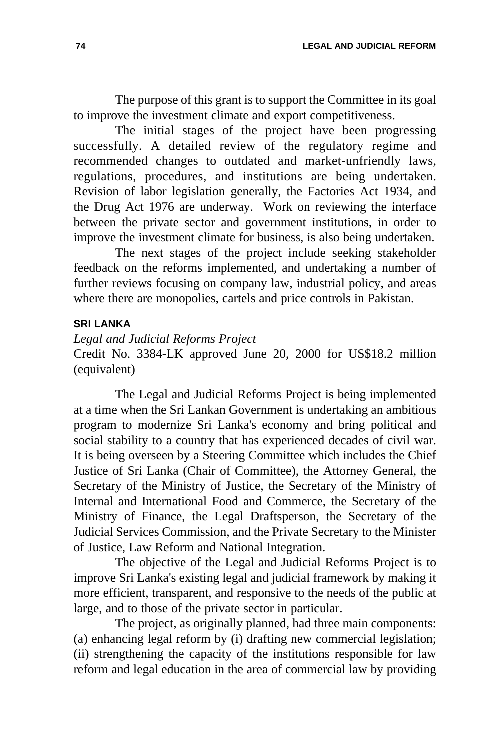The purpose of this grant is to support the Committee in its goal to improve the investment climate and export competitiveness.

The initial stages of the project have been progressing successfully. A detailed review of the regulatory regime and recommended changes to outdated and market-unfriendly laws, regulations, procedures, and institutions are being undertaken. Revision of labor legislation generally, the Factories Act 1934, and the Drug Act 1976 are underway. Work on reviewing the interface between the private sector and government institutions, in order to improve the investment climate for business, is also being undertaken.

The next stages of the project include seeking stakeholder feedback on the reforms implemented, and undertaking a number of further reviews focusing on company law, industrial policy, and areas where there are monopolies, cartels and price controls in Pakistan.

### SRI LANKA

*Legal and Judicial Reforms Project*

Credit No. 3384-LK approved June 20, 2000 for US$18.2 million (equivalent)

The Legal and Judicial Reforms Project is being implemented at a time when the Sri Lankan Government is undertaking an ambitious program to modernize Sri Lanka's economy and bring political and social stability to a country that has experienced decades of civil war. It is being overseen by a Steering Committee which includes the Chief Justice of Sri Lanka (Chair of Committee), the Attorney General, the Secretary of the Ministry of Justice, the Secretary of the Ministry of Internal and International Food and Commerce, the Secretary of the Ministry of Finance, the Legal Draftsperson, the Secretary of the Judicial Services Commission, and the Private Secretary to the Minister of Justice, Law Reform and National Integration.

The objective of the Legal and Judicial Reforms Project is to improve Sri Lanka's existing legal and judicial framework by making it more efficient, transparent, and responsive to the needs of the public at large, and to those of the private sector in particular.

The project, as originally planned, had three main components: (a) enhancing legal reform by (i) drafting new commercial legislation; (ii) strengthening the capacity of the institutions responsible for law reform and legal education in the area of commercial law by providing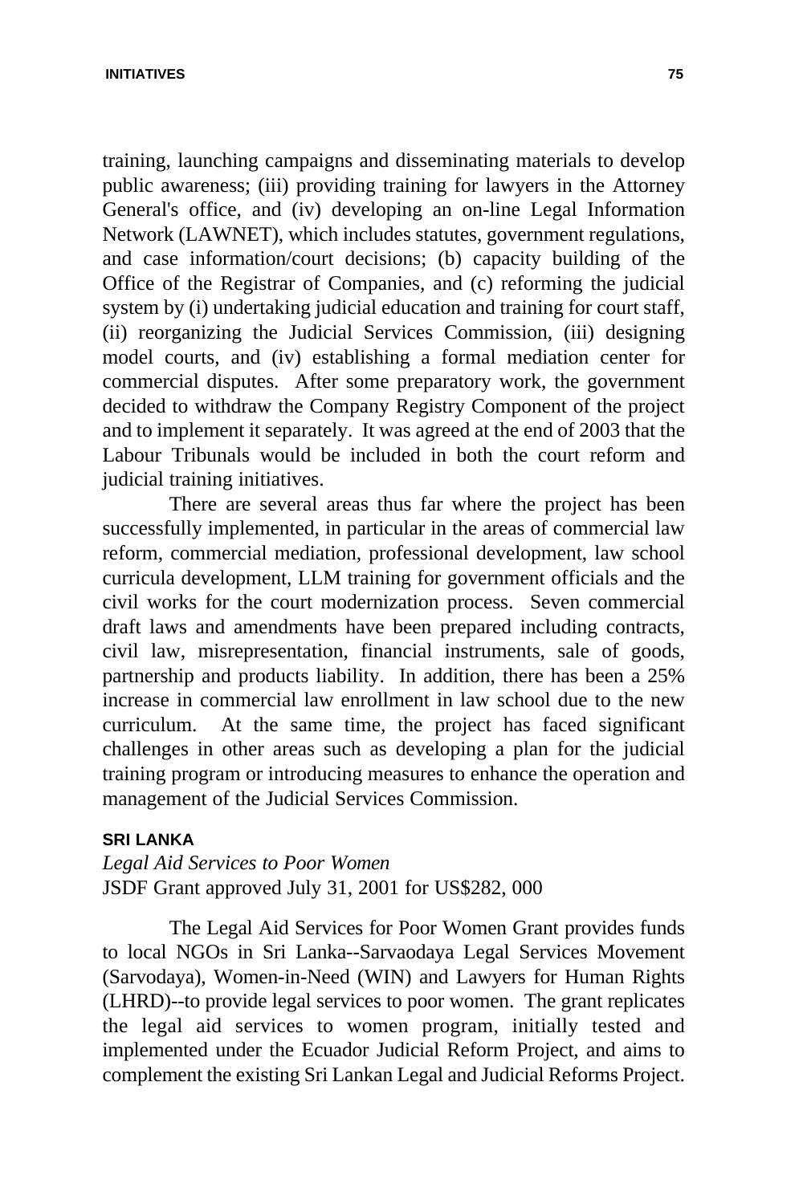training, launching campaigns and disseminating materials to develop public awareness; (iii) providing training for lawyers in the Attorney General's office, and (iv) developing an on-line Legal Information Network (LAWNET), which includes statutes, government regulations, and case information/court decisions; (b) capacity building of the Office of the Registrar of Companies, and (c) reforming the judicial system by (i) undertaking judicial education and training for court staff, (ii) reorganizing the Judicial Services Commission, (iii) designing model courts, and (iv) establishing a formal mediation center for commercial disputes. After some preparatory work, the government decided to withdraw the Company Registry Component of the project and to implement it separately. It was agreed at the end of 2003 that the Labour Tribunals would be included in both the court reform and judicial training initiatives.

There are several areas thus far where the project has been successfully implemented, in particular in the areas of commercial law reform, commercial mediation, professional development, law school curricula development, LLM training for government officials and the civil works for the court modernization process. Seven commercial draft laws and amendments have been prepared including contracts, civil law, misrepresentation, financial instruments, sale of goods, partnership and products liability. In addition, there has been a 25% increase in commercial law enrollment in law school due to the new curriculum. At the same time, the project has faced significant challenges in other areas such as developing a plan for the judicial training program or introducing measures to enhance the operation and management of the Judicial Services Commission.

### SRI LANKA

*Legal Aid Services to Poor Women*
JSDF Grant approved July 31, 2001 for US$282, 000

The Legal Aid Services for Poor Women Grant provides funds to local NGOs in Sri Lanka--Sarvaodaya Legal Services Movement (Sarvodaya), Women-in-Need (WIN) and Lawyers for Human Rights (LHRD)--to provide legal services to poor women. The grant replicates the legal aid services to women program, initially tested and implemented under the Ecuador Judicial Reform Project, and aims to complement the existing Sri Lankan Legal and Judicial Reforms Project.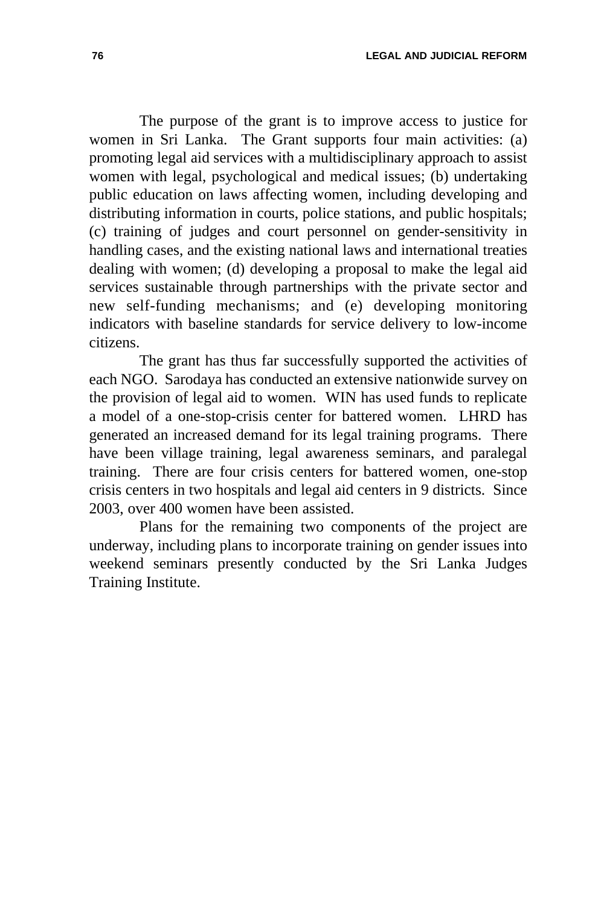The purpose of the grant is to improve access to justice for women in Sri Lanka. The Grant supports four main activities: (a) promoting legal aid services with a multidisciplinary approach to assist women with legal, psychological and medical issues; (b) undertaking public education on laws affecting women, including developing and distributing information in courts, police stations, and public hospitals; (c) training of judges and court personnel on gender-sensitivity in handling cases, and the existing national laws and international treaties dealing with women; (d) developing a proposal to make the legal aid services sustainable through partnerships with the private sector and new self-funding mechanisms; and (e) developing monitoring indicators with baseline standards for service delivery to low-income citizens.

The grant has thus far successfully supported the activities of each NGO. Sarodaya has conducted an extensive nationwide survey on the provision of legal aid to women. WIN has used funds to replicate a model of a one-stop-crisis center for battered women. LHRD has generated an increased demand for its legal training programs. There have been village training, legal awareness seminars, and paralegal training. There are four crisis centers for battered women, one-stop crisis centers in two hospitals and legal aid centers in 9 districts. Since 2003, over 400 women have been assisted.

Plans for the remaining two components of the project are underway, including plans to incorporate training on gender issues into weekend seminars presently conducted by the Sri Lanka Judges Training Institute.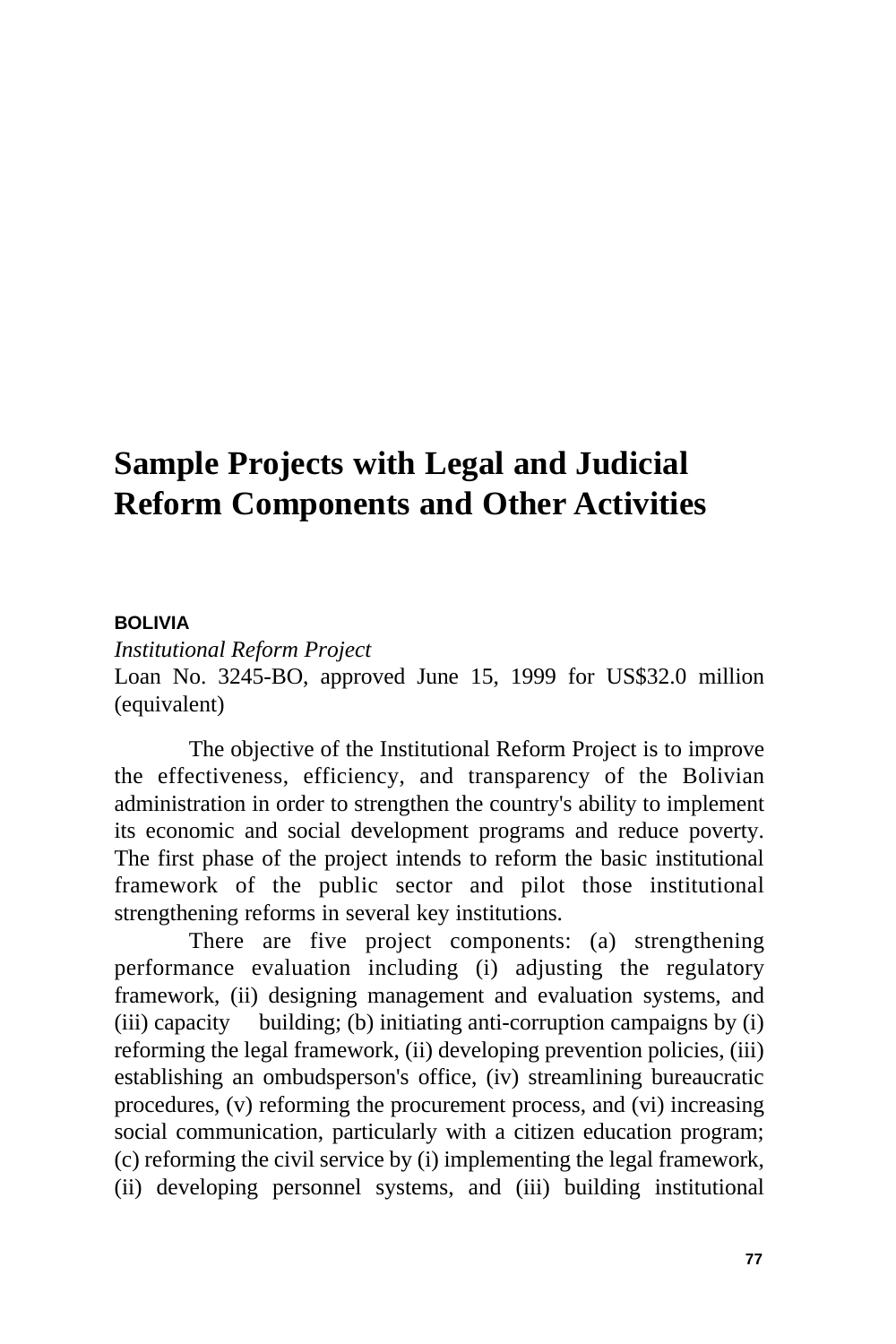# Sample Projects with Legal and Judicial Reform Components and Other Activities

### BOLIVIA

*Institutional Reform Project*

Loan No. 3245-BO, approved June 15, 1999 for US$32.0 million (equivalent)

The objective of the Institutional Reform Project is to improve the effectiveness, efficiency, and transparency of the Bolivian administration in order to strengthen the country's ability to implement its economic and social development programs and reduce poverty. The first phase of the project intends to reform the basic institutional framework of the public sector and pilot those institutional strengthening reforms in several key institutions.

There are five project components: (a) strengthening performance evaluation including (i) adjusting the regulatory framework, (ii) designing management and evaluation systems, and (iii) capacity building; (b) initiating anti-corruption campaigns by (i) reforming the legal framework, (ii) developing prevention policies, (iii) establishing an ombudsperson's office, (iv) streamlining bureaucratic procedures, (v) reforming the procurement process, and (vi) increasing social communication, particularly with a citizen education program; (c) reforming the civil service by (i) implementing the legal framework, (ii) developing personnel systems, and (iii) building institutional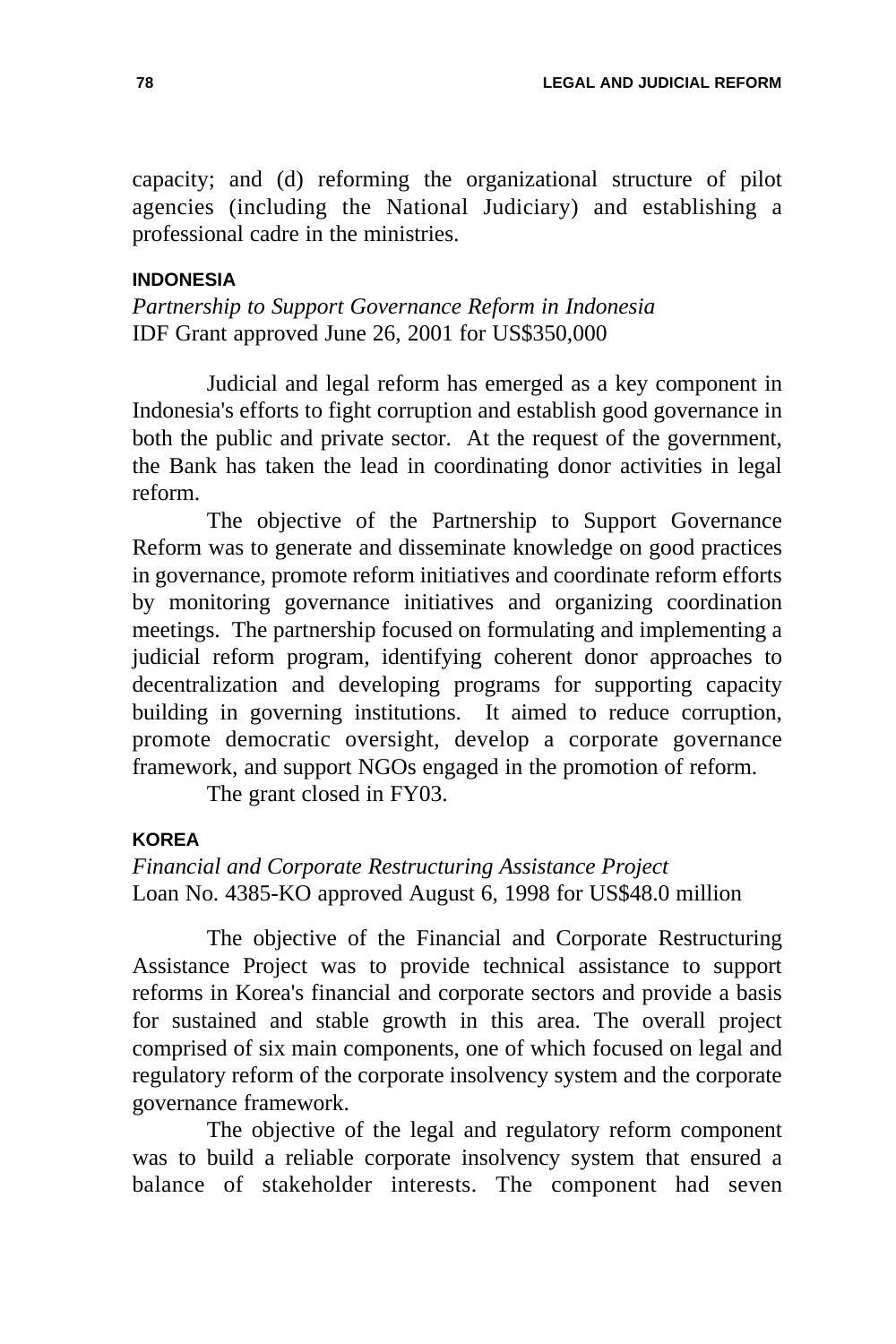capacity; and (d) reforming the organizational structure of pilot agencies (including the National Judiciary) and establishing a professional cadre in the ministries.

### INDONESIA

*Partnership to Support Governance Reform in Indonesia*
IDF Grant approved June 26, 2001 for US$350,000

Judicial and legal reform has emerged as a key component in Indonesia's efforts to fight corruption and establish good governance in both the public and private sector. At the request of the government, the Bank has taken the lead in coordinating donor activities in legal reform.

The objective of the Partnership to Support Governance Reform was to generate and disseminate knowledge on good practices in governance, promote reform initiatives and coordinate reform efforts by monitoring governance initiatives and organizing coordination meetings. The partnership focused on formulating and implementing a judicial reform program, identifying coherent donor approaches to decentralization and developing programs for supporting capacity building in governing institutions. It aimed to reduce corruption, promote democratic oversight, develop a corporate governance framework, and support NGOs engaged in the promotion of reform.

The grant closed in FY03.

### KOREA

*Financial and Corporate Restructuring Assistance Project*
Loan No. 4385-KO approved August 6, 1998 for US$48.0 million

The objective of the Financial and Corporate Restructuring Assistance Project was to provide technical assistance to support reforms in Korea's financial and corporate sectors and provide a basis for sustained and stable growth in this area. The overall project comprised of six main components, one of which focused on legal and regulatory reform of the corporate insolvency system and the corporate governance framework.

The objective of the legal and regulatory reform component was to build a reliable corporate insolvency system that ensured a balance of stakeholder interests. The component had seven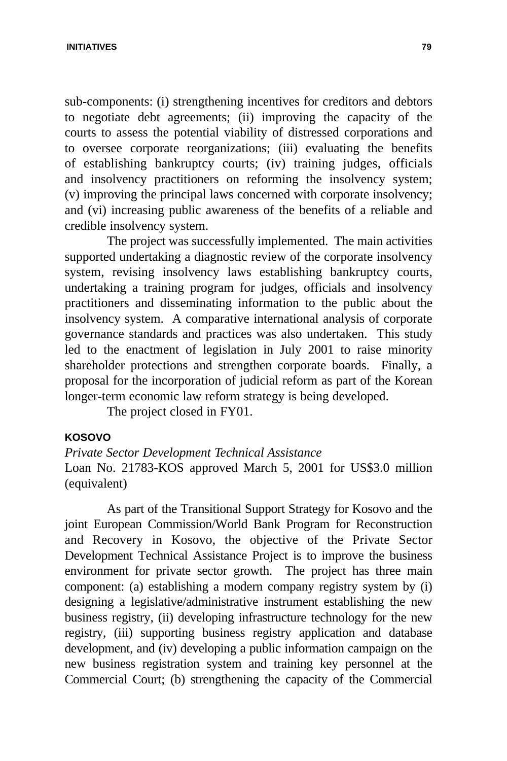sub-components: (i) strengthening incentives for creditors and debtors to negotiate debt agreements; (ii) improving the capacity of the courts to assess the potential viability of distressed corporations and to oversee corporate reorganizations; (iii) evaluating the benefits of establishing bankruptcy courts; (iv) training judges, officials and insolvency practitioners on reforming the insolvency system; (v) improving the principal laws concerned with corporate insolvency; and (vi) increasing public awareness of the benefits of a reliable and credible insolvency system.

The project was successfully implemented. The main activities supported undertaking a diagnostic review of the corporate insolvency system, revising insolvency laws establishing bankruptcy courts, undertaking a training program for judges, officials and insolvency practitioners and disseminating information to the public about the insolvency system. A comparative international analysis of corporate governance standards and practices was also undertaken. This study led to the enactment of legislation in July 2001 to raise minority shareholder protections and strengthen corporate boards. Finally, a proposal for the incorporation of judicial reform as part of the Korean longer-term economic law reform strategy is being developed.

The project closed in FY01.

### KOSOVO

*Private Sector Development Technical Assistance*
Loan No. 21783-KOS approved March 5, 2001 for US$3.0 million (equivalent)

As part of the Transitional Support Strategy for Kosovo and the joint European Commission/World Bank Program for Reconstruction and Recovery in Kosovo, the objective of the Private Sector Development Technical Assistance Project is to improve the business environment for private sector growth. The project has three main component: (a) establishing a modern company registry system by (i) designing a legislative/administrative instrument establishing the new business registry, (ii) developing infrastructure technology for the new registry, (iii) supporting business registry application and database development, and (iv) developing a public information campaign on the new business registration system and training key personnel at the Commercial Court; (b) strengthening the capacity of the Commercial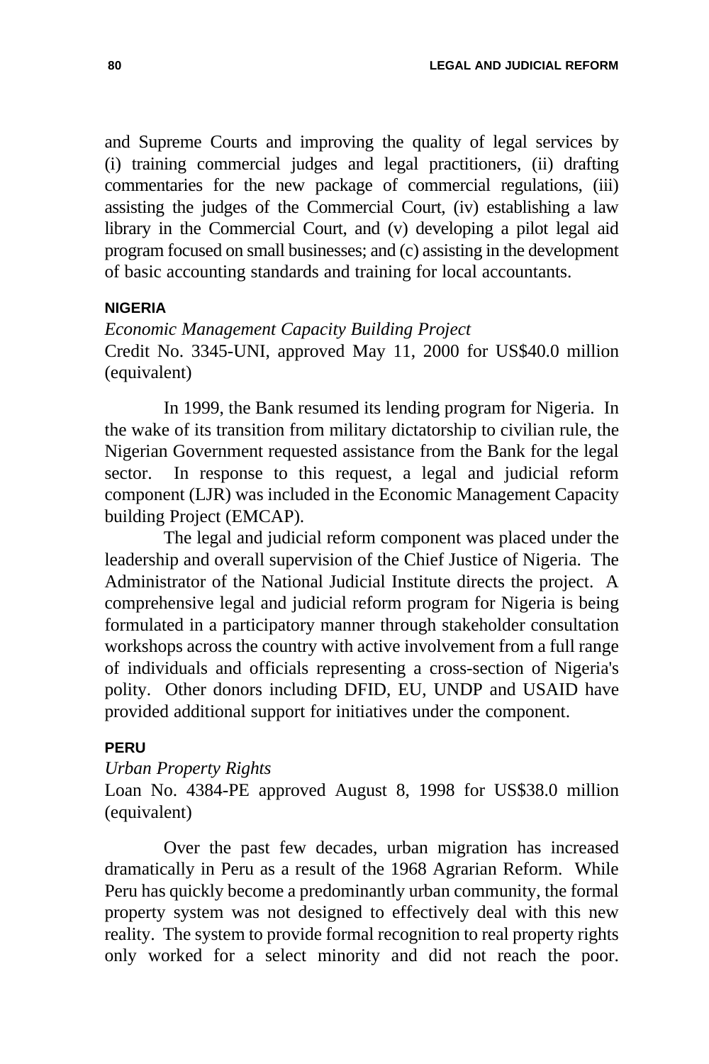and Supreme Courts and improving the quality of legal services by (i) training commercial judges and legal practitioners, (ii) drafting commentaries for the new package of commercial regulations, (iii) assisting the judges of the Commercial Court, (iv) establishing a law library in the Commercial Court, and (v) developing a pilot legal aid program focused on small businesses; and (c) assisting in the development of basic accounting standards and training for local accountants.

### NIGERIA

*Economic Management Capacity Building Project*
Credit No. 3345-UNI, approved May 11, 2000 for US$40.0 million (equivalent)

In 1999, the Bank resumed its lending program for Nigeria. In the wake of its transition from military dictatorship to civilian rule, the Nigerian Government requested assistance from the Bank for the legal sector. In response to this request, a legal and judicial reform component (LJR) was included in the Economic Management Capacity building Project (EMCAP).

The legal and judicial reform component was placed under the leadership and overall supervision of the Chief Justice of Nigeria. The Administrator of the National Judicial Institute directs the project. A comprehensive legal and judicial reform program for Nigeria is being formulated in a participatory manner through stakeholder consultation workshops across the country with active involvement from a full range of individuals and officials representing a cross-section of Nigeria's polity. Other donors including DFID, EU, UNDP and USAID have provided additional support for initiatives under the component.

### PERU

*Urban Property Rights*
Loan No. 4384-PE approved August 8, 1998 for US$38.0 million (equivalent)

Over the past few decades, urban migration has increased dramatically in Peru as a result of the 1968 Agrarian Reform. While Peru has quickly become a predominantly urban community, the formal property system was not designed to effectively deal with this new reality. The system to provide formal recognition to real property rights only worked for a select minority and did not reach the poor.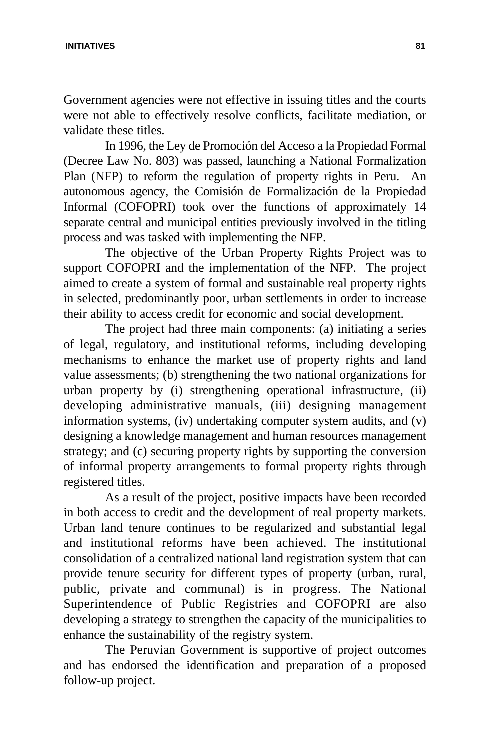Government agencies were not effective in issuing titles and the courts were not able to effectively resolve conflicts, facilitate mediation, or validate these titles.

In 1996, the Ley de Promoción del Acceso a la Propiedad Formal (Decree Law No. 803) was passed, launching a National Formalization Plan (NFP) to reform the regulation of property rights in Peru. An autonomous agency, the Comisión de Formalización de la Propiedad Informal (COFOPRI) took over the functions of approximately 14 separate central and municipal entities previously involved in the titling process and was tasked with implementing the NFP.

The objective of the Urban Property Rights Project was to support COFOPRI and the implementation of the NFP. The project aimed to create a system of formal and sustainable real property rights in selected, predominantly poor, urban settlements in order to increase their ability to access credit for economic and social development.

The project had three main components: (a) initiating a series of legal, regulatory, and institutional reforms, including developing mechanisms to enhance the market use of property rights and land value assessments; (b) strengthening the two national organizations for urban property by (i) strengthening operational infrastructure, (ii) developing administrative manuals, (iii) designing management information systems, (iv) undertaking computer system audits, and (v) designing a knowledge management and human resources management strategy; and (c) securing property rights by supporting the conversion of informal property arrangements to formal property rights through registered titles.

As a result of the project, positive impacts have been recorded in both access to credit and the development of real property markets. Urban land tenure continues to be regularized and substantial legal and institutional reforms have been achieved. The institutional consolidation of a centralized national land registration system that can provide tenure security for different types of property (urban, rural, public, private and communal) is in progress. The National Superintendence of Public Registries and COFOPRI are also developing a strategy to strengthen the capacity of the municipalities to enhance the sustainability of the registry system.

The Peruvian Government is supportive of project outcomes and has endorsed the identification and preparation of a proposed follow-up project.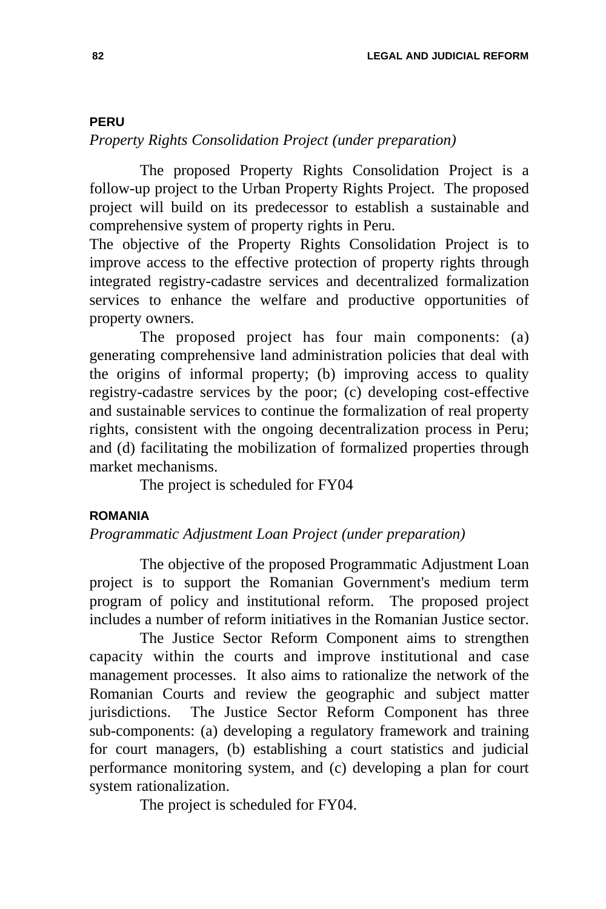## PERU

*Property Rights Consolidation Project (under preparation)*

The proposed Property Rights Consolidation Project is a follow-up project to the Urban Property Rights Project. The proposed project will build on its predecessor to establish a sustainable and comprehensive system of property rights in Peru.

The objective of the Property Rights Consolidation Project is to improve access to the effective protection of property rights through integrated registry-cadastre services and decentralized formalization services to enhance the welfare and productive opportunities of property owners.

The proposed project has four main components: (a) generating comprehensive land administration policies that deal with the origins of informal property; (b) improving access to quality registry-cadastre services by the poor; (c) developing cost-effective and sustainable services to continue the formalization of real property rights, consistent with the ongoing decentralization process in Peru; and (d) facilitating the mobilization of formalized properties through market mechanisms.

The project is scheduled for FY04

## ROMANIA

*Programmatic Adjustment Loan Project (under preparation)*

The objective of the proposed Programmatic Adjustment Loan project is to support the Romanian Government's medium term program of policy and institutional reform. The proposed project includes a number of reform initiatives in the Romanian Justice sector.

The Justice Sector Reform Component aims to strengthen capacity within the courts and improve institutional and case management processes. It also aims to rationalize the network of the Romanian Courts and review the geographic and subject matter jurisdictions. The Justice Sector Reform Component has three sub-components: (a) developing a regulatory framework and training for court managers, (b) establishing a court statistics and judicial performance monitoring system, and (c) developing a plan for court system rationalization.

The project is scheduled for FY04.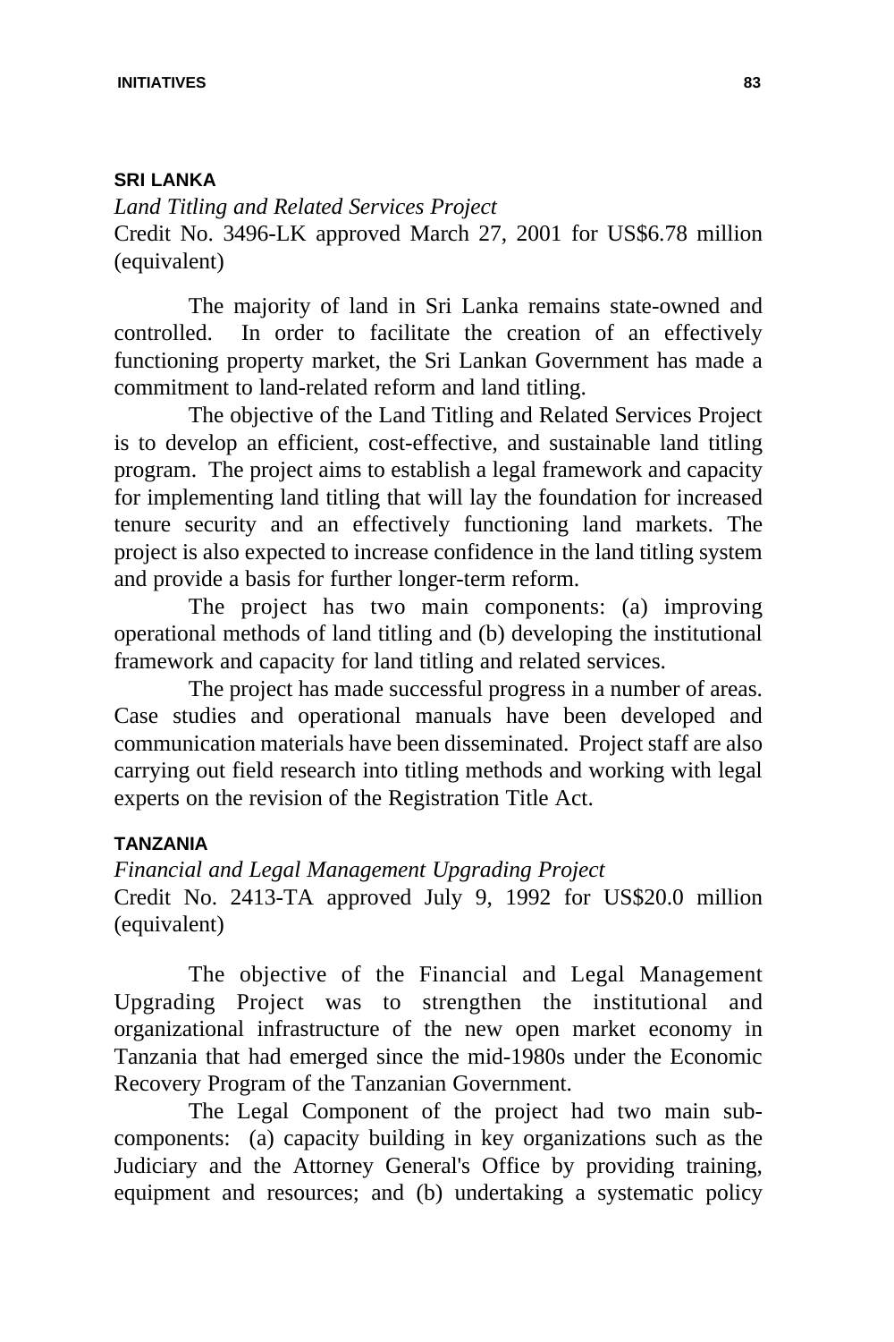## SRI LANKA

*Land Titling and Related Services Project*

Credit No. 3496-LK approved March 27, 2001 for US$6.78 million (equivalent)

The majority of land in Sri Lanka remains state-owned and controlled. In order to facilitate the creation of an effectively functioning property market, the Sri Lankan Government has made a commitment to land-related reform and land titling.

The objective of the Land Titling and Related Services Project is to develop an efficient, cost-effective, and sustainable land titling program. The project aims to establish a legal framework and capacity for implementing land titling that will lay the foundation for increased tenure security and an effectively functioning land markets. The project is also expected to increase confidence in the land titling system and provide a basis for further longer-term reform.

The project has two main components: (a) improving operational methods of land titling and (b) developing the institutional framework and capacity for land titling and related services.

The project has made successful progress in a number of areas. Case studies and operational manuals have been developed and communication materials have been disseminated. Project staff are also carrying out field research into titling methods and working with legal experts on the revision of the Registration Title Act.

## TANZANIA

*Financial and Legal Management Upgrading Project*

Credit No. 2413-TA approved July 9, 1992 for US$20.0 million (equivalent)

The objective of the Financial and Legal Management Upgrading Project was to strengthen the institutional and organizational infrastructure of the new open market economy in Tanzania that had emerged since the mid-1980s under the Economic Recovery Program of the Tanzanian Government.

The Legal Component of the project had two main sub-components: (a) capacity building in key organizations such as the Judiciary and the Attorney General's Office by providing training, equipment and resources; and (b) undertaking a systematic policy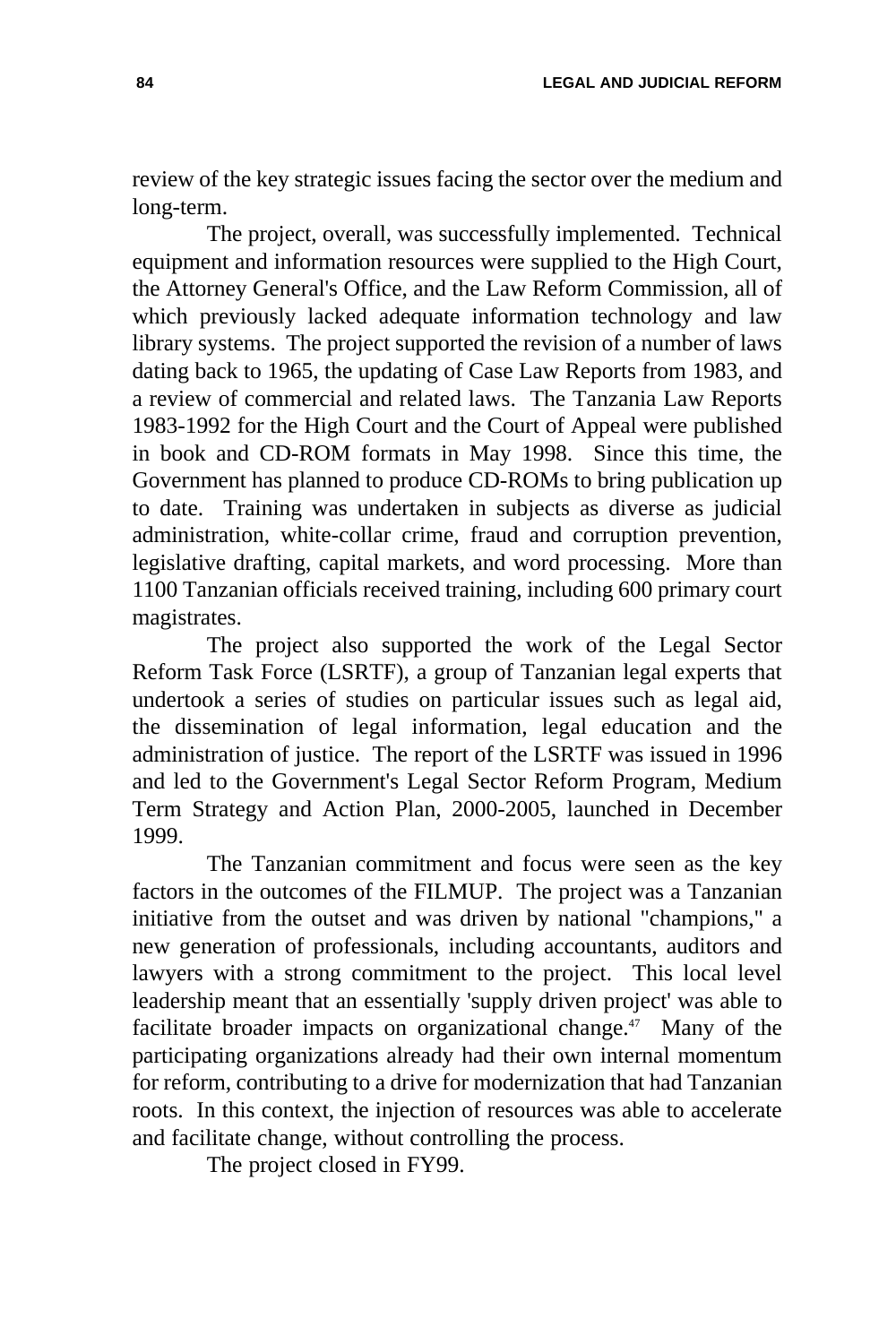review of the key strategic issues facing the sector over the medium and long-term.

The project, overall, was successfully implemented. Technical equipment and information resources were supplied to the High Court, the Attorney General's Office, and the Law Reform Commission, all of which previously lacked adequate information technology and law library systems. The project supported the revision of a number of laws dating back to 1965, the updating of Case Law Reports from 1983, and a review of commercial and related laws. The Tanzania Law Reports 1983-1992 for the High Court and the Court of Appeal were published in book and CD-ROM formats in May 1998. Since this time, the Government has planned to produce CD-ROMs to bring publication up to date. Training was undertaken in subjects as diverse as judicial administration, white-collar crime, fraud and corruption prevention, legislative drafting, capital markets, and word processing. More than 1100 Tanzanian officials received training, including 600 primary court magistrates.

The project also supported the work of the Legal Sector Reform Task Force (LSRTF), a group of Tanzanian legal experts that undertook a series of studies on particular issues such as legal aid, the dissemination of legal information, legal education and the administration of justice. The report of the LSRTF was issued in 1996 and led to the Government's Legal Sector Reform Program, Medium Term Strategy and Action Plan, 2000-2005, launched in December 1999.

The Tanzanian commitment and focus were seen as the key factors in the outcomes of the FILMUP. The project was a Tanzanian initiative from the outset and was driven by national "champions," a new generation of professionals, including accountants, auditors and lawyers with a strong commitment to the project. This local level leadership meant that an essentially 'supply driven project' was able to facilitate broader impacts on organizational change.[47] Many of the participating organizations already had their own internal momentum for reform, contributing to a drive for modernization that had Tanzanian roots. In this context, the injection of resources was able to accelerate and facilitate change, without controlling the process.

The project closed in FY99.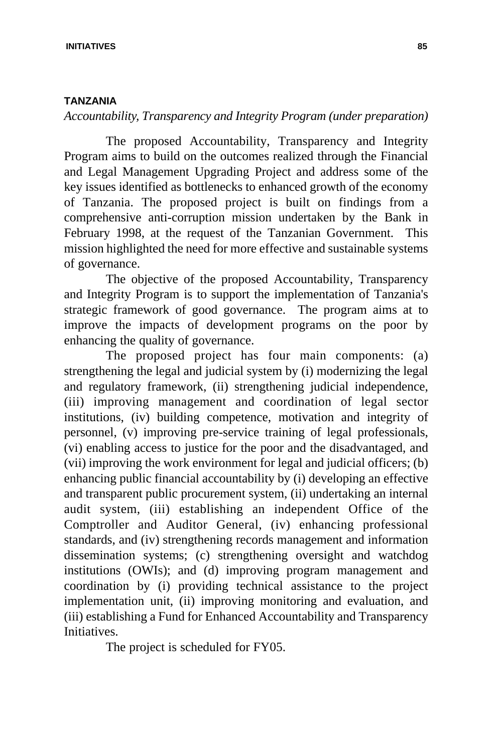## TANZANIA

*Accountability, Transparency and Integrity Program (under preparation)*

The proposed Accountability, Transparency and Integrity Program aims to build on the outcomes realized through the Financial and Legal Management Upgrading Project and address some of the key issues identified as bottlenecks to enhanced growth of the economy of Tanzania. The proposed project is built on findings from a comprehensive anti-corruption mission undertaken by the Bank in February 1998, at the request of the Tanzanian Government. This mission highlighted the need for more effective and sustainable systems of governance.

The objective of the proposed Accountability, Transparency and Integrity Program is to support the implementation of Tanzania's strategic framework of good governance. The program aims at to improve the impacts of development programs on the poor by enhancing the quality of governance.

The proposed project has four main components: (a) strengthening the legal and judicial system by (i) modernizing the legal and regulatory framework, (ii) strengthening judicial independence, (iii) improving management and coordination of legal sector institutions, (iv) building competence, motivation and integrity of personnel, (v) improving pre-service training of legal professionals, (vi) enabling access to justice for the poor and the disadvantaged, and (vii) improving the work environment for legal and judicial officers; (b) enhancing public financial accountability by (i) developing an effective and transparent public procurement system, (ii) undertaking an internal audit system, (iii) establishing an independent Office of the Comptroller and Auditor General, (iv) enhancing professional standards, and (iv) strengthening records management and information dissemination systems; (c) strengthening oversight and watchdog institutions (OWIs); and (d) improving program management and coordination by (i) providing technical assistance to the project implementation unit, (ii) improving monitoring and evaluation, and (iii) establishing a Fund for Enhanced Accountability and Transparency Initiatives.

The project is scheduled for FY05.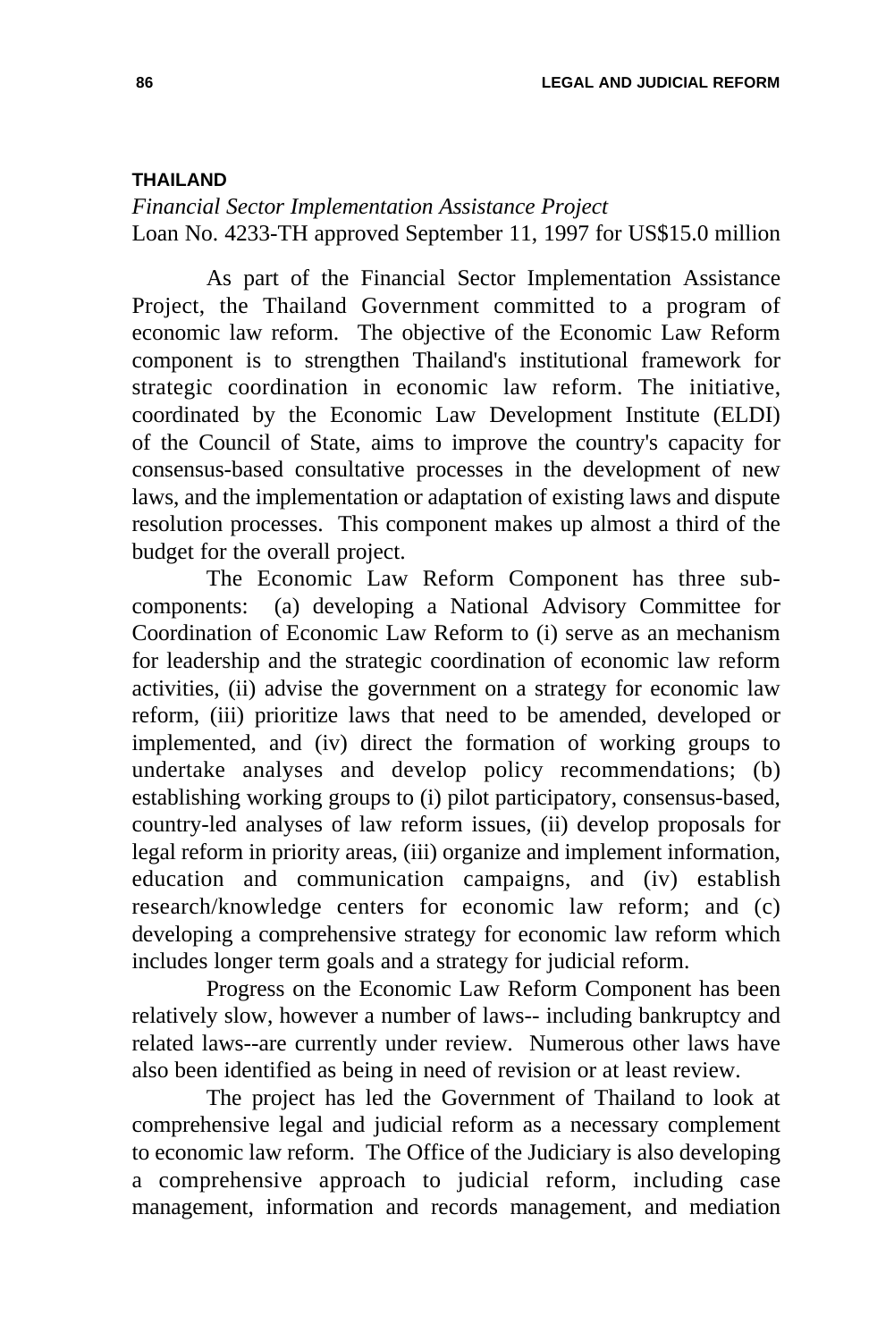### THAILAND

*Financial Sector Implementation Assistance Project*
Loan No. 4233-TH approved September 11, 1997 for US$15.0 million

As part of the Financial Sector Implementation Assistance Project, the Thailand Government committed to a program of economic law reform. The objective of the Economic Law Reform component is to strengthen Thailand's institutional framework for strategic coordination in economic law reform. The initiative, coordinated by the Economic Law Development Institute (ELDI) of the Council of State, aims to improve the country's capacity for consensus-based consultative processes in the development of new laws, and the implementation or adaptation of existing laws and dispute resolution processes. This component makes up almost a third of the budget for the overall project.

The Economic Law Reform Component has three sub-components: (a) developing a National Advisory Committee for Coordination of Economic Law Reform to (i) serve as an mechanism for leadership and the strategic coordination of economic law reform activities, (ii) advise the government on a strategy for economic law reform, (iii) prioritize laws that need to be amended, developed or implemented, and (iv) direct the formation of working groups to undertake analyses and develop policy recommendations; (b) establishing working groups to (i) pilot participatory, consensus-based, country-led analyses of law reform issues, (ii) develop proposals for legal reform in priority areas, (iii) organize and implement information, education and communication campaigns, and (iv) establish research/knowledge centers for economic law reform; and (c) developing a comprehensive strategy for economic law reform which includes longer term goals and a strategy for judicial reform.

Progress on the Economic Law Reform Component has been relatively slow, however a number of laws-- including bankruptcy and related laws--are currently under review. Numerous other laws have also been identified as being in need of revision or at least review.

The project has led the Government of Thailand to look at comprehensive legal and judicial reform as a necessary complement to economic law reform. The Office of the Judiciary is also developing a comprehensive approach to judicial reform, including case management, information and records management, and mediation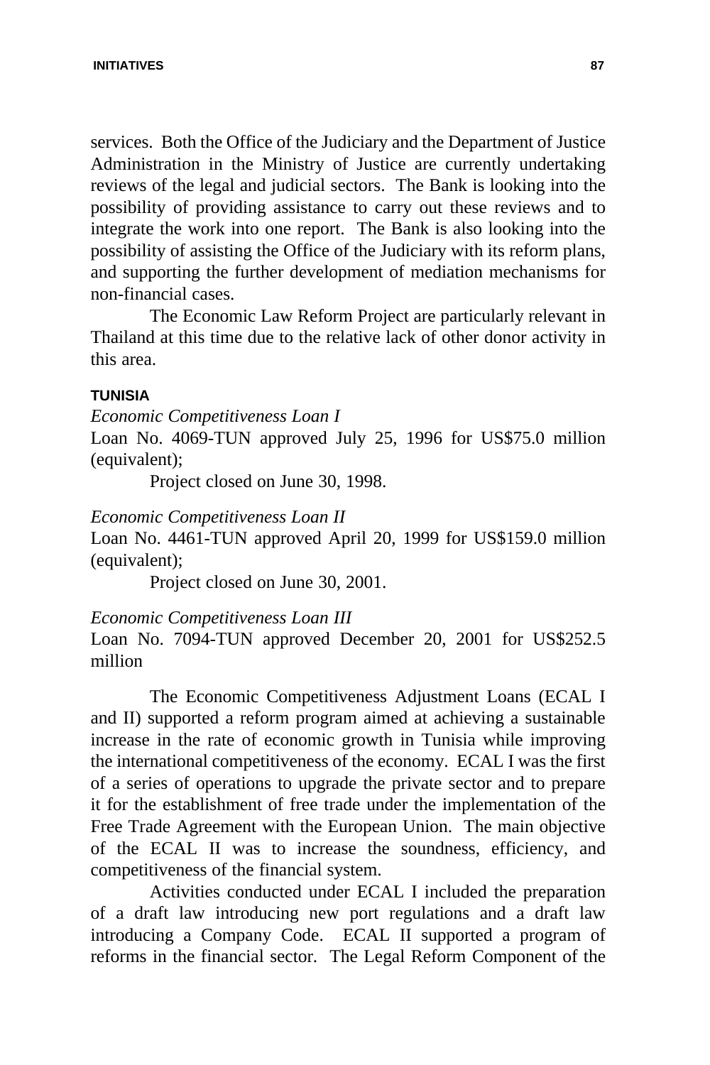services. Both the Office of the Judiciary and the Department of Justice Administration in the Ministry of Justice are currently undertaking reviews of the legal and judicial sectors. The Bank is looking into the possibility of providing assistance to carry out these reviews and to integrate the work into one report. The Bank is also looking into the possibility of assisting the Office of the Judiciary with its reform plans, and supporting the further development of mediation mechanisms for non-financial cases.

The Economic Law Reform Project are particularly relevant in Thailand at this time due to the relative lack of other donor activity in this area.

### TUNISIA

*Economic Competitiveness Loan I*

Loan No. 4069-TUN approved July 25, 1996 for US$75.0 million (equivalent);

Project closed on June 30, 1998.

*Economic Competitiveness Loan II*

Loan No. 4461-TUN approved April 20, 1999 for US$159.0 million (equivalent);

Project closed on June 30, 2001.

*Economic Competitiveness Loan III*

Loan No. 7094-TUN approved December 20, 2001 for US$252.5 million

The Economic Competitiveness Adjustment Loans (ECAL I and II) supported a reform program aimed at achieving a sustainable increase in the rate of economic growth in Tunisia while improving the international competitiveness of the economy. ECAL I was the first of a series of operations to upgrade the private sector and to prepare it for the establishment of free trade under the implementation of the Free Trade Agreement with the European Union. The main objective of the ECAL II was to increase the soundness, efficiency, and competitiveness of the financial system.

Activities conducted under ECAL I included the preparation of a draft law introducing new port regulations and a draft law introducing a Company Code. ECAL II supported a program of reforms in the financial sector. The Legal Reform Component of the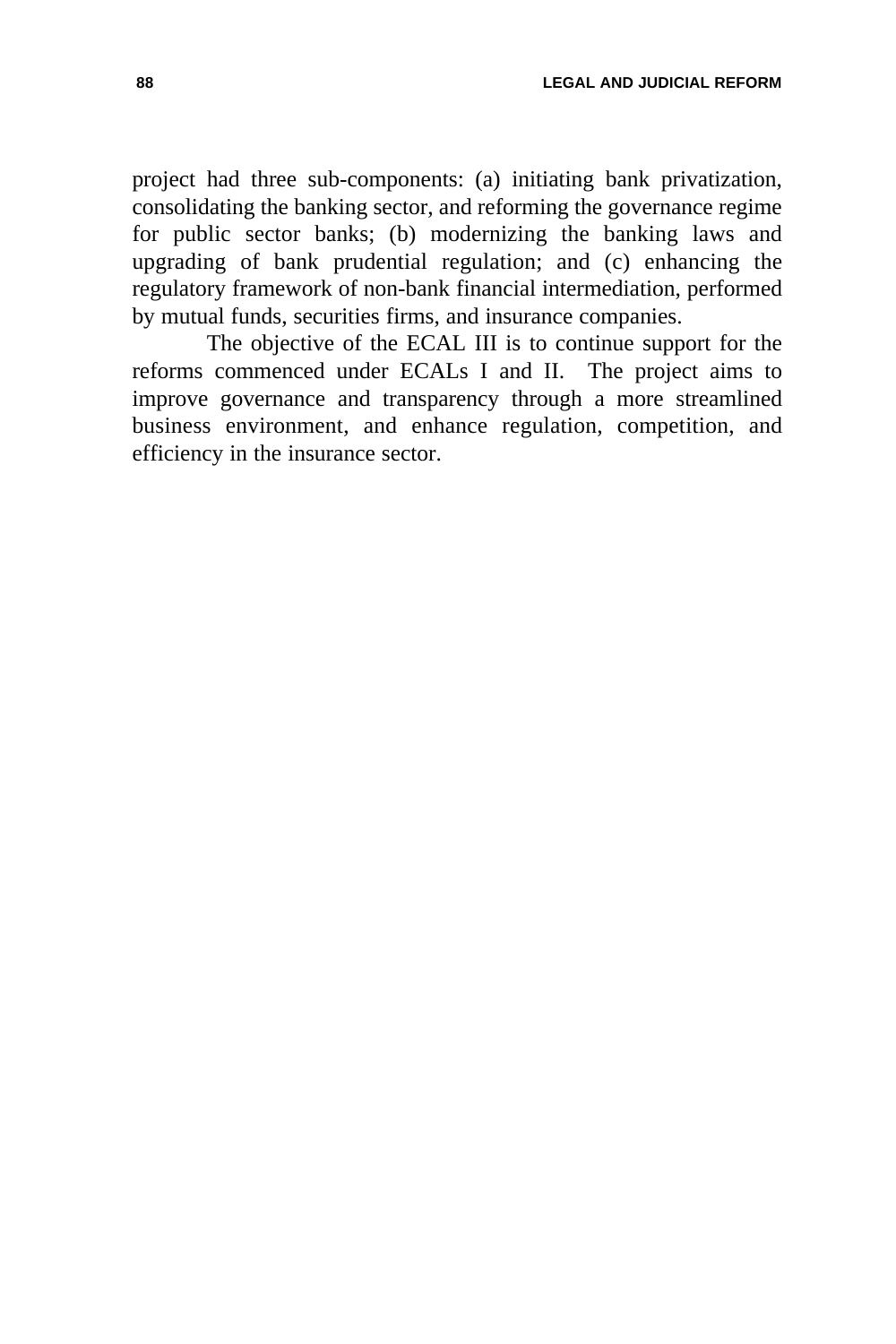project had three sub-components: (a) initiating bank privatization, consolidating the banking sector, and reforming the governance regime for public sector banks; (b) modernizing the banking laws and upgrading of bank prudential regulation; and (c) enhancing the regulatory framework of non-bank financial intermediation, performed by mutual funds, securities firms, and insurance companies.

The objective of the ECAL III is to continue support for the reforms commenced under ECALs I and II. The project aims to improve governance and transparency through a more streamlined business environment, and enhance regulation, competition, and efficiency in the insurance sector.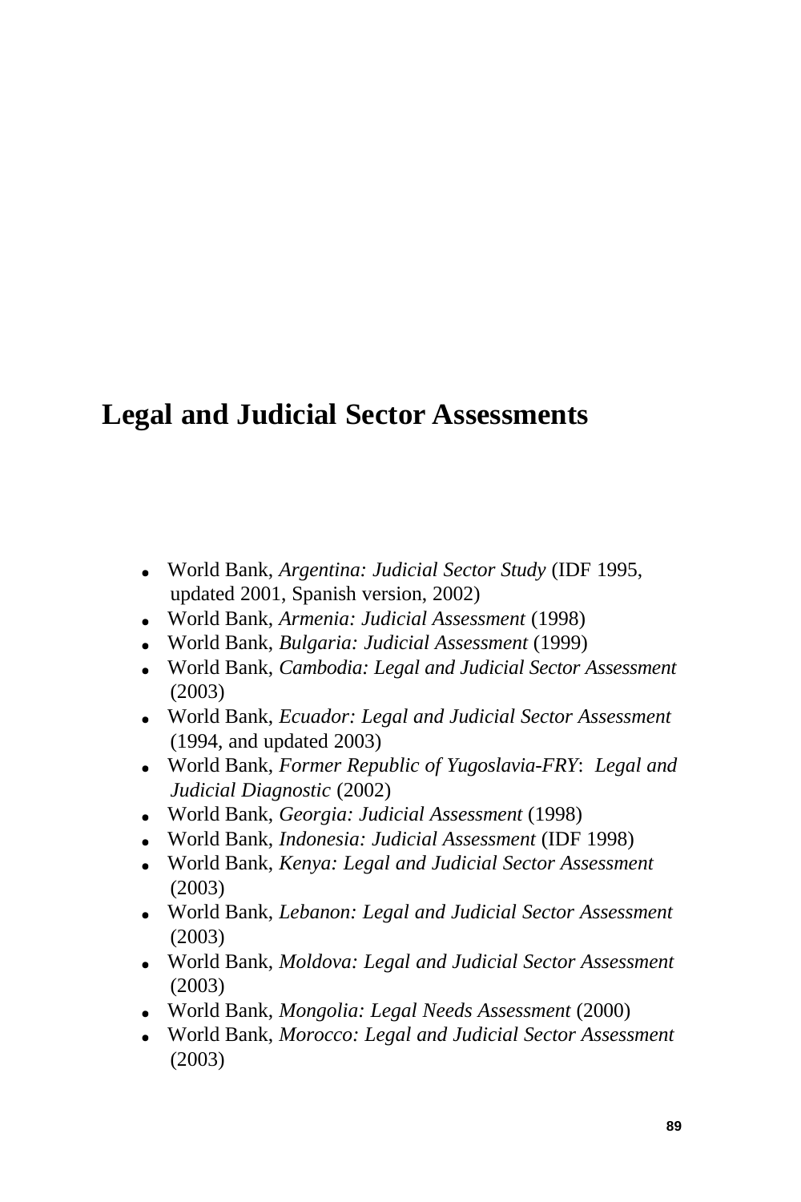# Legal and Judicial Sector Assessments

- World Bank, *Argentina: Judicial Sector Study* (IDF 1995, updated 2001, Spanish version, 2002)
- World Bank, *Armenia: Judicial Assessment* (1998)
- World Bank, *Bulgaria: Judicial Assessment* (1999)
- World Bank, *Cambodia: Legal and Judicial Sector Assessment* (2003)
- World Bank, *Ecuador: Legal and Judicial Sector Assessment* (1994, and updated 2003)
- World Bank, *Former Republic of Yugoslavia-FRY*: *Legal and Judicial Diagnostic* (2002)
- World Bank, *Georgia: Judicial Assessment* (1998)
- World Bank, *Indonesia: Judicial Assessment* (IDF 1998)
- World Bank, *Kenya: Legal and Judicial Sector Assessment* (2003)
- World Bank, *Lebanon: Legal and Judicial Sector Assessment* (2003)
- World Bank, *Moldova: Legal and Judicial Sector Assessment* (2003)
- World Bank, *Mongolia: Legal Needs Assessment* (2000)
- World Bank, *Morocco: Legal and Judicial Sector Assessment* (2003)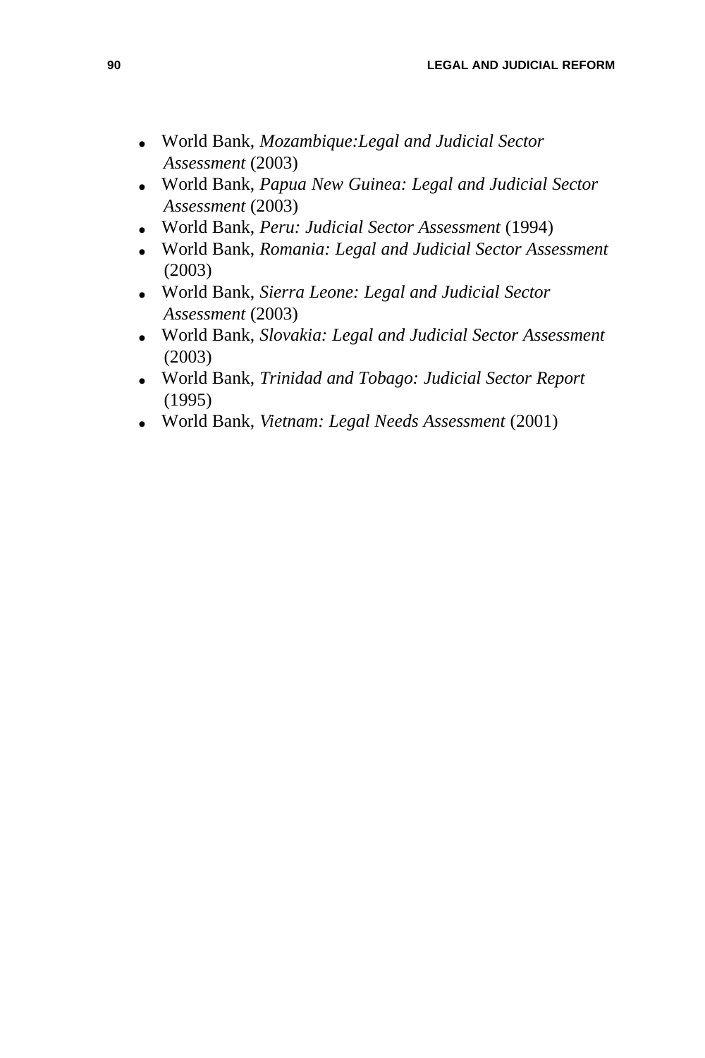- World Bank, *Mozambique:Legal and Judicial Sector Assessment* (2003)
- World Bank, *Papua New Guinea: Legal and Judicial Sector Assessment* (2003)
- World Bank, *Peru: Judicial Sector Assessment* (1994)
- World Bank, *Romania: Legal and Judicial Sector Assessment* (2003)
- World Bank, *Sierra Leone: Legal and Judicial Sector Assessment* (2003)
- World Bank, *Slovakia: Legal and Judicial Sector Assessment* (2003)
- World Bank, *Trinidad and Tobago: Judicial Sector Report* (1995)
- World Bank, *Vietnam: Legal Needs Assessment* (2001)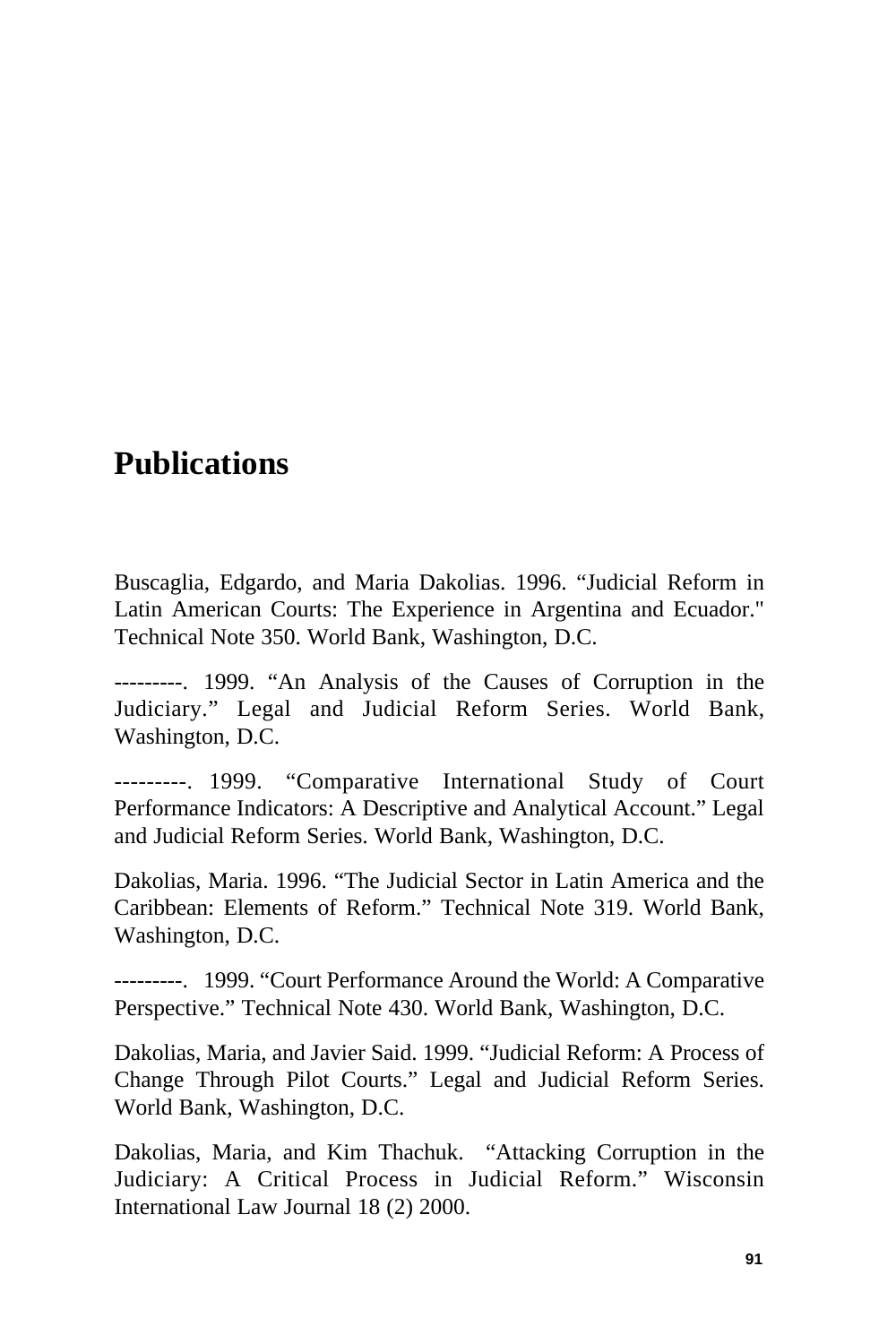# Publications

Buscaglia, Edgardo, and Maria Dakolias. 1996. “Judicial Reform in Latin American Courts: The Experience in Argentina and Ecuador." Technical Note 350. World Bank, Washington, D.C.

---------. 1999. “An Analysis of the Causes of Corruption in the Judiciary.” Legal and Judicial Reform Series. World Bank, Washington, D.C.

---------. 1999. “Comparative International Study of Court Performance Indicators: A Descriptive and Analytical Account.” Legal and Judicial Reform Series. World Bank, Washington, D.C.

Dakolias, Maria. 1996. “The Judicial Sector in Latin America and the Caribbean: Elements of Reform.” Technical Note 319. World Bank, Washington, D.C.

---------. 1999. “Court Performance Around the World: A Comparative Perspective.” Technical Note 430. World Bank, Washington, D.C.

Dakolias, Maria, and Javier Said. 1999. “Judicial Reform: A Process of Change Through Pilot Courts.” Legal and Judicial Reform Series. World Bank, Washington, D.C.

Dakolias, Maria, and Kim Thachuk. “Attacking Corruption in the Judiciary: A Critical Process in Judicial Reform.” Wisconsin International Law Journal 18 (2) 2000.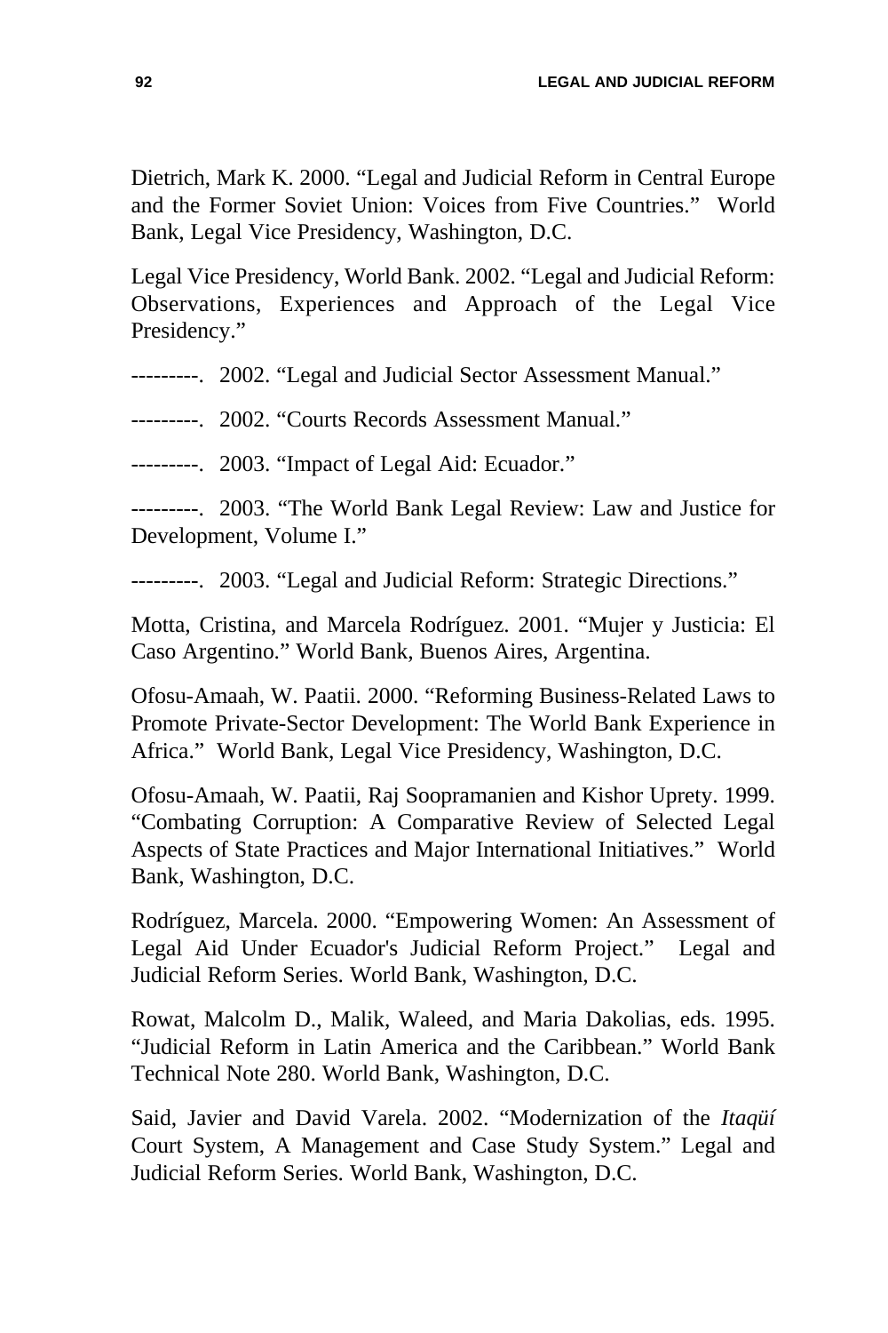Dietrich, Mark K. 2000. "Legal and Judicial Reform in Central Europe and the Former Soviet Union: Voices from Five Countries." World Bank, Legal Vice Presidency, Washington, D.C.

Legal Vice Presidency, World Bank. 2002. "Legal and Judicial Reform: Observations, Experiences and Approach of the Legal Vice Presidency."

---------. 2002. "Legal and Judicial Sector Assessment Manual."

---------. 2002. "Courts Records Assessment Manual."

---------. 2003. "Impact of Legal Aid: Ecuador."

---------. 2003. "The World Bank Legal Review: Law and Justice for Development, Volume I."

---------. 2003. "Legal and Judicial Reform: Strategic Directions."

Motta, Cristina, and Marcela Rodríguez. 2001. "Mujer y Justicia: El Caso Argentino." World Bank, Buenos Aires, Argentina.

Ofosu-Amaah, W. Paatii. 2000. "Reforming Business-Related Laws to Promote Private-Sector Development: The World Bank Experience in Africa." World Bank, Legal Vice Presidency, Washington, D.C.

Ofosu-Amaah, W. Paatii, Raj Soopramanien and Kishor Uprety. 1999. "Combating Corruption: A Comparative Review of Selected Legal Aspects of State Practices and Major International Initiatives." World Bank, Washington, D.C.

Rodríguez, Marcela. 2000. "Empowering Women: An Assessment of Legal Aid Under Ecuador's Judicial Reform Project." Legal and Judicial Reform Series. World Bank, Washington, D.C.

Rowat, Malcolm D., Malik, Waleed, and Maria Dakolias, eds. 1995. "Judicial Reform in Latin America and the Caribbean." World Bank Technical Note 280. World Bank, Washington, D.C.

Said, Javier and David Varela. 2002. "Modernization of the *Itaqüí* Court System, A Management and Case Study System." Legal and Judicial Reform Series. World Bank, Washington, D.C.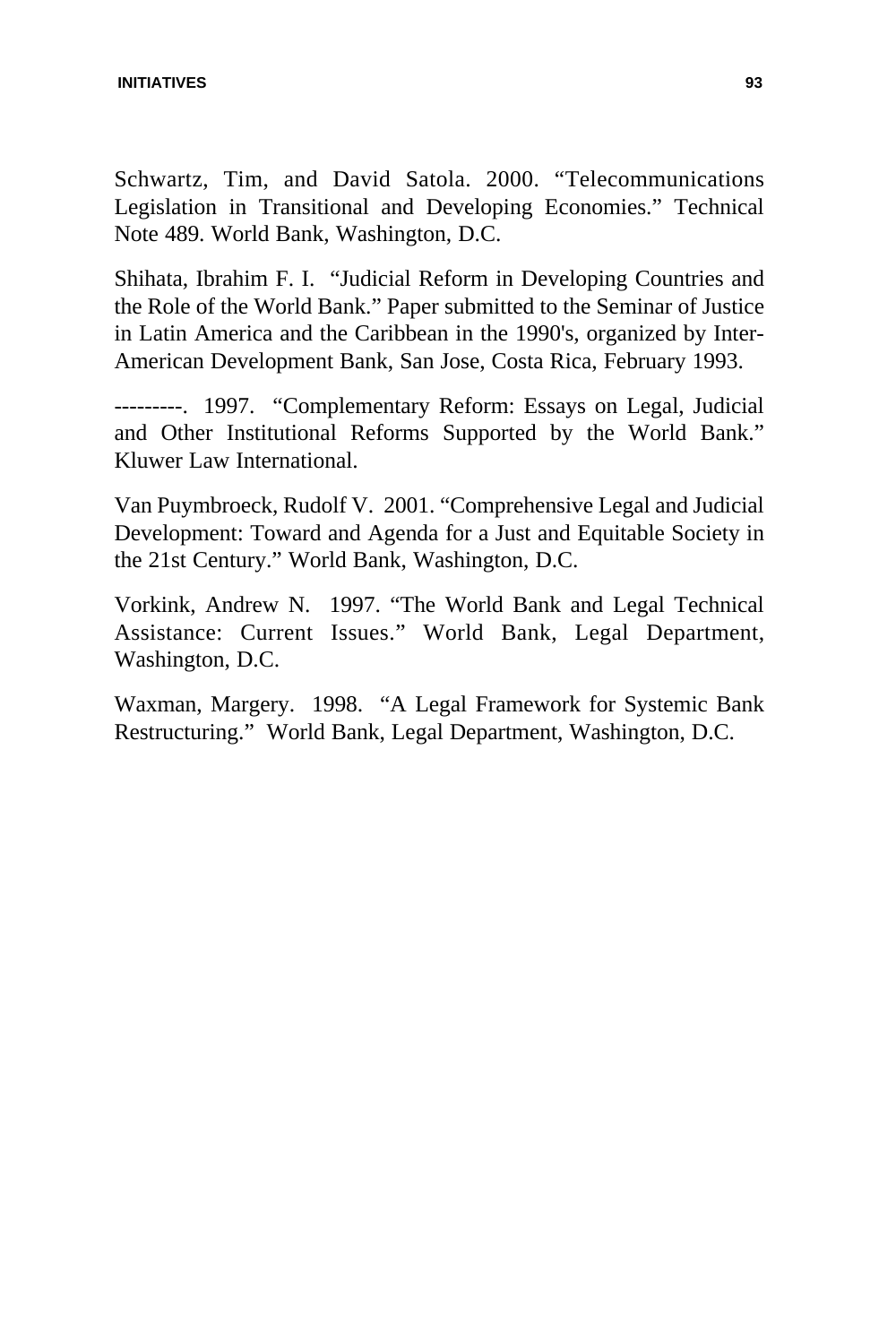Schwartz, Tim, and David Satola. 2000. “Telecommunications Legislation in Transitional and Developing Economies.” Technical Note 489. World Bank, Washington, D.C.

Shihata, Ibrahim F. I. “Judicial Reform in Developing Countries and the Role of the World Bank.” Paper submitted to the Seminar of Justice in Latin America and the Caribbean in the 1990's, organized by Inter-American Development Bank, San Jose, Costa Rica, February 1993.

---------. 1997. “Complementary Reform: Essays on Legal, Judicial and Other Institutional Reforms Supported by the World Bank.” Kluwer Law International.

Van Puymbroeck, Rudolf V. 2001. “Comprehensive Legal and Judicial Development: Toward and Agenda for a Just and Equitable Society in the 21st Century.” World Bank, Washington, D.C.

Vorkink, Andrew N. 1997. “The World Bank and Legal Technical Assistance: Current Issues.” World Bank, Legal Department, Washington, D.C.

Waxman, Margery. 1998. “A Legal Framework for Systemic Bank Restructuring.” World Bank, Legal Department, Washington, D.C.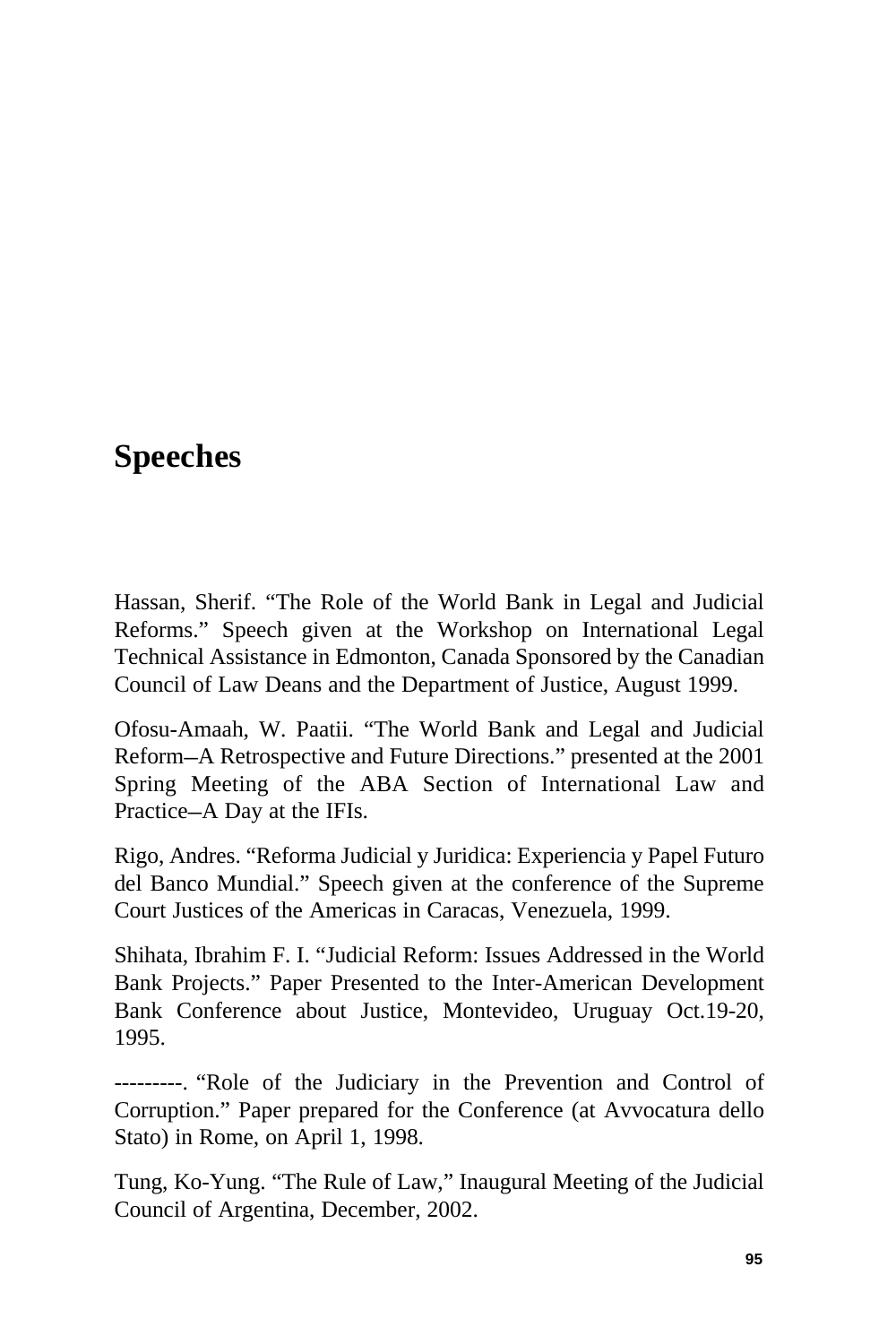# Speeches

Hassan, Sherif. “The Role of the World Bank in Legal and Judicial Reforms.” Speech given at the Workshop on International Legal Technical Assistance in Edmonton, Canada Sponsored by the Canadian Council of Law Deans and the Department of Justice, August 1999.

Ofosu-Amaah, W. Paatii. “The World Bank and Legal and Judicial Reform–A Retrospective and Future Directions.” presented at the 2001 Spring Meeting of the ABA Section of International Law and Practice–A Day at the IFIs.

Rigo, Andres. “Reforma Judicial y Juridica: Experiencia y Papel Futuro del Banco Mundial.” Speech given at the conference of the Supreme Court Justices of the Americas in Caracas, Venezuela, 1999.

Shihata, Ibrahim F. I. “Judicial Reform: Issues Addressed in the World Bank Projects.” Paper Presented to the Inter-American Development Bank Conference about Justice, Montevideo, Uruguay Oct.19-20, 1995.

---------. “Role of the Judiciary in the Prevention and Control of Corruption.” Paper prepared for the Conference (at Avvocatura dello Stato) in Rome, on April 1, 1998.

Tung, Ko-Yung. “The Rule of Law,” Inaugural Meeting of the Judicial Council of Argentina, December, 2002.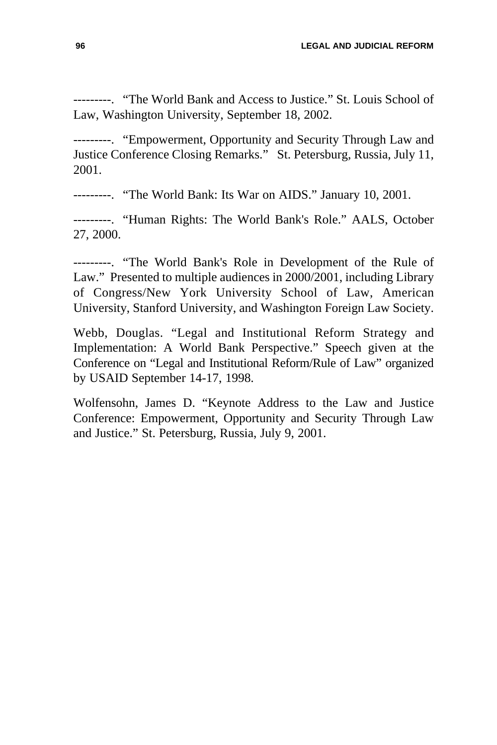---------. “The World Bank and Access to Justice.” St. Louis School of Law, Washington University, September 18, 2002.

---------. “Empowerment, Opportunity and Security Through Law and Justice Conference Closing Remarks.” St. Petersburg, Russia, July 11, 2001.

---------. “The World Bank: Its War on AIDS.” January 10, 2001.

---------. “Human Rights: The World Bank's Role.” AALS, October 27, 2000.

---------. “The World Bank's Role in Development of the Rule of Law.” Presented to multiple audiences in 2000/2001, including Library of Congress/New York University School of Law, American University, Stanford University, and Washington Foreign Law Society.

Webb, Douglas. “Legal and Institutional Reform Strategy and Implementation: A World Bank Perspective.” Speech given at the Conference on “Legal and Institutional Reform/Rule of Law” organized by USAID September 14-17, 1998.

Wolfensohn, James D. “Keynote Address to the Law and Justice Conference: Empowerment, Opportunity and Security Through Law and Justice.” St. Petersburg, Russia, July 9, 2001.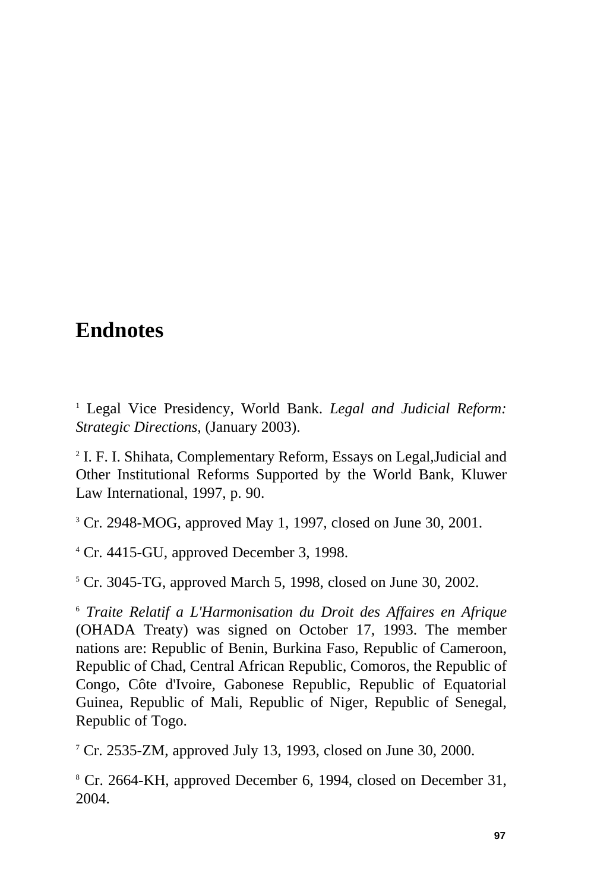# Endnotes

[1] Legal Vice Presidency, World Bank. *Legal and Judicial Reform: Strategic Directions,* (January 2003).

[2] I. F. I. Shihata, Complementary Reform, Essays on Legal,Judicial and Other Institutional Reforms Supported by the World Bank, Kluwer Law International, 1997, p. 90.

[3] Cr. 2948-MOG, approved May 1, 1997, closed on June 30, 2001.

[4] Cr. 4415-GU, approved December 3, 1998.

[5] Cr. 3045-TG, approved March 5, 1998, closed on June 30, 2002.

[6] *Traite Relatif a L'Harmonisation du Droit des Affaires en Afrique* (OHADA Treaty) was signed on October 17, 1993. The member nations are: Republic of Benin, Burkina Faso, Republic of Cameroon, Republic of Chad, Central African Republic, Comoros, the Republic of Congo, Côte d'Ivoire, Gabonese Republic, Republic of Equatorial Guinea, Republic of Mali, Republic of Niger, Republic of Senegal, Republic of Togo.

[7] Cr. 2535-ZM, approved July 13, 1993, closed on June 30, 2000.

[8] Cr. 2664-KH, approved December 6, 1994, closed on December 31, 2004.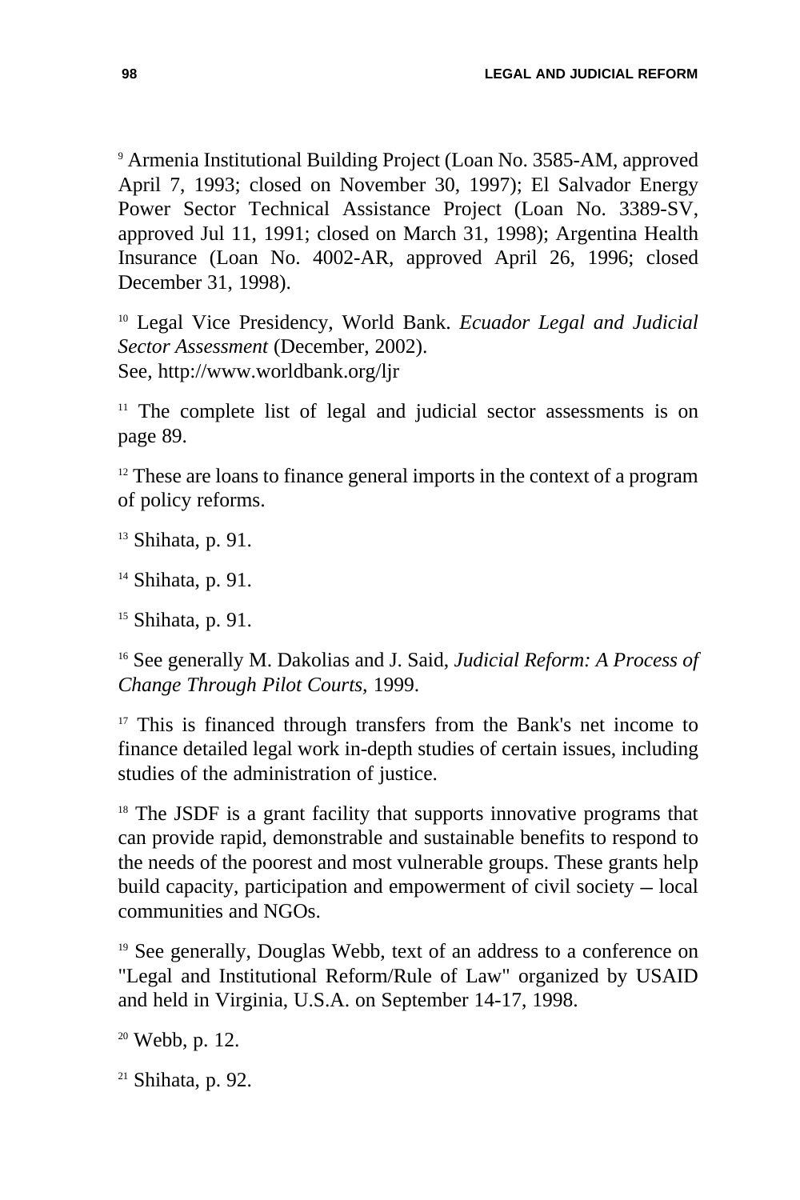[9] Armenia Institutional Building Project (Loan No. 3585-AM, approved April 7, 1993; closed on November 30, 1997); El Salvador Energy Power Sector Technical Assistance Project (Loan No. 3389-SV, approved Jul 11, 1991; closed on March 31, 1998); Argentina Health Insurance (Loan No. 4002-AR, approved April 26, 1996; closed December 31, 1998).

[10] Legal Vice Presidency, World Bank. *Ecuador Legal and Judicial Sector Assessment* (December, 2002).
See, http://www.worldbank.org/ljr

[11] The complete list of legal and judicial sector assessments is on page 89.

[12] These are loans to finance general imports in the context of a program of policy reforms.

[13] Shihata, p. 91.

[14] Shihata, p. 91.

[15] Shihata, p. 91.

[16] See generally M. Dakolias and J. Said, *Judicial Reform: A Process of Change Through Pilot Courts*, 1999.

[17] This is financed through transfers from the Bank's net income to finance detailed legal work in-depth studies of certain issues, including studies of the administration of justice.

[18] The JSDF is a grant facility that supports innovative programs that can provide rapid, demonstrable and sustainable benefits to respond to the needs of the poorest and most vulnerable groups. These grants help build capacity, participation and empowerment of civil society – local communities and NGOs.

[19] See generally, Douglas Webb, text of an address to a conference on "Legal and Institutional Reform/Rule of Law" organized by USAID and held in Virginia, U.S.A. on September 14-17, 1998.

[20] Webb, p. 12.

[21] Shihata, p. 92.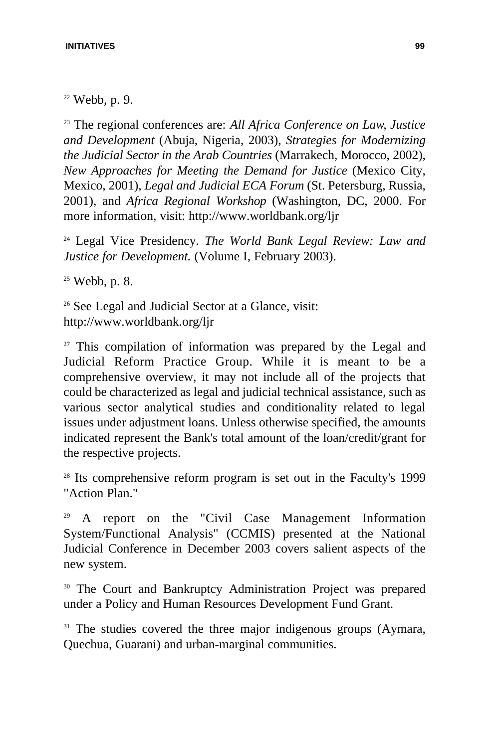[22] Webb, p. 9.

[23] The regional conferences are: *All Africa Conference on Law, Justice and Development* (Abuja, Nigeria, 2003), *Strategies for Modernizing the Judicial Sector in the Arab Countries* (Marrakech, Morocco, 2002), *New Approaches for Meeting the Demand for Justice* (Mexico City, Mexico, 2001), *Legal and Judicial ECA Forum* (St. Petersburg, Russia, 2001), and *Africa Regional Workshop* (Washington, DC, 2000. For more information, visit: http://www.worldbank.org/ljr

[24] Legal Vice Presidency. *The World Bank Legal Review: Law and Justice for Development.* (Volume I, February 2003).

[25] Webb, p. 8.

[26] See Legal and Judicial Sector at a Glance, visit: http://www.worldbank.org/ljr

[27] This compilation of information was prepared by the Legal and Judicial Reform Practice Group. While it is meant to be a comprehensive overview, it may not include all of the projects that could be characterized as legal and judicial technical assistance, such as various sector analytical studies and conditionality related to legal issues under adjustment loans. Unless otherwise specified, the amounts indicated represent the Bank's total amount of the loan/credit/grant for the respective projects.

[28] Its comprehensive reform program is set out in the Faculty's 1999 "Action Plan."

[29] A report on the "Civil Case Management Information System/Functional Analysis" (CCMIS) presented at the National Judicial Conference in December 2003 covers salient aspects of the new system.

[30] The Court and Bankruptcy Administration Project was prepared under a Policy and Human Resources Development Fund Grant.

[31] The studies covered the three major indigenous groups (Aymara, Quechua, Guarani) and urban-marginal communities.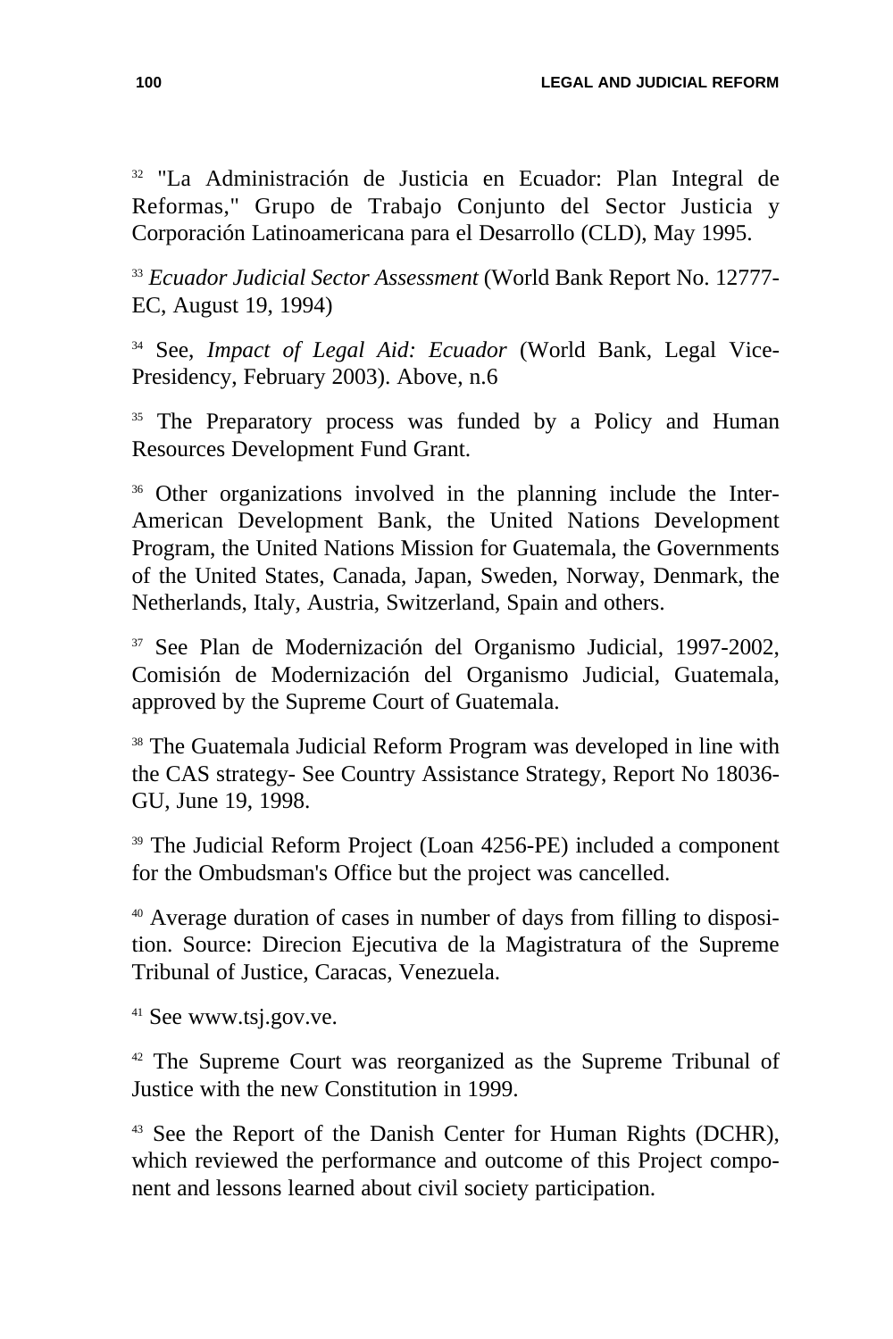[32] "La Administración de Justicia en Ecuador: Plan Integral de Reformas," Grupo de Trabajo Conjunto del Sector Justicia y Corporación Latinoamericana para el Desarrollo (CLD), May 1995.

[33] *Ecuador Judicial Sector Assessment* (World Bank Report No. 12777-EC, August 19, 1994)

[34] See, *Impact of Legal Aid: Ecuador* (World Bank, Legal Vice-Presidency, February 2003). Above, n.6

[35] The Preparatory process was funded by a Policy and Human Resources Development Fund Grant.

[36] Other organizations involved in the planning include the Inter-American Development Bank, the United Nations Development Program, the United Nations Mission for Guatemala, the Governments of the United States, Canada, Japan, Sweden, Norway, Denmark, the Netherlands, Italy, Austria, Switzerland, Spain and others.

[37] See Plan de Modernización del Organismo Judicial, 1997-2002, Comisión de Modernización del Organismo Judicial, Guatemala, approved by the Supreme Court of Guatemala.

[38] The Guatemala Judicial Reform Program was developed in line with the CAS strategy- See Country Assistance Strategy, Report No 18036-GU, June 19, 1998.

[39] The Judicial Reform Project (Loan 4256-PE) included a component for the Ombudsman's Office but the project was cancelled.

[40] Average duration of cases in number of days from filling to disposition. Source: Direcion Ejecutiva de la Magistratura of the Supreme Tribunal of Justice, Caracas, Venezuela.

[41] See www.tsj.gov.ve.

[42] The Supreme Court was reorganized as the Supreme Tribunal of Justice with the new Constitution in 1999.

[43] See the Report of the Danish Center for Human Rights (DCHR), which reviewed the performance and outcome of this Project component and lessons learned about civil society participation.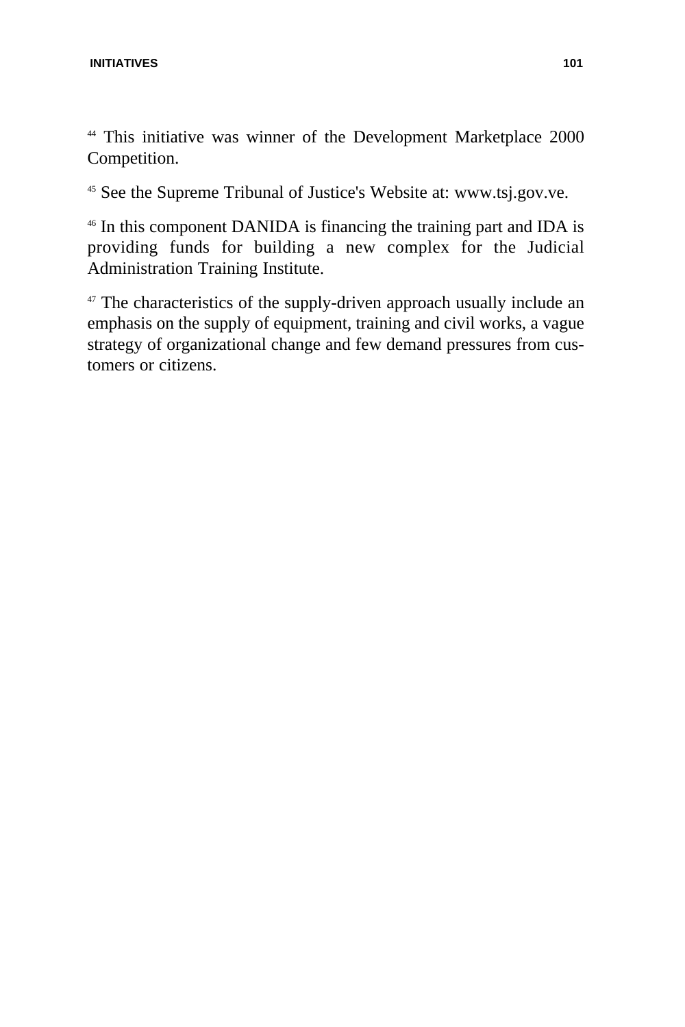[44] This initiative was winner of the Development Marketplace 2000 Competition.

[45] See the Supreme Tribunal of Justice's Website at: www.tsj.gov.ve.

[46] In this component DANIDA is financing the training part and IDA is providing funds for building a new complex for the Judicial Administration Training Institute.

[47] The characteristics of the supply-driven approach usually include an emphasis on the supply of equipment, training and civil works, a vague strategy of organizational change and few demand pressures from customers or citizens.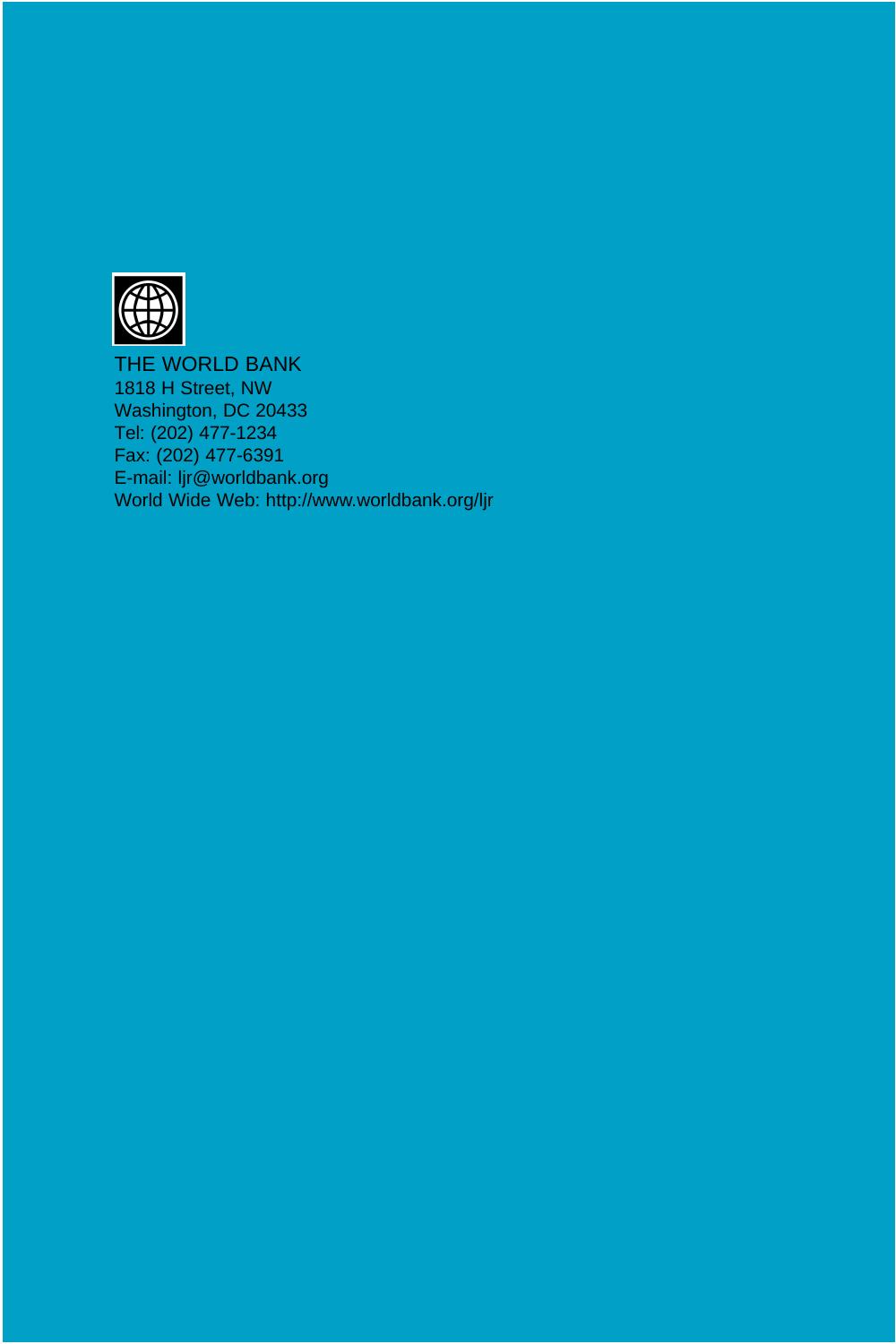THE WORLD BANK
1818 H Street, NW
Washington, DC 20433
Tel: (202) 477-1234
Fax: (202) 477-6391
E-mail: ljr@worldbank.org
World Wide Web: http://www.worldbank.org/ljr